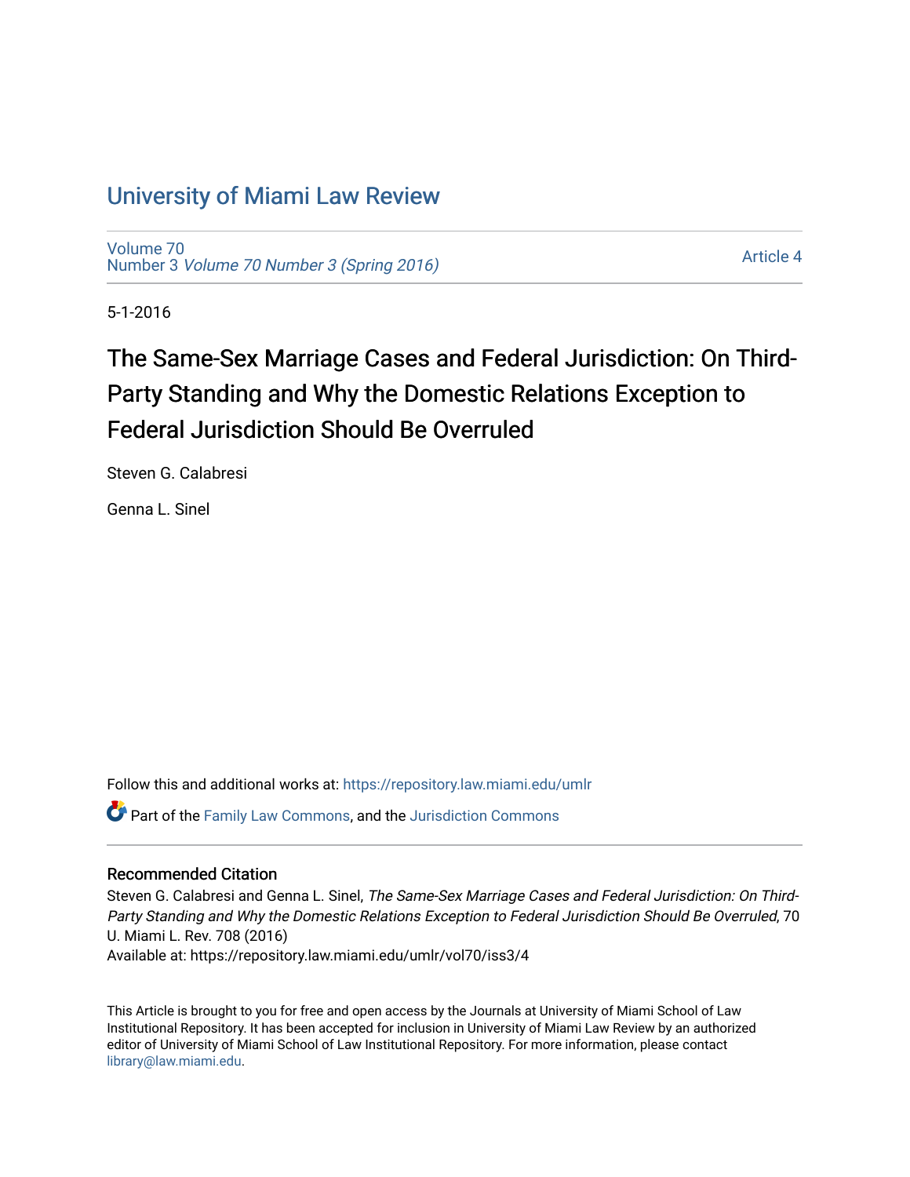# University of Miami Law Review

Volume 70
Number 3 *Volume 70 Number 3 (Spring 2016)*

Article 4

5-1-2016

## The Same-Sex Marriage Cases and Federal Jurisdiction: On Third-Party Standing and Why the Domestic Relations Exception to Federal Jurisdiction Should Be Overruled

Steven G. Calabresi

Genna L. Sinel

Follow this and additional works at: https://repository.law.miami.edu/umlr

Part of the Family Law Commons, and the Jurisdiction Commons

### Recommended Citation

Steven G. Calabresi and Genna L. Sinel, *The Same-Sex Marriage Cases and Federal Jurisdiction: On Third-Party Standing and Why the Domestic Relations Exception to Federal Jurisdiction Should Be Overruled*, 70 U. Miami L. Rev. 708 (2016)
Available at: https://repository.law.miami.edu/umlr/vol70/iss3/4

This Article is brought to you for free and open access by the Journals at University of Miami School of Law Institutional Repository. It has been accepted for inclusion in University of Miami Law Review by an authorized editor of University of Miami School of Law Institutional Repository. For more information, please contact library@law.miami.edu.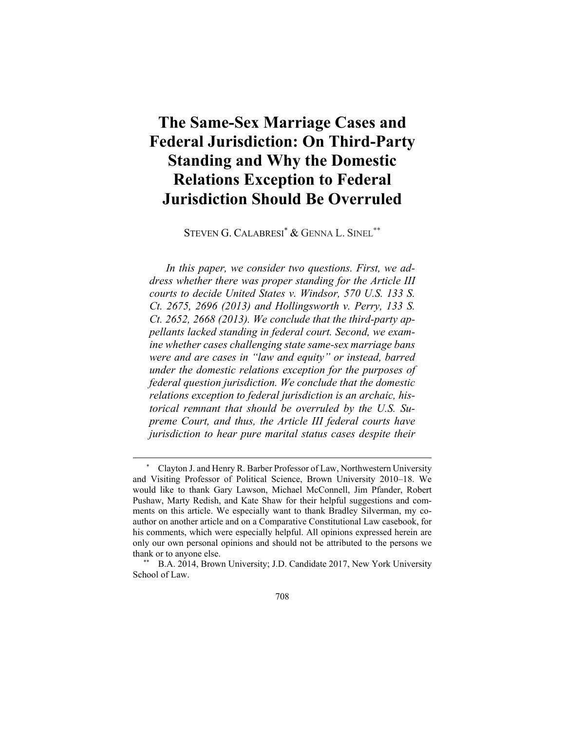# The Same-Sex Marriage Cases and Federal Jurisdiction: On Third-Party Standing and Why the Domestic Relations Exception to Federal Jurisdiction Should Be Overruled

STEVEN G. CALABRESI[*] & GENNA L. SINEL[**]

*In this paper, we consider two questions. First, we address whether there was proper standing for the Article III courts to decide United States v. Windsor, 570 U.S. 133 S. Ct. 2675, 2696 (2013) and Hollingsworth v. Perry, 133 S. Ct. 2652, 2668 (2013). We conclude that the third-party appellants lacked standing in federal court. Second, we examine whether cases challenging state same-sex marriage bans were and are cases in "law and equity" or instead, barred under the domestic relations exception for the purposes of federal question jurisdiction. We conclude that the domestic relations exception to federal jurisdiction is an archaic, historical remnant that should be overruled by the U.S. Supreme Court, and thus, the Article III federal courts have jurisdiction to hear pure marital status cases despite their*

---

[*] Clayton J. and Henry R. Barber Professor of Law, Northwestern University and Visiting Professor of Political Science, Brown University 2010–18. We would like to thank Gary Lawson, Michael McConnell, Jim Pfander, Robert Pushaw, Marty Redish, and Kate Shaw for their helpful suggestions and comments on this article. We especially want to thank Bradley Silverman, my co-author on another article and on a Comparative Constitutional Law casebook, for his comments, which were especially helpful. All opinions expressed herein are only our own personal opinions and should not be attributed to the persons we thank or to anyone else.

[**] B.A. 2014, Brown University; J.D. Candidate 2017, New York University School of Law.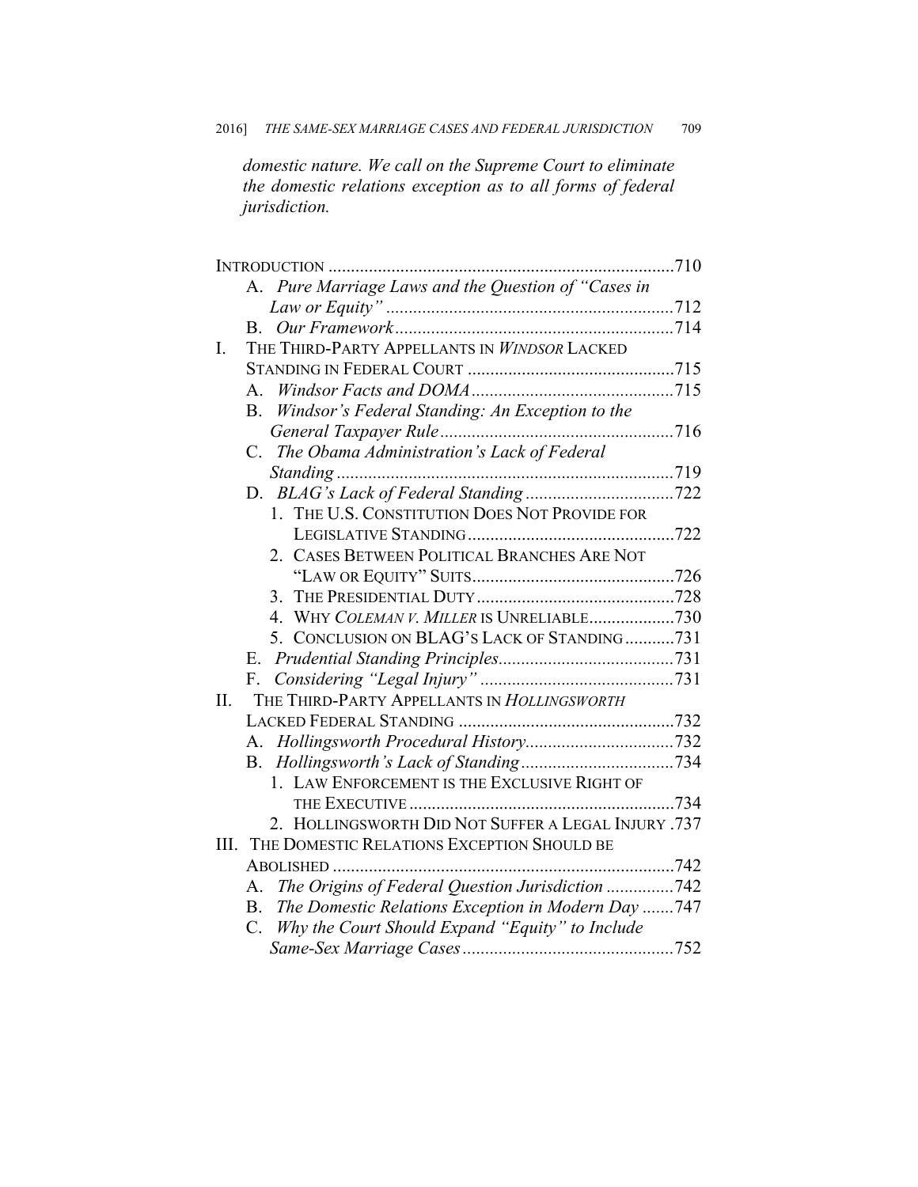*domestic nature. We call on the Supreme Court to eliminate the domestic relations exception as to all forms of federal jurisdiction.*

INTRODUCTION ............................................................................710
- A. *Pure Marriage Laws and the Question of "Cases in Law or Equity"* ..............................................................712
- B. *Our Framework* ..............................................................714

I. THE THIRD-PARTY APPELLANTS IN *WINDSOR* LACKED STANDING IN FEDERAL COURT ..............................................715
- A. *Windsor Facts and DOMA* .............................................715
- B. *Windsor's Federal Standing: An Exception to the General Taxpayer Rule* ....................................................716
- C. *The Obama Administration's Lack of Federal Standing* ...........................................................................719
- D. *BLAG's Lack of Federal Standing* .................................722
  1. THE U.S. CONSTITUTION DOES NOT PROVIDE FOR LEGISLATIVE STANDING ..............................................722
  2. CASES BETWEEN POLITICAL BRANCHES ARE NOT "LAW OR EQUITY" SUITS .............................................726
  3. THE PRESIDENTIAL DUTY ............................................728
  4. WHY *COLEMAN V. MILLER* IS UNRELIABLE...................730
  5. CONCLUSION ON BLAG'S LACK OF STANDING ...........731
- E. *Prudential Standing Principles* .......................................731
- F. *Considering "Legal Injury"* ...........................................731

II. THE THIRD-PARTY APPELLANTS IN *HOLLINGSWORTH* LACKED FEDERAL STANDING ................................................732
- A. *Hollingsworth Procedural History* .................................732
- B. *Hollingsworth's Lack of Standing* ..................................734
  1. LAW ENFORCEMENT IS THE EXCLUSIVE RIGHT OF THE EXECUTIVE ............................................................734
  2. HOLLINGSWORTH DID NOT SUFFER A LEGAL INJURY .737

III. THE DOMESTIC RELATIONS EXCEPTION SHOULD BE ABOLISHED ............................................................................742
- A. *The Origins of Federal Question Jurisdiction* ...............742
- B. *The Domestic Relations Exception in Modern Day* .......747
- C. *Why the Court Should Expand "Equity" to Include Same-Sex Marriage Cases* ...............................................752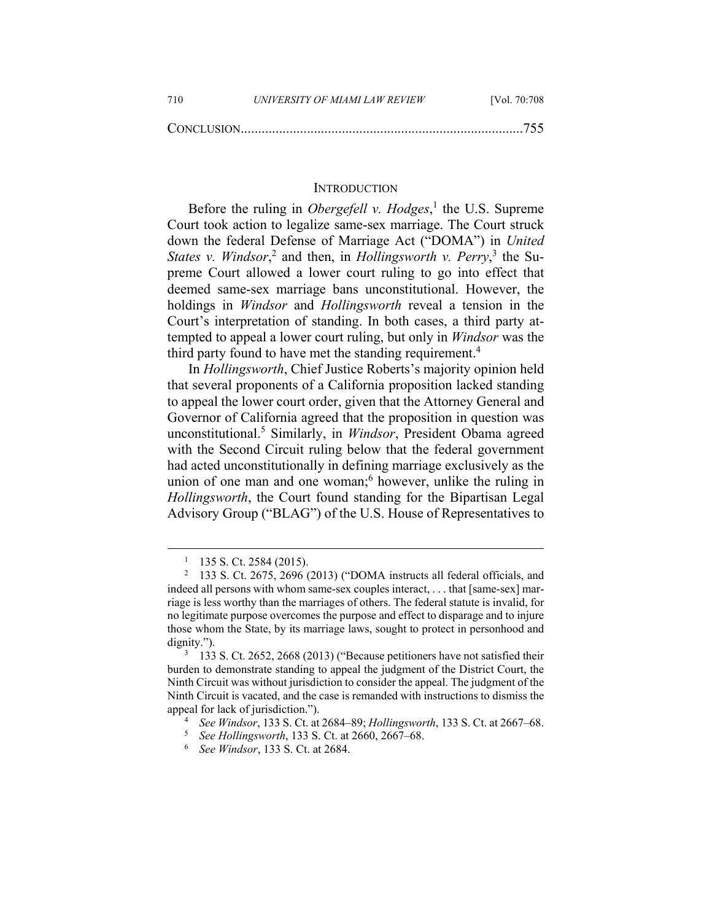CONCLUSION................................................................................755

## INTRODUCTION

Before the ruling in *Obergefell v. Hodges*,[1] the U.S. Supreme Court took action to legalize same-sex marriage. The Court struck down the federal Defense of Marriage Act ("DOMA") in *United States v. Windsor*,[2] and then, in *Hollingsworth v. Perry*,[3] the Supreme Court allowed a lower court ruling to go into effect that deemed same-sex marriage bans unconstitutional. However, the holdings in *Windsor* and *Hollingsworth* reveal a tension in the Court's interpretation of standing. In both cases, a third party attempted to appeal a lower court ruling, but only in *Windsor* was the third party found to have met the standing requirement.[4]

In *Hollingsworth*, Chief Justice Roberts's majority opinion held that several proponents of a California proposition lacked standing to appeal the lower court order, given that the Attorney General and Governor of California agreed that the proposition in question was unconstitutional.[5] Similarly, in *Windsor*, President Obama agreed with the Second Circuit ruling below that the federal government had acted unconstitutionally in defining marriage exclusively as the union of one man and one woman;[6] however, unlike the ruling in *Hollingsworth*, the Court found standing for the Bipartisan Legal Advisory Group ("BLAG") of the U.S. House of Representatives to

---

[1] 135 S. Ct. 2584 (2015).

[2] 133 S. Ct. 2675, 2696 (2013) ("DOMA instructs all federal officials, and indeed all persons with whom same-sex couples interact, . . . that [same-sex] marriage is less worthy than the marriages of others. The federal statute is invalid, for no legitimate purpose overcomes the purpose and effect to disparage and to injure those whom the State, by its marriage laws, sought to protect in personhood and dignity.").

[3] 133 S. Ct. 2652, 2668 (2013) ("Because petitioners have not satisfied their burden to demonstrate standing to appeal the judgment of the District Court, the Ninth Circuit was without jurisdiction to consider the appeal. The judgment of the Ninth Circuit is vacated, and the case is remanded with instructions to dismiss the appeal for lack of jurisdiction.").

[4] *See Windsor*, 133 S. Ct. at 2684–89; *Hollingsworth*, 133 S. Ct. at 2667–68.

[5] *See Hollingsworth*, 133 S. Ct. at 2660, 2667–68.

[6] *See Windsor*, 133 S. Ct. at 2684.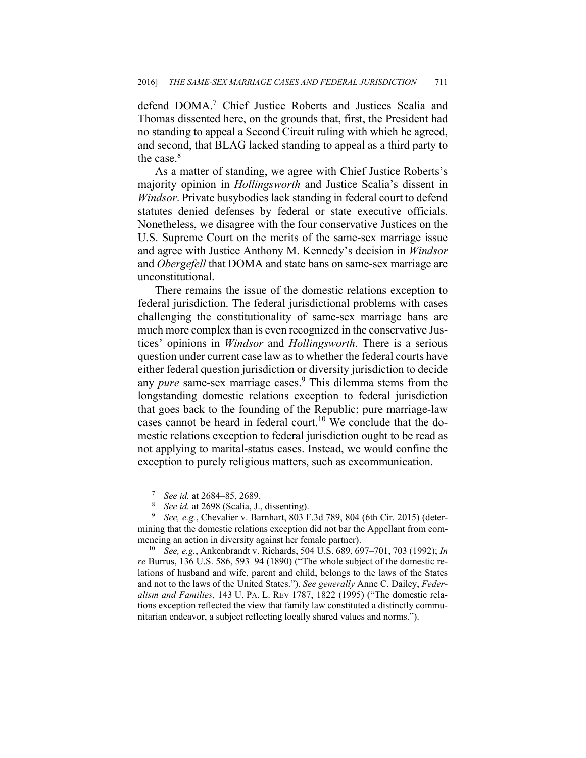defend DOMA.[7] Chief Justice Roberts and Justices Scalia and Thomas dissented here, on the grounds that, first, the President had no standing to appeal a Second Circuit ruling with which he agreed, and second, that BLAG lacked standing to appeal as a third party to the case.[8]

As a matter of standing, we agree with Chief Justice Roberts's majority opinion in *Hollingsworth* and Justice Scalia's dissent in *Windsor*. Private busybodies lack standing in federal court to defend statutes denied defenses by federal or state executive officials. Nonetheless, we disagree with the four conservative Justices on the U.S. Supreme Court on the merits of the same-sex marriage issue and agree with Justice Anthony M. Kennedy's decision in *Windsor* and *Obergefell* that DOMA and state bans on same-sex marriage are unconstitutional.

There remains the issue of the domestic relations exception to federal jurisdiction. The federal jurisdictional problems with cases challenging the constitutionality of same-sex marriage bans are much more complex than is even recognized in the conservative Justices' opinions in *Windsor* and *Hollingsworth*. There is a serious question under current case law as to whether the federal courts have either federal question jurisdiction or diversity jurisdiction to decide any *pure* same-sex marriage cases.[9] This dilemma stems from the longstanding domestic relations exception to federal jurisdiction that goes back to the founding of the Republic; pure marriage-law cases cannot be heard in federal court.[10] We conclude that the domestic relations exception to federal jurisdiction ought to be read as not applying to marital-status cases. Instead, we would confine the exception to purely religious matters, such as excommunication.

---

[7] *See id.* at 2684–85, 2689.

[8] *See id.* at 2698 (Scalia, J., dissenting).

[9] *See, e.g.*, Chevalier v. Barnhart, 803 F.3d 789, 804 (6th Cir. 2015) (determining that the domestic relations exception did not bar the Appellant from commencing an action in diversity against her female partner).

[10] *See, e.g.*, Ankenbrandt v. Richards, 504 U.S. 689, 697–701, 703 (1992); *In re* Burrus, 136 U.S. 586, 593–94 (1890) ("The whole subject of the domestic relations of husband and wife, parent and child, belongs to the laws of the States and not to the laws of the United States."). *See generally* Anne C. Dailey, *Federalism and Families*, 143 U. PA. L. REV 1787, 1822 (1995) ("The domestic relations exception reflected the view that family law constituted a distinctly communitarian endeavor, a subject reflecting locally shared values and norms.").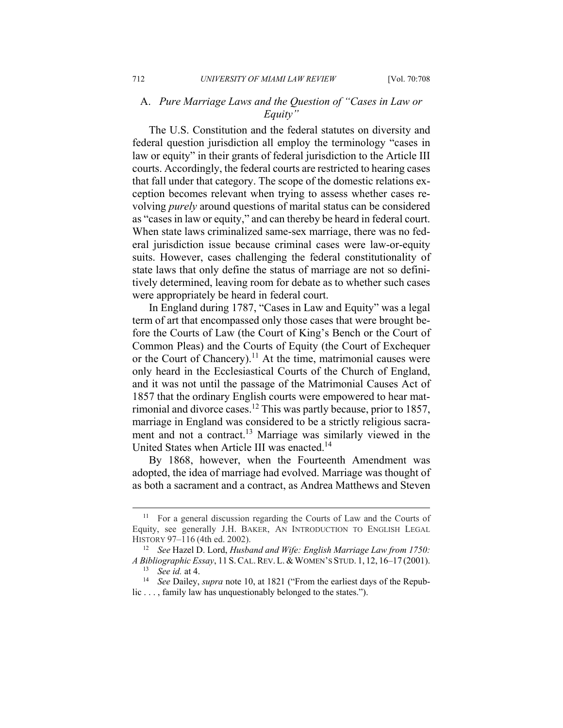### A. *Pure Marriage Laws and the Question of "Cases in Law or Equity"*

The U.S. Constitution and the federal statutes on diversity and federal question jurisdiction all employ the terminology "cases in law or equity" in their grants of federal jurisdiction to the Article III courts. Accordingly, the federal courts are restricted to hearing cases that fall under that category. The scope of the domestic relations exception becomes relevant when trying to assess whether cases revolving *purely* around questions of marital status can be considered as "cases in law or equity," and can thereby be heard in federal court. When state laws criminalized same-sex marriage, there was no federal jurisdiction issue because criminal cases were law-or-equity suits. However, cases challenging the federal constitutionality of state laws that only define the status of marriage are not so definitively determined, leaving room for debate as to whether such cases were appropriately be heard in federal court.

In England during 1787, "Cases in Law and Equity" was a legal term of art that encompassed only those cases that were brought before the Courts of Law (the Court of King's Bench or the Court of Common Pleas) and the Courts of Equity (the Court of Exchequer or the Court of Chancery).[11] At the time, matrimonial causes were only heard in the Ecclesiastical Courts of the Church of England, and it was not until the passage of the Matrimonial Causes Act of 1857 that the ordinary English courts were empowered to hear matrimonial and divorce cases.[12] This was partly because, prior to 1857, marriage in England was considered to be a strictly religious sacrament and not a contract.[13] Marriage was similarly viewed in the United States when Article III was enacted.[14]

By 1868, however, when the Fourteenth Amendment was adopted, the idea of marriage had evolved. Marriage was thought of as both a sacrament and a contract, as Andrea Matthews and Steven

---

[11] For a general discussion regarding the Courts of Law and the Courts of Equity, see generally J.H. BAKER, AN INTRODUCTION TO ENGLISH LEGAL HISTORY 97–116 (4th ed. 2002).

[12] *See* Hazel D. Lord, *Husband and Wife: English Marriage Law from 1750: A Bibliographic Essay*, 11 S. CAL. REV. L. & WOMEN'S STUD. 1, 12, 16–17 (2001).

[13] *See id.* at 4.

[14] *See* Dailey, *supra* note 10, at 1821 ("From the earliest days of the Republic . . . , family law has unquestionably belonged to the states.").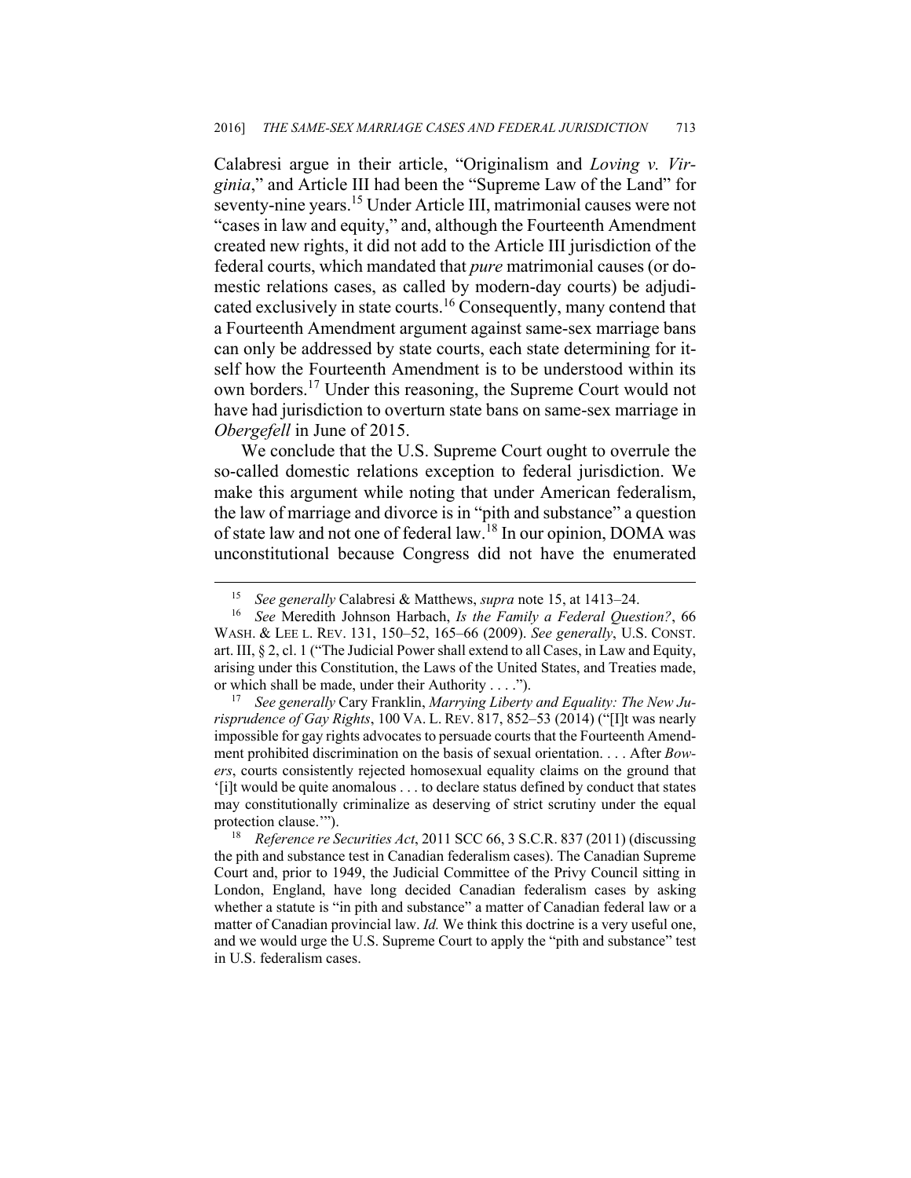Calabresi argue in their article, "Originalism and *Loving v. Virginia*," and Article III had been the "Supreme Law of the Land" for seventy-nine years.[15] Under Article III, matrimonial causes were not "cases in law and equity," and, although the Fourteenth Amendment created new rights, it did not add to the Article III jurisdiction of the federal courts, which mandated that *pure* matrimonial causes (or domestic relations cases, as called by modern-day courts) be adjudicated exclusively in state courts.[16] Consequently, many contend that a Fourteenth Amendment argument against same-sex marriage bans can only be addressed by state courts, each state determining for itself how the Fourteenth Amendment is to be understood within its own borders.[17] Under this reasoning, the Supreme Court would not have had jurisdiction to overturn state bans on same-sex marriage in *Obergefell* in June of 2015.

We conclude that the U.S. Supreme Court ought to overrule the so-called domestic relations exception to federal jurisdiction. We make this argument while noting that under American federalism, the law of marriage and divorce is in "pith and substance" a question of state law and not one of federal law.[18] In our opinion, DOMA was unconstitutional because Congress did not have the enumerated

---

[15] *See generally* Calabresi & Matthews, *supra* note 15, at 1413–24.

[16] *See* Meredith Johnson Harbach, *Is the Family a Federal Question?*, 66 WASH. & LEE L. REV. 131, 150–52, 165–66 (2009). *See generally*, U.S. CONST. art. III, § 2, cl. 1 ("The Judicial Power shall extend to all Cases, in Law and Equity, arising under this Constitution, the Laws of the United States, and Treaties made, or which shall be made, under their Authority . . . .").

[17] *See generally* Cary Franklin, *Marrying Liberty and Equality: The New Jurisprudence of Gay Rights*, 100 VA. L. REV. 817, 852–53 (2014) ("[I]t was nearly impossible for gay rights advocates to persuade courts that the Fourteenth Amendment prohibited discrimination on the basis of sexual orientation. . . . After *Bowers*, courts consistently rejected homosexual equality claims on the ground that '[i]t would be quite anomalous . . . to declare status defined by conduct that states may constitutionally criminalize as deserving of strict scrutiny under the equal protection clause.'").

[18] *Reference re Securities Act*, 2011 SCC 66, 3 S.C.R. 837 (2011) (discussing the pith and substance test in Canadian federalism cases). The Canadian Supreme Court and, prior to 1949, the Judicial Committee of the Privy Council sitting in London, England, have long decided Canadian federalism cases by asking whether a statute is "in pith and substance" a matter of Canadian federal law or a matter of Canadian provincial law. *Id.* We think this doctrine is a very useful one, and we would urge the U.S. Supreme Court to apply the "pith and substance" test in U.S. federalism cases.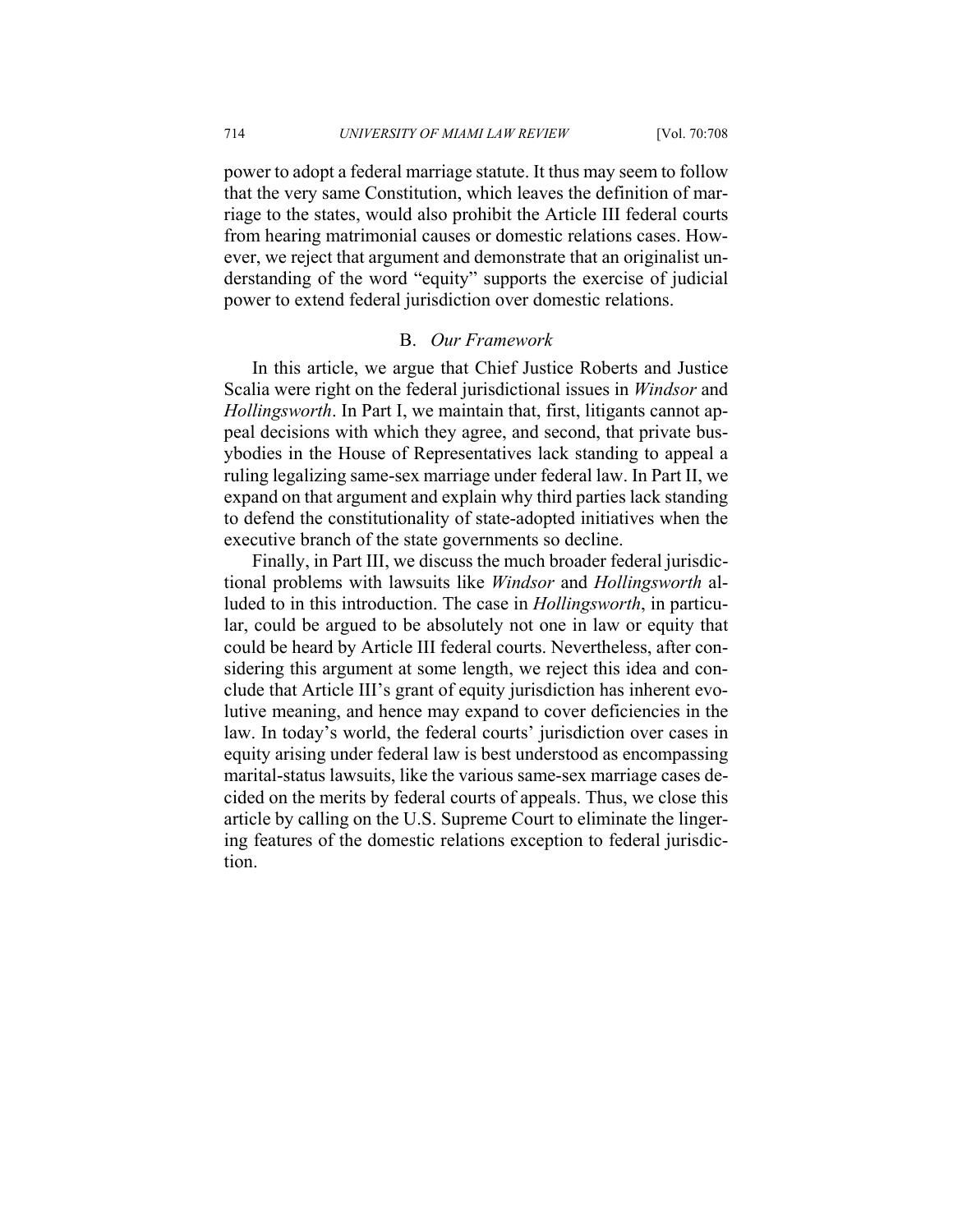power to adopt a federal marriage statute. It thus may seem to follow that the very same Constitution, which leaves the definition of marriage to the states, would also prohibit the Article III federal courts from hearing matrimonial causes or domestic relations cases. However, we reject that argument and demonstrate that an originalist understanding of the word "equity" supports the exercise of judicial power to extend federal jurisdiction over domestic relations.

### B. *Our Framework*

In this article, we argue that Chief Justice Roberts and Justice Scalia were right on the federal jurisdictional issues in *Windsor* and *Hollingsworth*. In Part I, we maintain that, first, litigants cannot appeal decisions with which they agree, and second, that private busybodies in the House of Representatives lack standing to appeal a ruling legalizing same-sex marriage under federal law. In Part II, we expand on that argument and explain why third parties lack standing to defend the constitutionality of state-adopted initiatives when the executive branch of the state governments so decline.

Finally, in Part III, we discuss the much broader federal jurisdictional problems with lawsuits like *Windsor* and *Hollingsworth* alluded to in this introduction. The case in *Hollingsworth*, in particular, could be argued to be absolutely not one in law or equity that could be heard by Article III federal courts. Nevertheless, after considering this argument at some length, we reject this idea and conclude that Article III's grant of equity jurisdiction has inherent evolutive meaning, and hence may expand to cover deficiencies in the law. In today's world, the federal courts' jurisdiction over cases in equity arising under federal law is best understood as encompassing marital-status lawsuits, like the various same-sex marriage cases decided on the merits by federal courts of appeals. Thus, we close this article by calling on the U.S. Supreme Court to eliminate the lingering features of the domestic relations exception to federal jurisdiction.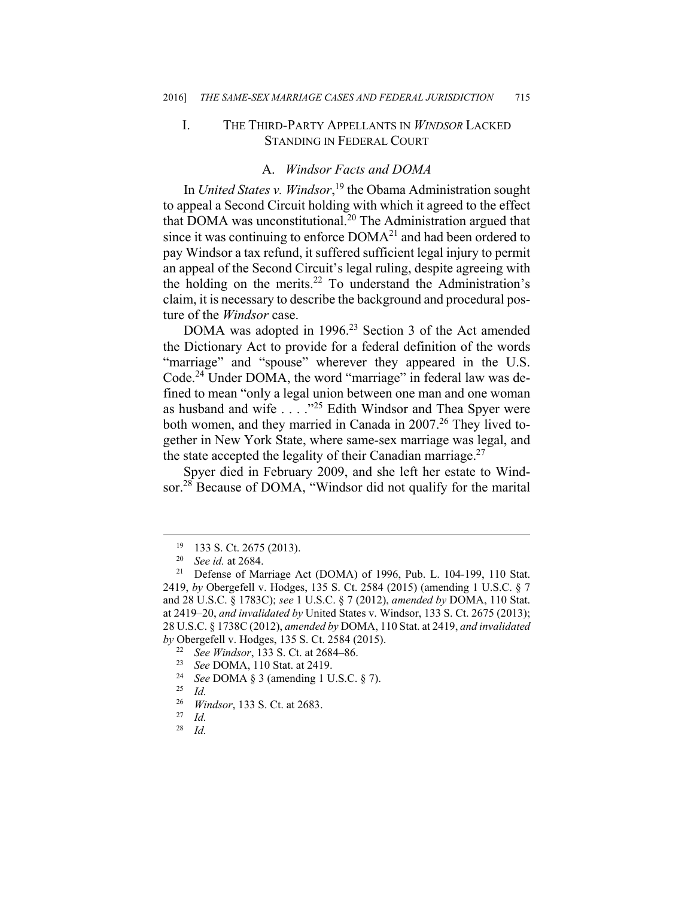## I. THE THIRD-PARTY APPELLANTS IN *WINDSOR* LACKED STANDING IN FEDERAL COURT

### A. *Windsor Facts and DOMA*

In *United States v. Windsor*,[19] the Obama Administration sought to appeal a Second Circuit holding with which it agreed to the effect that DOMA was unconstitutional.[20] The Administration argued that since it was continuing to enforce DOMA[21] and had been ordered to pay Windsor a tax refund, it suffered sufficient legal injury to permit an appeal of the Second Circuit's legal ruling, despite agreeing with the holding on the merits.[22] To understand the Administration's claim, it is necessary to describe the background and procedural posture of the *Windsor* case.

DOMA was adopted in 1996.[23] Section 3 of the Act amended the Dictionary Act to provide for a federal definition of the words "marriage" and "spouse" wherever they appeared in the U.S. Code.[24] Under DOMA, the word "marriage" in federal law was defined to mean "only a legal union between one man and one woman as husband and wife . . . ."[25] Edith Windsor and Thea Spyer were both women, and they married in Canada in 2007.[26] They lived together in New York State, where same-sex marriage was legal, and the state accepted the legality of their Canadian marriage.[27]

Spyer died in February 2009, and she left her estate to Windsor.[28] Because of DOMA, "Windsor did not qualify for the marital

---

[19] 133 S. Ct. 2675 (2013).

[20] *See id.* at 2684.

[21] Defense of Marriage Act (DOMA) of 1996, Pub. L. 104-199, 110 Stat. 2419, *by* Obergefell v. Hodges, 135 S. Ct. 2584 (2015) (amending 1 U.S.C. § 7 and 28 U.S.C. § 1783C); *see* 1 U.S.C. § 7 (2012), *amended by* DOMA, 110 Stat. at 2419–20, *and invalidated by* United States v. Windsor, 133 S. Ct. 2675 (2013); 28 U.S.C. § 1738C (2012), *amended by* DOMA, 110 Stat. at 2419, *and invalidated by* Obergefell v. Hodges, 135 S. Ct. 2584 (2015).

[22] *See Windsor*, 133 S. Ct. at 2684–86.

[23] *See* DOMA, 110 Stat. at 2419.

[24] *See* DOMA § 3 (amending 1 U.S.C. § 7).

[25] *Id.*

[26] *Windsor*, 133 S. Ct. at 2683.

[27] *Id.*

[28] *Id.*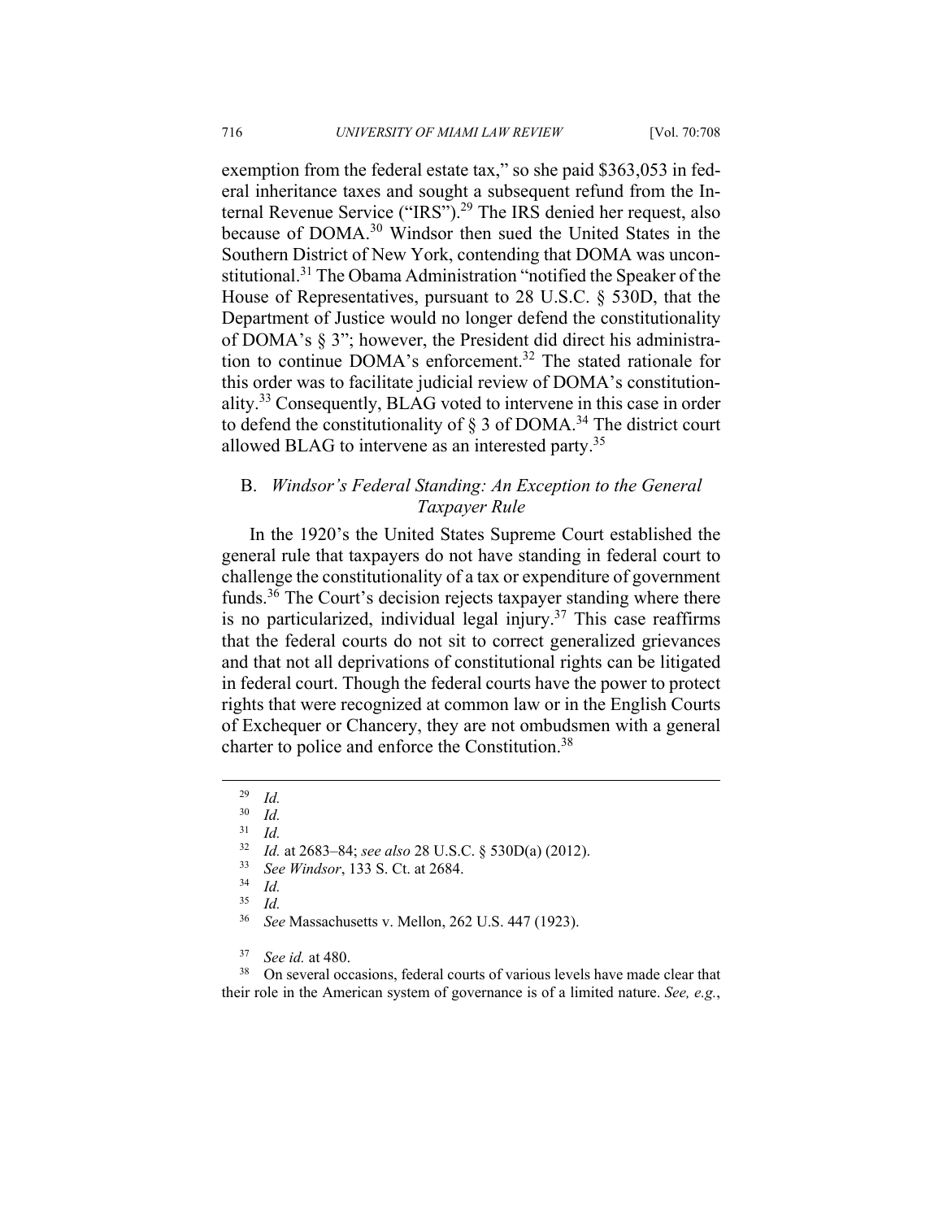exemption from the federal estate tax," so she paid $363,053 in federal inheritance taxes and sought a subsequent refund from the Internal Revenue Service ("IRS").[29] The IRS denied her request, also because of DOMA.[30] Windsor then sued the United States in the Southern District of New York, contending that DOMA was unconstitutional.[31] The Obama Administration "notified the Speaker of the House of Representatives, pursuant to 28 U.S.C. § 530D, that the Department of Justice would no longer defend the constitutionality of DOMA's § 3"; however, the President did direct his administration to continue DOMA's enforcement.[32] The stated rationale for this order was to facilitate judicial review of DOMA's constitutionality.[33] Consequently, BLAG voted to intervene in this case in order to defend the constitutionality of § 3 of DOMA.[34] The district court allowed BLAG to intervene as an interested party.[35]

### B. *Windsor's Federal Standing: An Exception to the General Taxpayer Rule*

In the 1920's the United States Supreme Court established the general rule that taxpayers do not have standing in federal court to challenge the constitutionality of a tax or expenditure of government funds.[36] The Court's decision rejects taxpayer standing where there is no particularized, individual legal injury.[37] This case reaffirms that the federal courts do not sit to correct generalized grievances and that not all deprivations of constitutional rights can be litigated in federal court. Though the federal courts have the power to protect rights that were recognized at common law or in the English Courts of Exchequer or Chancery, they are not ombudsmen with a general charter to police and enforce the Constitution.[38]

---

[29] *Id.*

[30] *Id.*

[31] *Id.*

[32] *Id.* at 2683–84; *see also* 28 U.S.C. § 530D(a) (2012).

[33] *See Windsor*, 133 S. Ct. at 2684.

[34] *Id.*

[35] *Id.*

[36] *See* Massachusetts v. Mellon, 262 U.S. 447 (1923).

[37] *See id.* at 480.

[38] On several occasions, federal courts of various levels have made clear that their role in the American system of governance is of a limited nature. *See, e.g.*,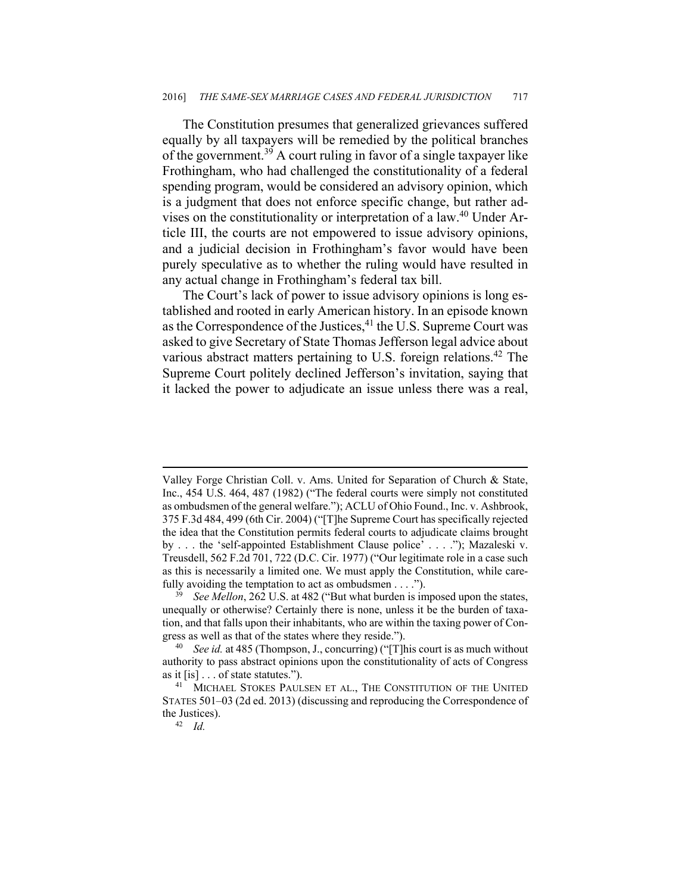The Constitution presumes that generalized grievances suffered equally by all taxpayers will be remedied by the political branches of the government.[39] A court ruling in favor of a single taxpayer like Frothingham, who had challenged the constitutionality of a federal spending program, would be considered an advisory opinion, which is a judgment that does not enforce specific change, but rather advises on the constitutionality or interpretation of a law.[40] Under Article III, the courts are not empowered to issue advisory opinions, and a judicial decision in Frothingham's favor would have been purely speculative as to whether the ruling would have resulted in any actual change in Frothingham's federal tax bill.

The Court's lack of power to issue advisory opinions is long established and rooted in early American history. In an episode known as the Correspondence of the Justices,[41] the U.S. Supreme Court was asked to give Secretary of State Thomas Jefferson legal advice about various abstract matters pertaining to U.S. foreign relations.[42] The Supreme Court politely declined Jefferson's invitation, saying that it lacked the power to adjudicate an issue unless there was a real,

---

Valley Forge Christian Coll. v. Ams. United for Separation of Church & State, Inc., 454 U.S. 464, 487 (1982) ("The federal courts were simply not constituted as ombudsmen of the general welfare."); ACLU of Ohio Found., Inc. v. Ashbrook, 375 F.3d 484, 499 (6th Cir. 2004) ("[T]he Supreme Court has specifically rejected the idea that the Constitution permits federal courts to adjudicate claims brought by . . . the 'self-appointed Establishment Clause police' . . . ."); Mazaleski v. Treusdell, 562 F.2d 701, 722 (D.C. Cir. 1977) ("Our legitimate role in a case such as this is necessarily a limited one. We must apply the Constitution, while carefully avoiding the temptation to act as ombudsmen . . . .").

[39] *See Mellon*, 262 U.S. at 482 ("But what burden is imposed upon the states, unequally or otherwise? Certainly there is none, unless it be the burden of taxation, and that falls upon their inhabitants, who are within the taxing power of Congress as well as that of the states where they reside.").

[40] *See id.* at 485 (Thompson, J., concurring) ("[T]his court is as much without authority to pass abstract opinions upon the constitutionality of acts of Congress as it [is] . . . of state statutes.").

[41] MICHAEL STOKES PAULSEN ET AL., THE CONSTITUTION OF THE UNITED STATES 501–03 (2d ed. 2013) (discussing and reproducing the Correspondence of the Justices).

[42] *Id.*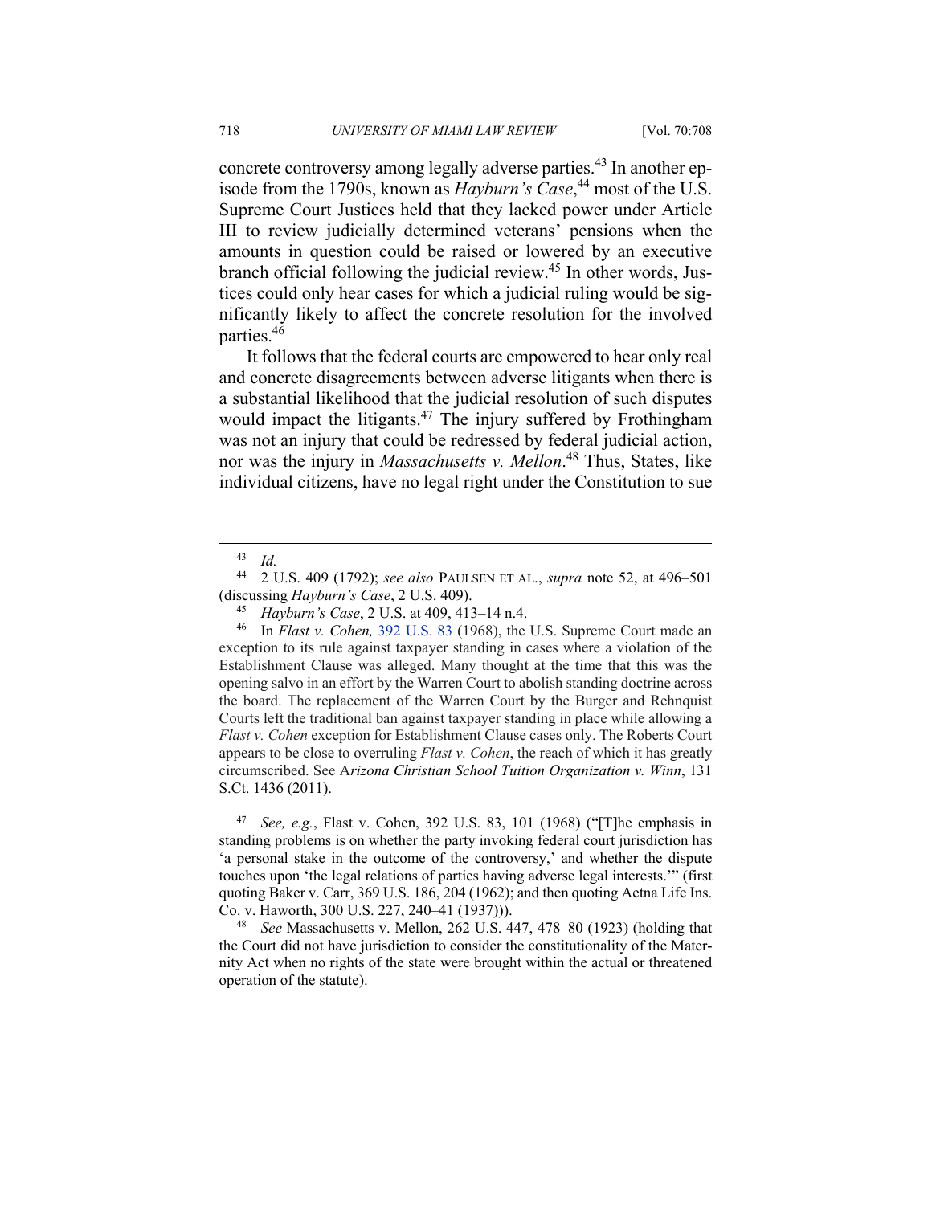concrete controversy among legally adverse parties.[43] In another episode from the 1790s, known as *Hayburn's Case*,[44] most of the U.S. Supreme Court Justices held that they lacked power under Article III to review judicially determined veterans' pensions when the amounts in question could be raised or lowered by an executive branch official following the judicial review.[45] In other words, Justices could only hear cases for which a judicial ruling would be significantly likely to affect the concrete resolution for the involved parties.[46]

It follows that the federal courts are empowered to hear only real and concrete disagreements between adverse litigants when there is a substantial likelihood that the judicial resolution of such disputes would impact the litigants.[47] The injury suffered by Frothingham was not an injury that could be redressed by federal judicial action, nor was the injury in *Massachusetts v. Mellon*.[48] Thus, States, like individual citizens, have no legal right under the Constitution to sue

---

[43] *Id.*

[44] 2 U.S. 409 (1792); *see also* PAULSEN ET AL., *supra* note 52, at 496–501 (discussing *Hayburn's Case*, 2 U.S. 409).

[45] *Hayburn's Case*, 2 U.S. at 409, 413–14 n.4.

[46] In *Flast v. Cohen,* 392 U.S. 83 (1968), the U.S. Supreme Court made an exception to its rule against taxpayer standing in cases where a violation of the Establishment Clause was alleged. Many thought at the time that this was the opening salvo in an effort by the Warren Court to abolish standing doctrine across the board. The replacement of the Warren Court by the Burger and Rehnquist Courts left the traditional ban against taxpayer standing in place while allowing a *Flast v. Cohen* exception for Establishment Clause cases only. The Roberts Court appears to be close to overruling *Flast v. Cohen*, the reach of which it has greatly circumscribed. See A*rizona Christian School Tuition Organization v. Winn*, 131 S.Ct. 1436 (2011).

[47] *See, e.g.*, Flast v. Cohen, 392 U.S. 83, 101 (1968) ("[T]he emphasis in standing problems is on whether the party invoking federal court jurisdiction has 'a personal stake in the outcome of the controversy,' and whether the dispute touches upon 'the legal relations of parties having adverse legal interests.'" (first quoting Baker v. Carr, 369 U.S. 186, 204 (1962); and then quoting Aetna Life Ins. Co. v. Haworth, 300 U.S. 227, 240–41 (1937))).

[48] *See* Massachusetts v. Mellon, 262 U.S. 447, 478–80 (1923) (holding that the Court did not have jurisdiction to consider the constitutionality of the Maternity Act when no rights of the state were brought within the actual or threatened operation of the statute).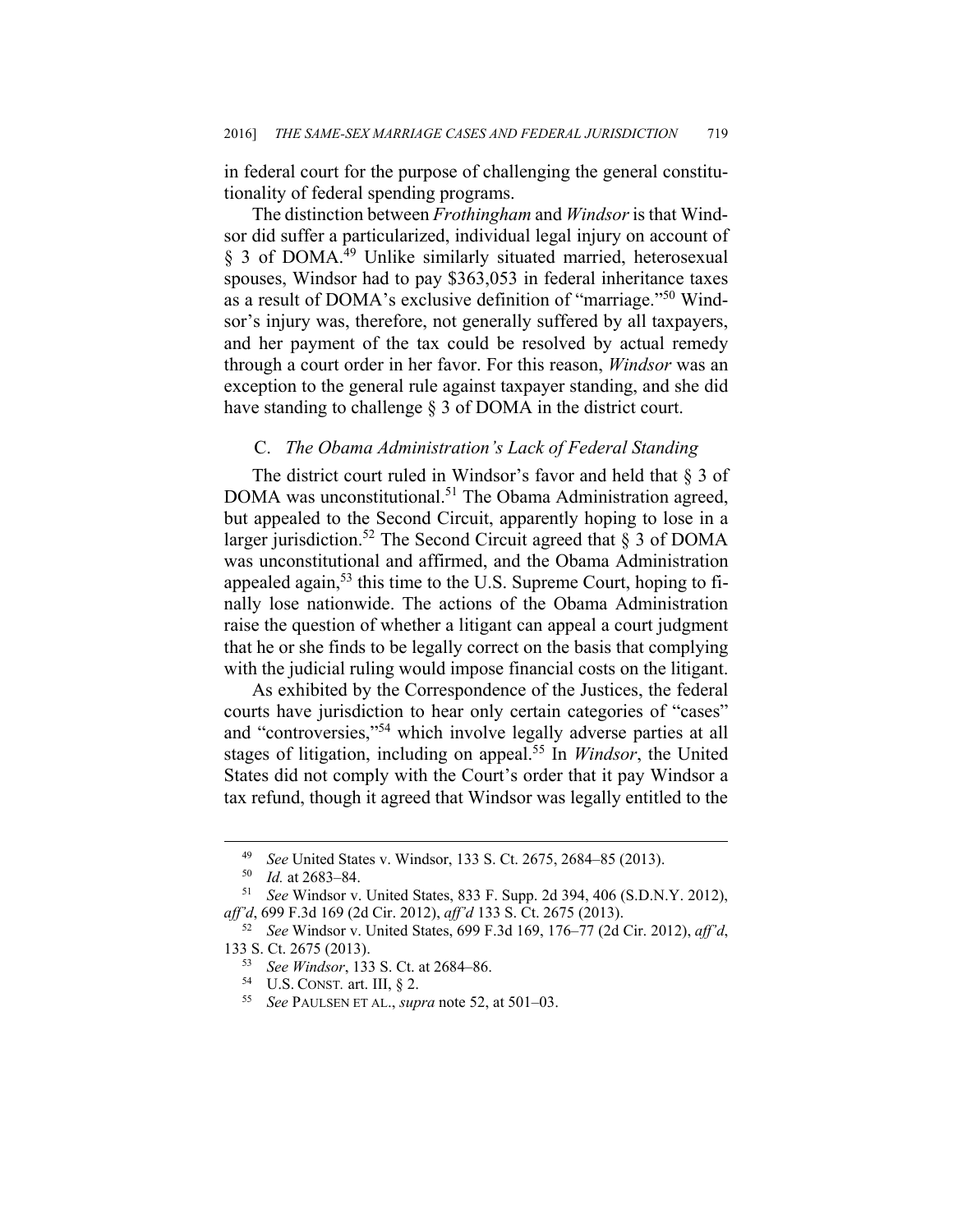in federal court for the purpose of challenging the general constitutionality of federal spending programs.

The distinction between *Frothingham* and *Windsor* is that Windsor did suffer a particularized, individual legal injury on account of § 3 of DOMA.[49] Unlike similarly situated married, heterosexual spouses, Windsor had to pay $363,053 in federal inheritance taxes as a result of DOMA's exclusive definition of "marriage."[50] Windsor's injury was, therefore, not generally suffered by all taxpayers, and her payment of the tax could be resolved by actual remedy through a court order in her favor. For this reason, *Windsor* was an exception to the general rule against taxpayer standing, and she did have standing to challenge § 3 of DOMA in the district court.

### C. *The Obama Administration's Lack of Federal Standing*

The district court ruled in Windsor's favor and held that § 3 of DOMA was unconstitutional.[51] The Obama Administration agreed, but appealed to the Second Circuit, apparently hoping to lose in a larger jurisdiction.[52] The Second Circuit agreed that § 3 of DOMA was unconstitutional and affirmed, and the Obama Administration appealed again,[53] this time to the U.S. Supreme Court, hoping to finally lose nationwide. The actions of the Obama Administration raise the question of whether a litigant can appeal a court judgment that he or she finds to be legally correct on the basis that complying with the judicial ruling would impose financial costs on the litigant.

As exhibited by the Correspondence of the Justices, the federal courts have jurisdiction to hear only certain categories of "cases" and "controversies,"[54] which involve legally adverse parties at all stages of litigation, including on appeal.[55] In *Windsor*, the United States did not comply with the Court's order that it pay Windsor a tax refund, though it agreed that Windsor was legally entitled to the

---

[49] *See* United States v. Windsor, 133 S. Ct. 2675, 2684–85 (2013).

[50] *Id.* at 2683–84.

[51] *See* Windsor v. United States, 833 F. Supp. 2d 394, 406 (S.D.N.Y. 2012), *aff'd*, 699 F.3d 169 (2d Cir. 2012), *aff'd* 133 S. Ct. 2675 (2013).

[52] *See* Windsor v. United States, 699 F.3d 169, 176–77 (2d Cir. 2012), *aff'd*, 133 S. Ct. 2675 (2013).

[53] *See Windsor*, 133 S. Ct. at 2684–86.

[54] U.S. CONST. art. III, § 2.

[55] *See* PAULSEN ET AL., *supra* note 52, at 501–03.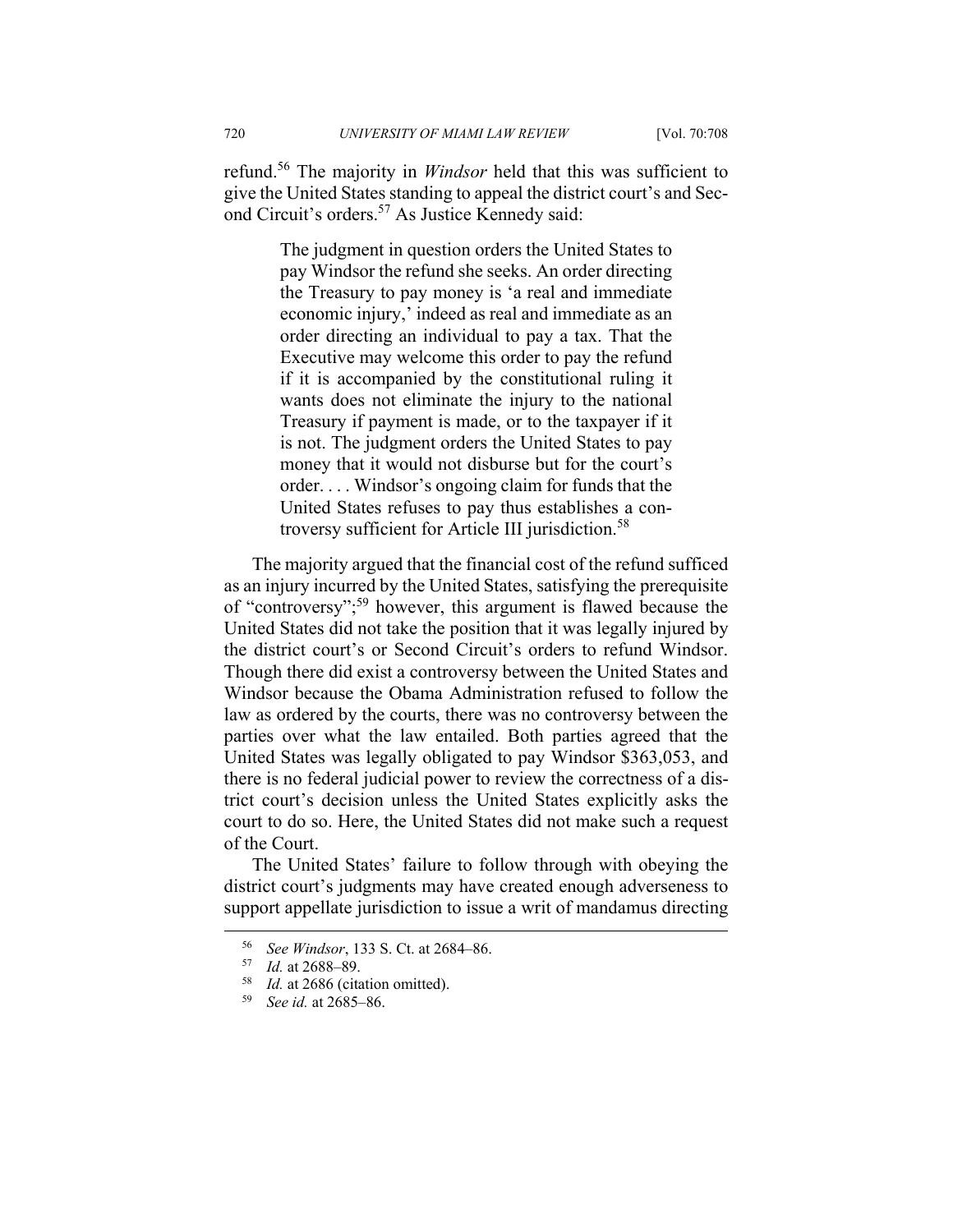refund.[56] The majority in *Windsor* held that this was sufficient to give the United States standing to appeal the district court's and Second Circuit's orders.[57] As Justice Kennedy said:

> The judgment in question orders the United States to pay Windsor the refund she seeks. An order directing the Treasury to pay money is 'a real and immediate economic injury,' indeed as real and immediate as an order directing an individual to pay a tax. That the Executive may welcome this order to pay the refund if it is accompanied by the constitutional ruling it wants does not eliminate the injury to the national Treasury if payment is made, or to the taxpayer if it is not. The judgment orders the United States to pay money that it would not disburse but for the court's order. . . . Windsor's ongoing claim for funds that the United States refuses to pay thus establishes a controversy sufficient for Article III jurisdiction.[58]

The majority argued that the financial cost of the refund sufficed as an injury incurred by the United States, satisfying the prerequisite of "controversy";[59] however, this argument is flawed because the United States did not take the position that it was legally injured by the district court's or Second Circuit's orders to refund Windsor. Though there did exist a controversy between the United States and Windsor because the Obama Administration refused to follow the law as ordered by the courts, there was no controversy between the parties over what the law entailed. Both parties agreed that the United States was legally obligated to pay Windsor $363,053, and there is no federal judicial power to review the correctness of a district court's decision unless the United States explicitly asks the court to do so. Here, the United States did not make such a request of the Court.

The United States' failure to follow through with obeying the district court's judgments may have created enough adverseness to support appellate jurisdiction to issue a writ of mandamus directing

[56] *See Windsor*, 133 S. Ct. at 2684–86.

[57] *Id.* at 2688–89.

[58] *Id.* at 2686 (citation omitted).

[59] *See id.* at 2685–86.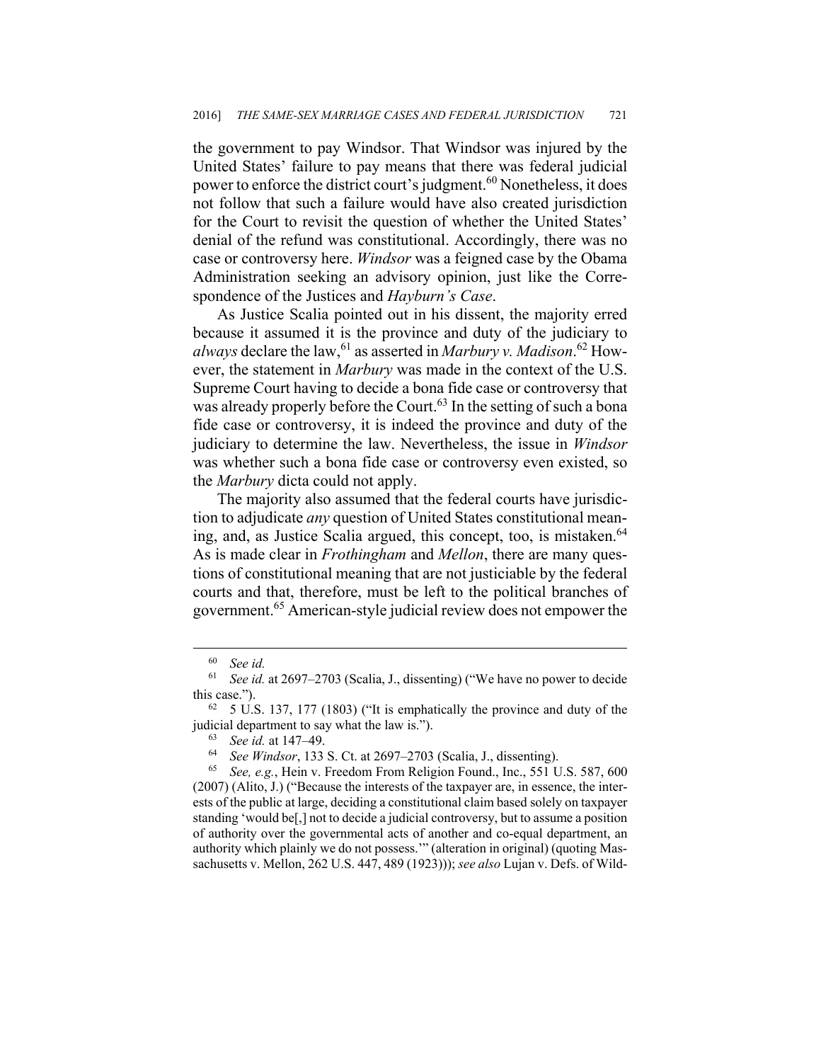the government to pay Windsor. That Windsor was injured by the United States' failure to pay means that there was federal judicial power to enforce the district court's judgment.[60] Nonetheless, it does not follow that such a failure would have also created jurisdiction for the Court to revisit the question of whether the United States' denial of the refund was constitutional. Accordingly, there was no case or controversy here. *Windsor* was a feigned case by the Obama Administration seeking an advisory opinion, just like the Correspondence of the Justices and *Hayburn's Case*.

As Justice Scalia pointed out in his dissent, the majority erred because it assumed it is the province and duty of the judiciary to *always* declare the law,[61] as asserted in *Marbury v. Madison*.[62] However, the statement in *Marbury* was made in the context of the U.S. Supreme Court having to decide a bona fide case or controversy that was already properly before the Court.[63] In the setting of such a bona fide case or controversy, it is indeed the province and duty of the judiciary to determine the law. Nevertheless, the issue in *Windsor* was whether such a bona fide case or controversy even existed, so the *Marbury* dicta could not apply.

The majority also assumed that the federal courts have jurisdiction to adjudicate *any* question of United States constitutional meaning, and, as Justice Scalia argued, this concept, too, is mistaken.[64] As is made clear in *Frothingham* and *Mellon*, there are many questions of constitutional meaning that are not justiciable by the federal courts and that, therefore, must be left to the political branches of government.[65] American-style judicial review does not empower the

---

[60] *See id.*

[61] *See id.* at 2697–2703 (Scalia, J., dissenting) ("We have no power to decide this case.").

[62] 5 U.S. 137, 177 (1803) ("It is emphatically the province and duty of the judicial department to say what the law is.").

[63] *See id.* at 147–49.

[64] *See Windsor*, 133 S. Ct. at 2697–2703 (Scalia, J., dissenting).

[65] *See, e.g.*, Hein v. Freedom From Religion Found., Inc., 551 U.S. 587, 600 (2007) (Alito, J.) ("Because the interests of the taxpayer are, in essence, the interests of the public at large, deciding a constitutional claim based solely on taxpayer standing 'would be[,] not to decide a judicial controversy, but to assume a position of authority over the governmental acts of another and co-equal department, an authority which plainly we do not possess.'" (alteration in original) (quoting Massachusetts v. Mellon, 262 U.S. 447, 489 (1923))); *see also* Lujan v. Defs. of Wild-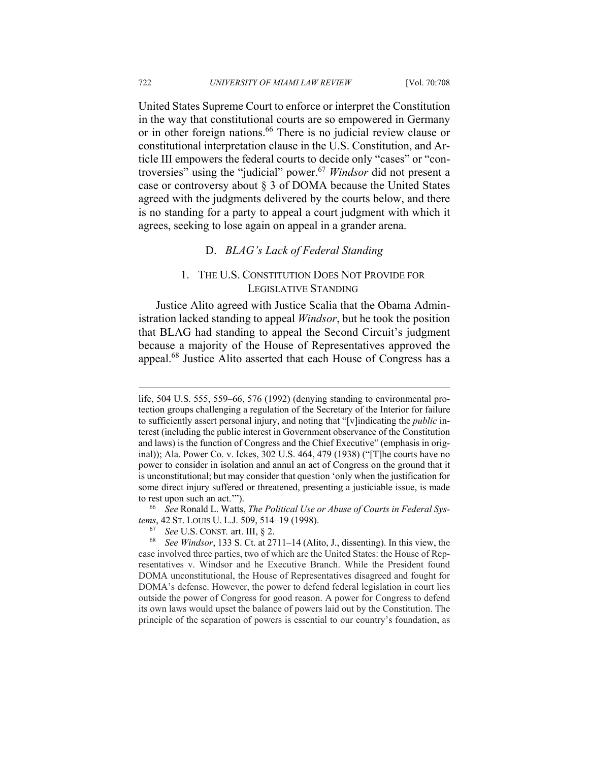United States Supreme Court to enforce or interpret the Constitution in the way that constitutional courts are so empowered in Germany or in other foreign nations.[66] There is no judicial review clause or constitutional interpretation clause in the U.S. Constitution, and Article III empowers the federal courts to decide only "cases" or "controversies" using the "judicial" power.[67] *Windsor* did not present a case or controversy about § 3 of DOMA because the United States agreed with the judgments delivered by the courts below, and there is no standing for a party to appeal a court judgment with which it agrees, seeking to lose again on appeal in a grander arena.

### D. *BLAG's Lack of Federal Standing*

#### 1. The U.S. Constitution Does Not Provide for Legislative Standing

Justice Alito agreed with Justice Scalia that the Obama Administration lacked standing to appeal *Windsor*, but he took the position that BLAG had standing to appeal the Second Circuit's judgment because a majority of the House of Representatives approved the appeal.[68] Justice Alito asserted that each House of Congress has a

---

life, 504 U.S. 555, 559–66, 576 (1992) (denying standing to environmental protection groups challenging a regulation of the Secretary of the Interior for failure to sufficiently assert personal injury, and noting that "[v]indicating the *public* interest (including the public interest in Government observance of the Constitution and laws) is the function of Congress and the Chief Executive" (emphasis in original)); Ala. Power Co. v. Ickes, 302 U.S. 464, 479 (1938) ("[T]he courts have no power to consider in isolation and annul an act of Congress on the ground that it is unconstitutional; but may consider that question 'only when the justification for some direct injury suffered or threatened, presenting a justiciable issue, is made to rest upon such an act.'").

[66] *See* Ronald L. Watts, *The Political Use or Abuse of Courts in Federal Systems*, 42 St. Louis U. L.J. 509, 514–19 (1998).

[67] *See* U.S. Const. art. III, § 2.

[68] *See Windsor*, 133 S. Ct. at 2711–14 (Alito, J., dissenting). In this view, the case involved three parties, two of which are the United States: the House of Representatives v. Windsor and he Executive Branch. While the President found DOMA unconstitutional, the House of Representatives disagreed and fought for DOMA's defense. However, the power to defend federal legislation in court lies outside the power of Congress for good reason. A power for Congress to defend its own laws would upset the balance of powers laid out by the Constitution. The principle of the separation of powers is essential to our country's foundation, as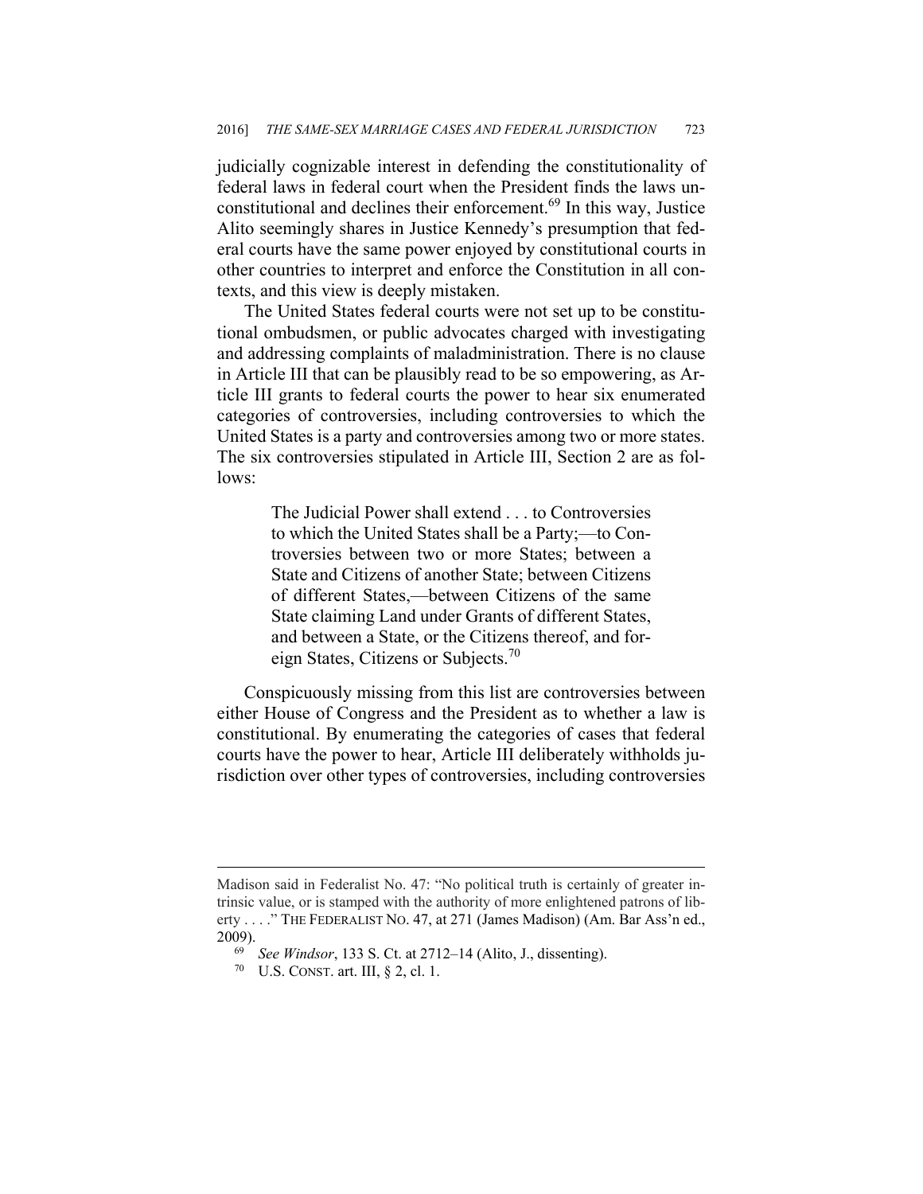judicially cognizable interest in defending the constitutionality of federal laws in federal court when the President finds the laws unconstitutional and declines their enforcement.[69] In this way, Justice Alito seemingly shares in Justice Kennedy's presumption that federal courts have the same power enjoyed by constitutional courts in other countries to interpret and enforce the Constitution in all contexts, and this view is deeply mistaken.

The United States federal courts were not set up to be constitutional ombudsmen, or public advocates charged with investigating and addressing complaints of maladministration. There is no clause in Article III that can be plausibly read to be so empowering, as Article III grants to federal courts the power to hear six enumerated categories of controversies, including controversies to which the United States is a party and controversies among two or more states. The six controversies stipulated in Article III, Section 2 are as follows:

> The Judicial Power shall extend . . . to Controversies to which the United States shall be a Party;—to Controversies between two or more States; between a State and Citizens of another State; between Citizens of different States,—between Citizens of the same State claiming Land under Grants of different States, and between a State, or the Citizens thereof, and foreign States, Citizens or Subjects.[70]

Conspicuously missing from this list are controversies between either House of Congress and the President as to whether a law is constitutional. By enumerating the categories of cases that federal courts have the power to hear, Article III deliberately withholds jurisdiction over other types of controversies, including controversies

---

Madison said in Federalist No. 47: "No political truth is certainly of greater intrinsic value, or is stamped with the authority of more enlightened patrons of liberty . . . ." THE FEDERALIST NO. 47, at 271 (James Madison) (Am. Bar Ass'n ed., 2009).

[69] *See Windsor*, 133 S. Ct. at 2712–14 (Alito, J., dissenting).

[70] U.S. CONST. art. III, § 2, cl. 1.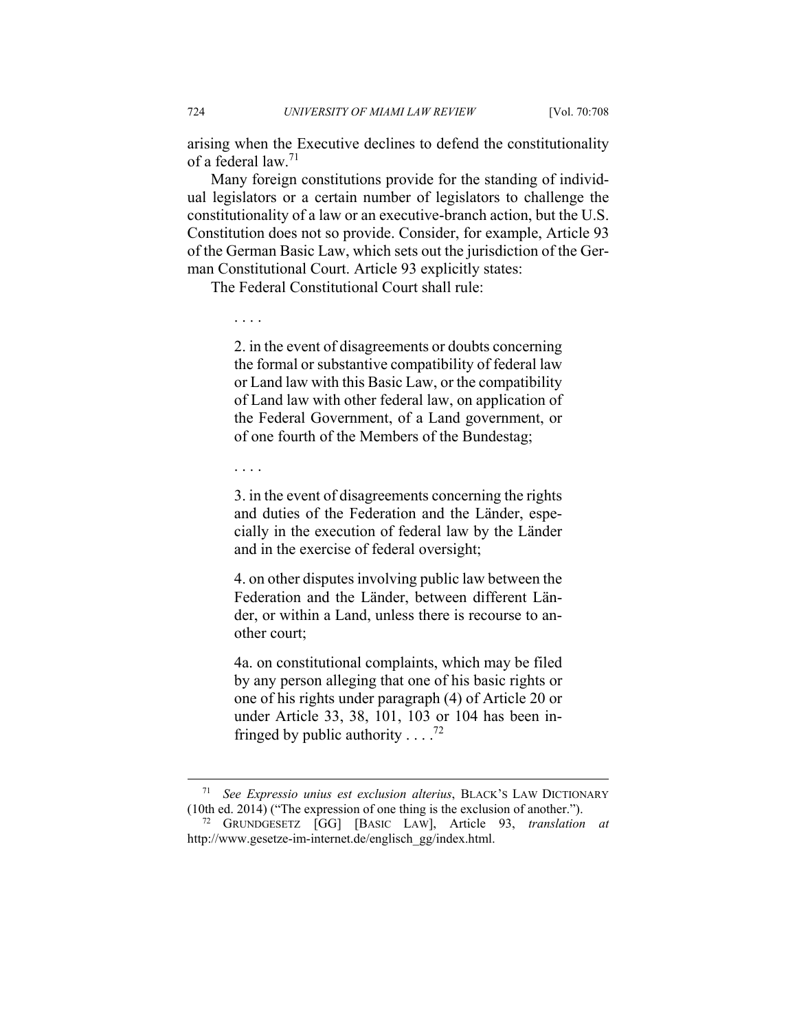arising when the Executive declines to defend the constitutionality of a federal law.[71]

Many foreign constitutions provide for the standing of individual legislators or a certain number of legislators to challenge the constitutionality of a law or an executive-branch action, but the U.S. Constitution does not so provide. Consider, for example, Article 93 of the German Basic Law, which sets out the jurisdiction of the German Constitutional Court. Article 93 explicitly states:

The Federal Constitutional Court shall rule:

> . . . .
>
> 2. in the event of disagreements or doubts concerning the formal or substantive compatibility of federal law or Land law with this Basic Law, or the compatibility of Land law with other federal law, on application of the Federal Government, of a Land government, or of one fourth of the Members of the Bundestag;
>
> . . . .
>
> 3. in the event of disagreements concerning the rights and duties of the Federation and the Länder, especially in the execution of federal law by the Länder and in the exercise of federal oversight;
>
> 4. on other disputes involving public law between the Federation and the Länder, between different Länder, or within a Land, unless there is recourse to another court;
>
> 4a. on constitutional complaints, which may be filed by any person alleging that one of his basic rights or one of his rights under paragraph (4) of Article 20 or under Article 33, 38, 101, 103 or 104 has been infringed by public authority . . . .[72]

---

[71] *See Expressio unius est exclusion alterius*, BLACK'S LAW DICTIONARY (10th ed. 2014) ("The expression of one thing is the exclusion of another.").

[72] GRUNDGESETZ [GG] [BASIC LAW], Article 93, *translation at* http://www.gesetze-im-internet.de/englisch_gg/index.html.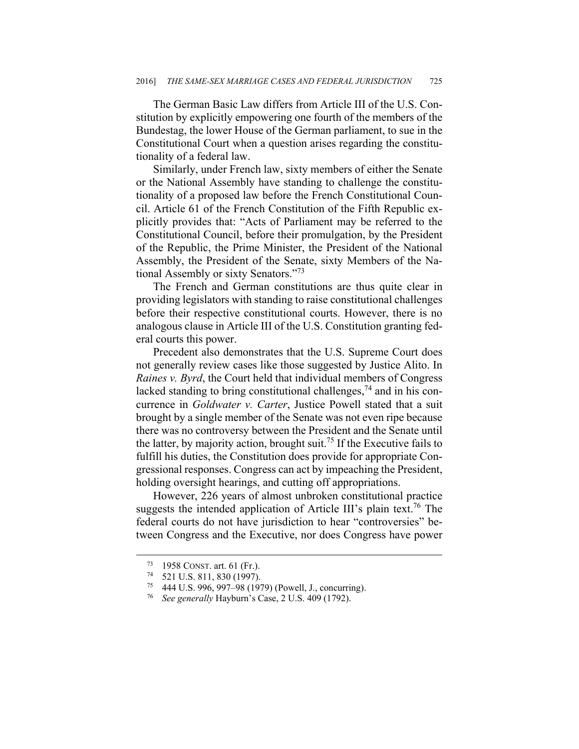The German Basic Law differs from Article III of the U.S. Constitution by explicitly empowering one fourth of the members of the Bundestag, the lower House of the German parliament, to sue in the Constitutional Court when a question arises regarding the constitutionality of a federal law.

Similarly, under French law, sixty members of either the Senate or the National Assembly have standing to challenge the constitutionality of a proposed law before the French Constitutional Council. Article 61 of the French Constitution of the Fifth Republic explicitly provides that: "Acts of Parliament may be referred to the Constitutional Council, before their promulgation, by the President of the Republic, the Prime Minister, the President of the National Assembly, the President of the Senate, sixty Members of the National Assembly or sixty Senators."[73]

The French and German constitutions are thus quite clear in providing legislators with standing to raise constitutional challenges before their respective constitutional courts. However, there is no analogous clause in Article III of the U.S. Constitution granting federal courts this power.

Precedent also demonstrates that the U.S. Supreme Court does not generally review cases like those suggested by Justice Alito. In *Raines v. Byrd*, the Court held that individual members of Congress lacked standing to bring constitutional challenges,[74] and in his concurrence in *Goldwater v. Carter*, Justice Powell stated that a suit brought by a single member of the Senate was not even ripe because there was no controversy between the President and the Senate until the latter, by majority action, brought suit.[75] If the Executive fails to fulfill his duties, the Constitution does provide for appropriate Congressional responses. Congress can act by impeaching the President, holding oversight hearings, and cutting off appropriations.

However, 226 years of almost unbroken constitutional practice suggests the intended application of Article III's plain text.[76] The federal courts do not have jurisdiction to hear "controversies" between Congress and the Executive, nor does Congress have power

---

[73] 1958 CONST. art. 61 (Fr.).

[74] 521 U.S. 811, 830 (1997).

[75] 444 U.S. 996, 997–98 (1979) (Powell, J., concurring).

[76] *See generally* Hayburn's Case, 2 U.S. 409 (1792).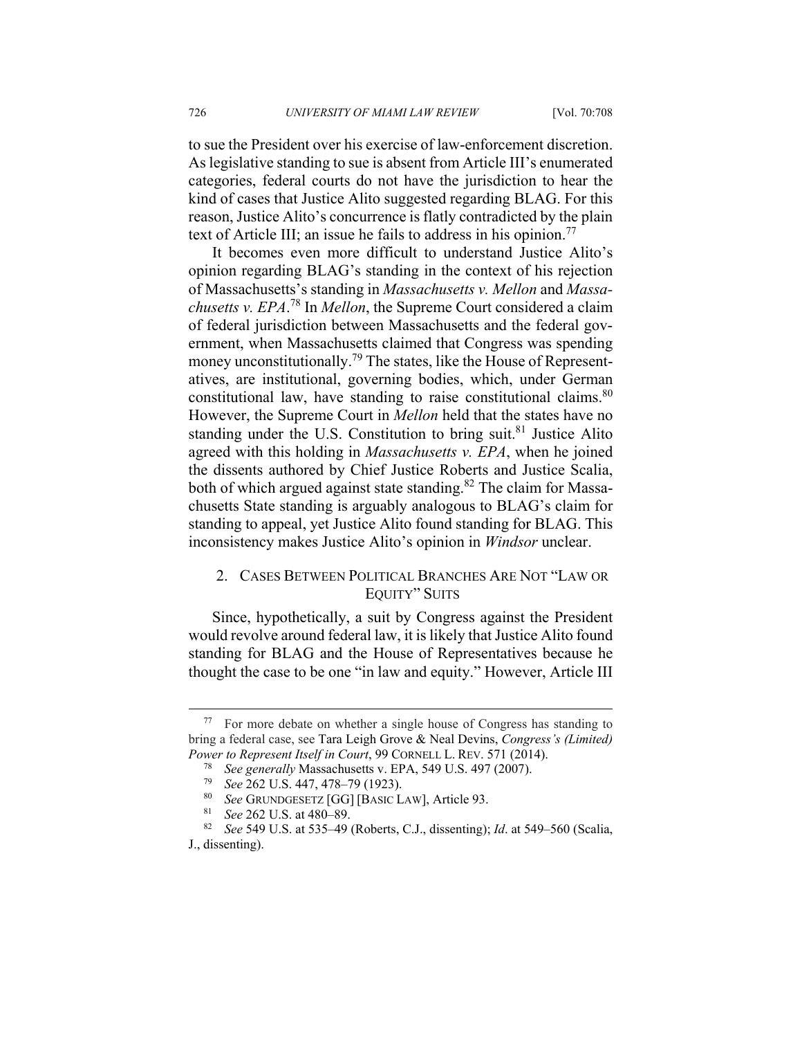to sue the President over his exercise of law-enforcement discretion. As legislative standing to sue is absent from Article III's enumerated categories, federal courts do not have the jurisdiction to hear the kind of cases that Justice Alito suggested regarding BLAG. For this reason, Justice Alito's concurrence is flatly contradicted by the plain text of Article III; an issue he fails to address in his opinion.[77]

It becomes even more difficult to understand Justice Alito's opinion regarding BLAG's standing in the context of his rejection of Massachusetts's standing in *Massachusetts v. Mellon* and *Massachusetts v. EPA*.[78] In *Mellon*, the Supreme Court considered a claim of federal jurisdiction between Massachusetts and the federal government, when Massachusetts claimed that Congress was spending money unconstitutionally.[79] The states, like the House of Representatives, are institutional, governing bodies, which, under German constitutional law, have standing to raise constitutional claims.[80] However, the Supreme Court in *Mellon* held that the states have no standing under the U.S. Constitution to bring suit.[81] Justice Alito agreed with this holding in *Massachusetts v. EPA*, when he joined the dissents authored by Chief Justice Roberts and Justice Scalia, both of which argued against state standing.[82] The claim for Massachusetts State standing is arguably analogous to BLAG's claim for standing to appeal, yet Justice Alito found standing for BLAG. This inconsistency makes Justice Alito's opinion in *Windsor* unclear.

### 2. Cases Between Political Branches Are Not "Law or Equity" Suits

Since, hypothetically, a suit by Congress against the President would revolve around federal law, it is likely that Justice Alito found standing for BLAG and the House of Representatives because he thought the case to be one "in law and equity." However, Article III

---

[77] For more debate on whether a single house of Congress has standing to bring a federal case, see Tara Leigh Grove & Neal Devins, *Congress's (Limited) Power to Represent Itself in Court*, 99 CORNELL L. REV. 571 (2014).

[78] *See generally* Massachusetts v. EPA, 549 U.S. 497 (2007).

[79] *See* 262 U.S. 447, 478–79 (1923).

[80] *See* GRUNDGESETZ [GG] [BASIC LAW], Article 93.

[81] *See* 262 U.S. at 480–89.

[82] *See* 549 U.S. at 535–49 (Roberts, C.J., dissenting); *Id*. at 549–560 (Scalia, J., dissenting).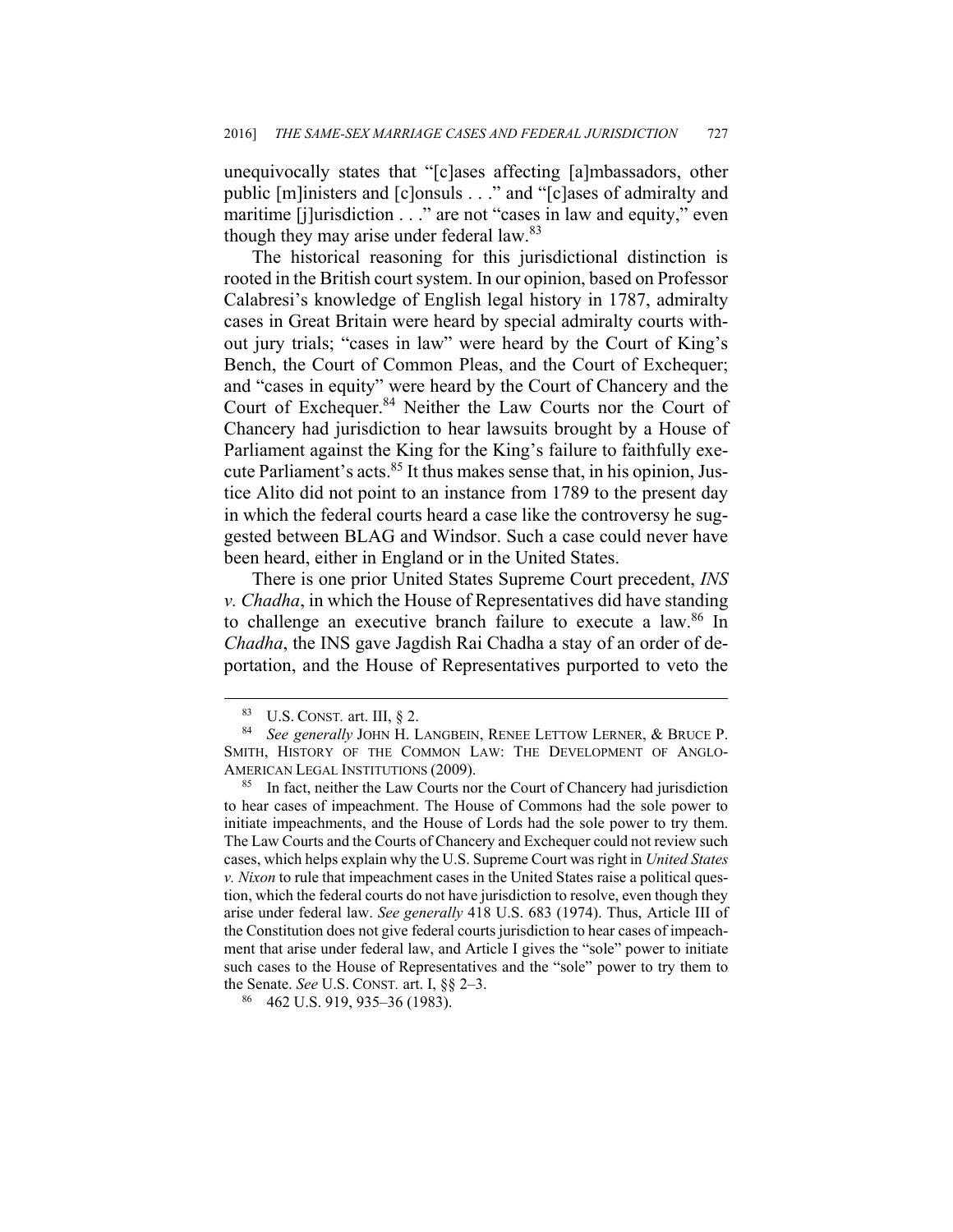unequivocally states that "[c]ases affecting [a]mbassadors, other public [m]inisters and [c]onsuls . . ." and "[c]ases of admiralty and maritime [j]urisdiction . . ." are not "cases in law and equity," even though they may arise under federal law.[83]

The historical reasoning for this jurisdictional distinction is rooted in the British court system. In our opinion, based on Professor Calabresi's knowledge of English legal history in 1787, admiralty cases in Great Britain were heard by special admiralty courts without jury trials; "cases in law" were heard by the Court of King's Bench, the Court of Common Pleas, and the Court of Exchequer; and "cases in equity" were heard by the Court of Chancery and the Court of Exchequer.[84] Neither the Law Courts nor the Court of Chancery had jurisdiction to hear lawsuits brought by a House of Parliament against the King for the King's failure to faithfully execute Parliament's acts.[85] It thus makes sense that, in his opinion, Justice Alito did not point to an instance from 1789 to the present day in which the federal courts heard a case like the controversy he suggested between BLAG and Windsor. Such a case could never have been heard, either in England or in the United States.

There is one prior United States Supreme Court precedent, *INS v. Chadha*, in which the House of Representatives did have standing to challenge an executive branch failure to execute a law.[86] In *Chadha*, the INS gave Jagdish Rai Chadha a stay of an order of deportation, and the House of Representatives purported to veto the

---

[83] U.S. CONST. art. III, § 2.

[84] *See generally* JOHN H. LANGBEIN, RENEE LETTOW LERNER, & BRUCE P. SMITH, HISTORY OF THE COMMON LAW: THE DEVELOPMENT OF ANGLO-AMERICAN LEGAL INSTITUTIONS (2009).

[85] In fact, neither the Law Courts nor the Court of Chancery had jurisdiction to hear cases of impeachment. The House of Commons had the sole power to initiate impeachments, and the House of Lords had the sole power to try them. The Law Courts and the Courts of Chancery and Exchequer could not review such cases, which helps explain why the U.S. Supreme Court was right in *United States v. Nixon* to rule that impeachment cases in the United States raise a political question, which the federal courts do not have jurisdiction to resolve, even though they arise under federal law. *See generally* 418 U.S. 683 (1974). Thus, Article III of the Constitution does not give federal courts jurisdiction to hear cases of impeachment that arise under federal law, and Article I gives the "sole" power to initiate such cases to the House of Representatives and the "sole" power to try them to the Senate. *See* U.S. CONST. art. I, §§ 2–3.

[86] 462 U.S. 919, 935–36 (1983).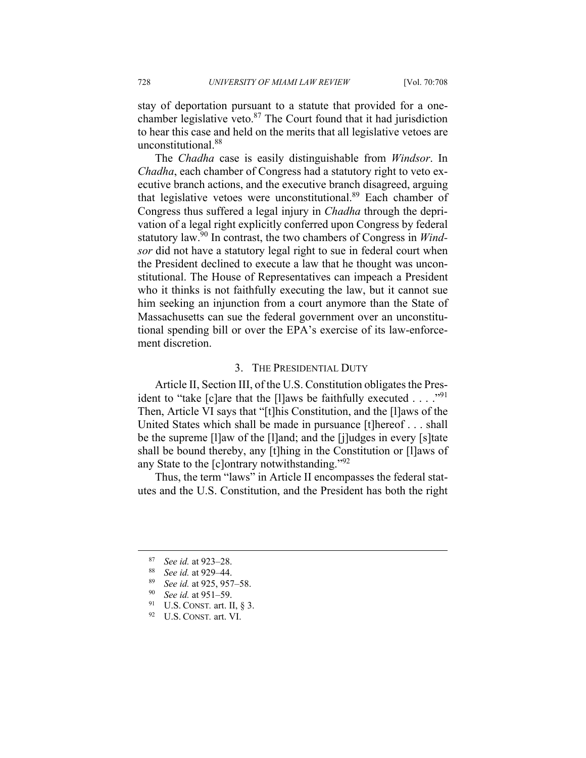stay of deportation pursuant to a statute that provided for a one-chamber legislative veto.[87] The Court found that it had jurisdiction to hear this case and held on the merits that all legislative vetoes are unconstitutional.[88]

The *Chadha* case is easily distinguishable from *Windsor*. In *Chadha*, each chamber of Congress had a statutory right to veto executive branch actions, and the executive branch disagreed, arguing that legislative vetoes were unconstitutional.[89] Each chamber of Congress thus suffered a legal injury in *Chadha* through the deprivation of a legal right explicitly conferred upon Congress by federal statutory law.[90] In contrast, the two chambers of Congress in *Windsor* did not have a statutory legal right to sue in federal court when the President declined to execute a law that he thought was unconstitutional. The House of Representatives can impeach a President who it thinks is not faithfully executing the law, but it cannot sue him seeking an injunction from a court anymore than the State of Massachusetts can sue the federal government over an unconstitutional spending bill or over the EPA's exercise of its law-enforcement discretion.

### 3. The Presidential Duty

Article II, Section III, of the U.S. Constitution obligates the President to "take [c]are that the [l]aws be faithfully executed . . . ."[91] Then, Article VI says that "[t]his Constitution, and the [l]aws of the United States which shall be made in pursuance [t]hereof . . . shall be the supreme [l]aw of the [l]and; and the [j]udges in every [s]tate shall be bound thereby, any [t]hing in the Constitution or [l]aws of any State to the [c]ontrary notwithstanding."[92]

Thus, the term "laws" in Article II encompasses the federal statutes and the U.S. Constitution, and the President has both the right

---

[87] *See id.* at 923–28.

[88] *See id.* at 929–44.

[89] *See id.* at 925, 957–58.

[90] *See id.* at 951–59.

[91] U.S. Const. art. II, § 3.

[92] U.S. Const. art. VI.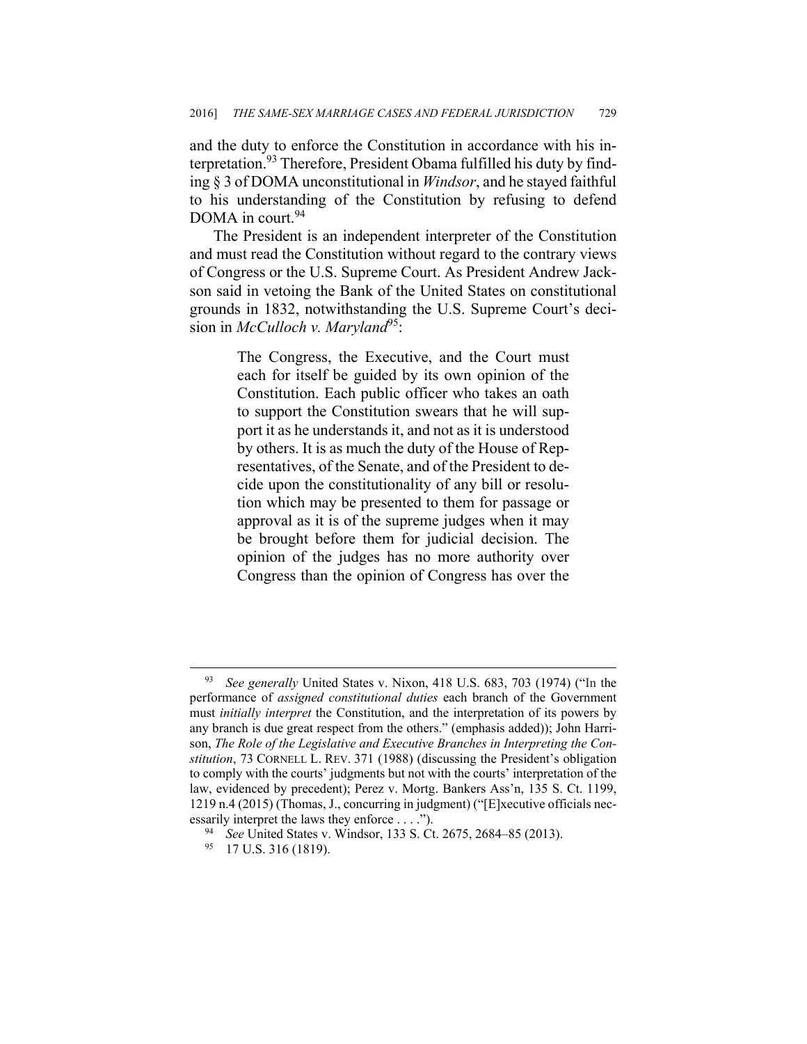and the duty to enforce the Constitution in accordance with his interpretation.[93] Therefore, President Obama fulfilled his duty by finding § 3 of DOMA unconstitutional in *Windsor*, and he stayed faithful to his understanding of the Constitution by refusing to defend DOMA in court.[94]

The President is an independent interpreter of the Constitution and must read the Constitution without regard to the contrary views of Congress or the U.S. Supreme Court. As President Andrew Jackson said in vetoing the Bank of the United States on constitutional grounds in 1832, notwithstanding the U.S. Supreme Court's decision in *McCulloch v. Maryland*[95]:

> The Congress, the Executive, and the Court must each for itself be guided by its own opinion of the Constitution. Each public officer who takes an oath to support the Constitution swears that he will support it as he understands it, and not as it is understood by others. It is as much the duty of the House of Representatives, of the Senate, and of the President to decide upon the constitutionality of any bill or resolution which may be presented to them for passage or approval as it is of the supreme judges when it may be brought before them for judicial decision. The opinion of the judges has no more authority over Congress than the opinion of Congress has over the

---

[93] *See generally* United States v. Nixon, 418 U.S. 683, 703 (1974) ("In the performance of *assigned constitutional duties* each branch of the Government must *initially interpret* the Constitution, and the interpretation of its powers by any branch is due great respect from the others." (emphasis added)); John Harrison, *The Role of the Legislative and Executive Branches in Interpreting the Constitution*, 73 CORNELL L. REV. 371 (1988) (discussing the President's obligation to comply with the courts' judgments but not with the courts' interpretation of the law, evidenced by precedent); Perez v. Mortg. Bankers Ass'n, 135 S. Ct. 1199, 1219 n.4 (2015) (Thomas, J., concurring in judgment) ("[E]xecutive officials necessarily interpret the laws they enforce . . . .").

[94] *See* United States v. Windsor, 133 S. Ct. 2675, 2684–85 (2013).

[95] 17 U.S. 316 (1819).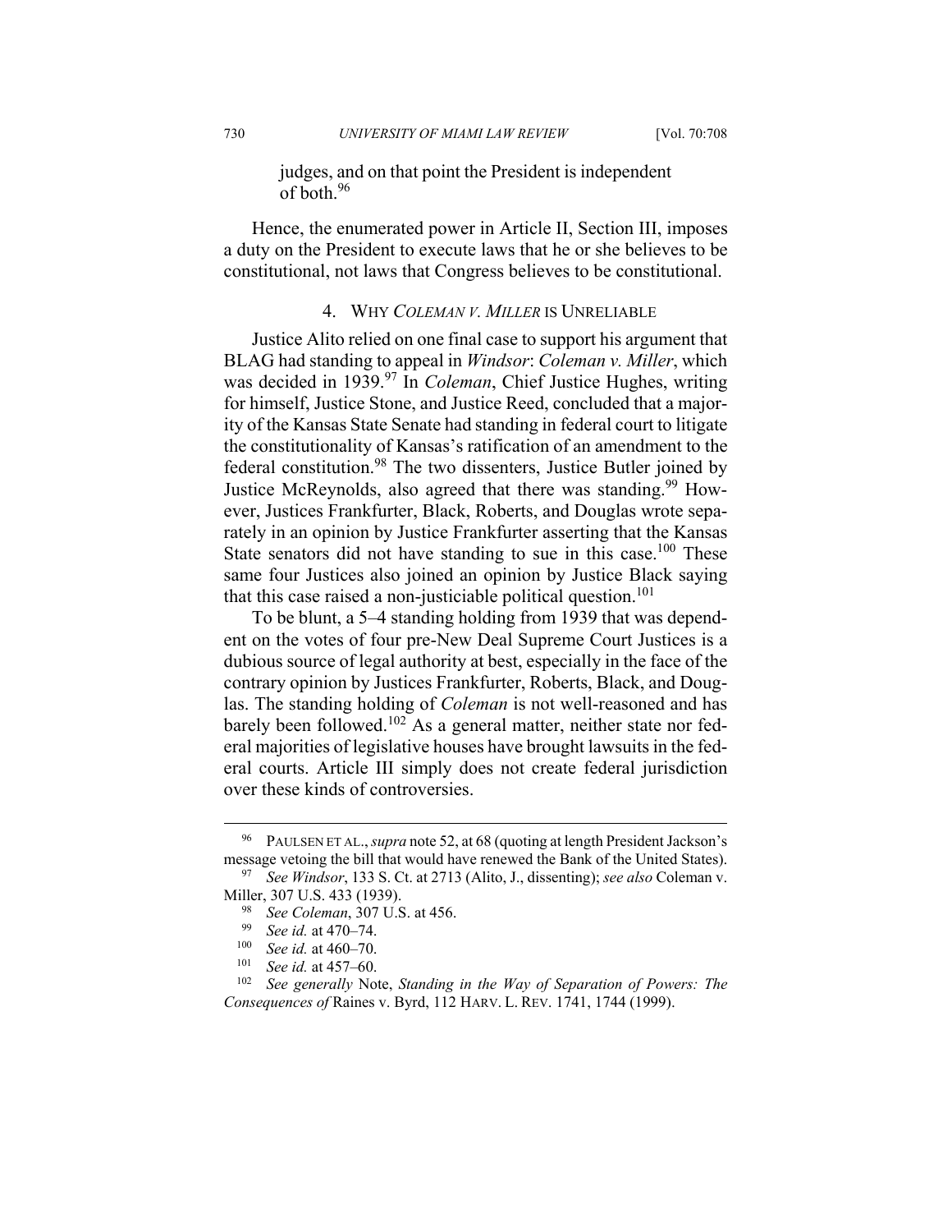judges, and on that point the President is independent of both.[96]

Hence, the enumerated power in Article II, Section III, imposes a duty on the President to execute laws that he or she believes to be constitutional, not laws that Congress believes to be constitutional.

#### 4. Why *Coleman v. Miller* is Unreliable

Justice Alito relied on one final case to support his argument that BLAG had standing to appeal in *Windsor*: *Coleman v. Miller*, which was decided in 1939.[97] In *Coleman*, Chief Justice Hughes, writing for himself, Justice Stone, and Justice Reed, concluded that a majority of the Kansas State Senate had standing in federal court to litigate the constitutionality of Kansas's ratification of an amendment to the federal constitution.[98] The two dissenters, Justice Butler joined by Justice McReynolds, also agreed that there was standing.[99] However, Justices Frankfurter, Black, Roberts, and Douglas wrote separately in an opinion by Justice Frankfurter asserting that the Kansas State senators did not have standing to sue in this case.[100] These same four Justices also joined an opinion by Justice Black saying that this case raised a non-justiciable political question.[101]

To be blunt, a 5–4 standing holding from 1939 that was dependent on the votes of four pre-New Deal Supreme Court Justices is a dubious source of legal authority at best, especially in the face of the contrary opinion by Justices Frankfurter, Roberts, Black, and Douglas. The standing holding of *Coleman* is not well-reasoned and has barely been followed.[102] As a general matter, neither state nor federal majorities of legislative houses have brought lawsuits in the federal courts. Article III simply does not create federal jurisdiction over these kinds of controversies.

---

[96] PAULSEN ET AL., *supra* note 52, at 68 (quoting at length President Jackson's message vetoing the bill that would have renewed the Bank of the United States).

[97] *See Windsor*, 133 S. Ct. at 2713 (Alito, J., dissenting); *see also* Coleman v. Miller, 307 U.S. 433 (1939).

[98] *See Coleman*, 307 U.S. at 456.

[99] *See id.* at 470–74.

[100] *See id.* at 460–70.

[101] *See id.* at 457–60.

[102] *See generally* Note, *Standing in the Way of Separation of Powers: The Consequences of* Raines v. Byrd, 112 HARV. L. REV. 1741, 1744 (1999).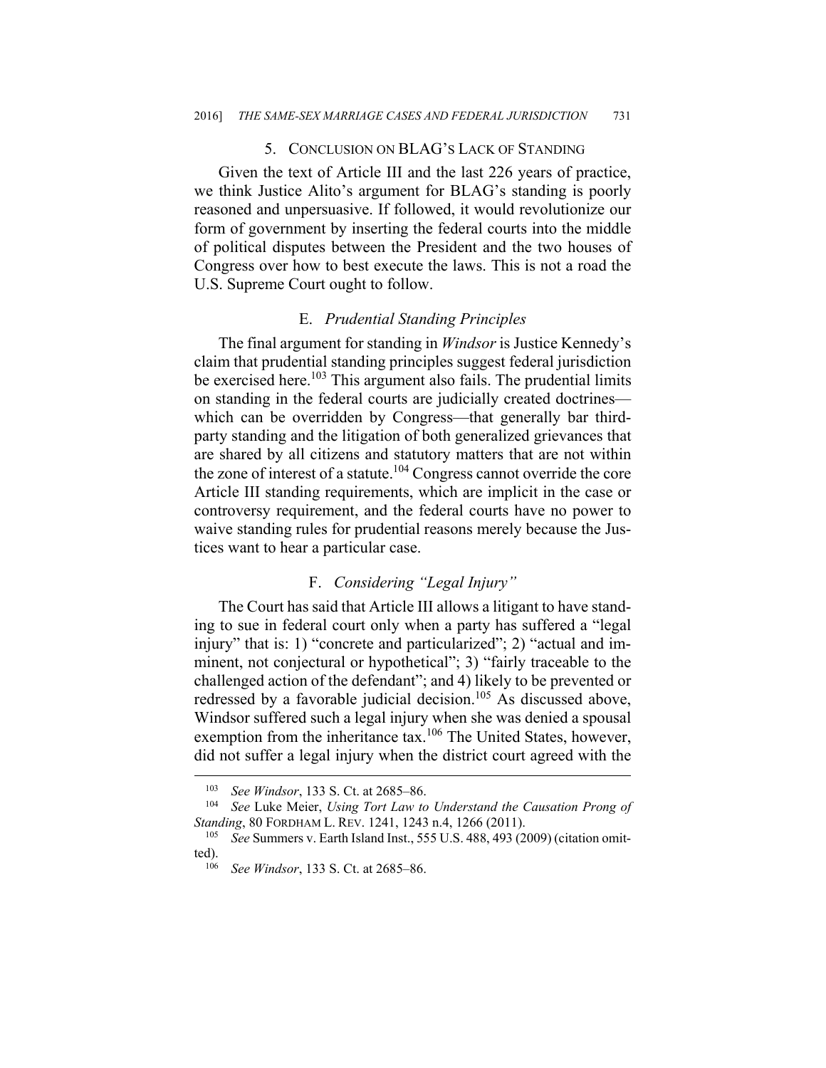### 5. Conclusion on BLAG's Lack of Standing

Given the text of Article III and the last 226 years of practice, we think Justice Alito's argument for BLAG's standing is poorly reasoned and unpersuasive. If followed, it would revolutionize our form of government by inserting the federal courts into the middle of political disputes between the President and the two houses of Congress over how to best execute the laws. This is not a road the U.S. Supreme Court ought to follow.

## E. *Prudential Standing Principles*

The final argument for standing in *Windsor* is Justice Kennedy's claim that prudential standing principles suggest federal jurisdiction be exercised here.[103] This argument also fails. The prudential limits on standing in the federal courts are judicially created doctrines—which can be overridden by Congress—that generally bar third-party standing and the litigation of both generalized grievances that are shared by all citizens and statutory matters that are not within the zone of interest of a statute.[104] Congress cannot override the core Article III standing requirements, which are implicit in the case or controversy requirement, and the federal courts have no power to waive standing rules for prudential reasons merely because the Justices want to hear a particular case.

## F. *Considering "Legal Injury"*

The Court has said that Article III allows a litigant to have standing to sue in federal court only when a party has suffered a "legal injury" that is: 1) "concrete and particularized"; 2) "actual and imminent, not conjectural or hypothetical"; 3) "fairly traceable to the challenged action of the defendant"; and 4) likely to be prevented or redressed by a favorable judicial decision.[105] As discussed above, Windsor suffered such a legal injury when she was denied a spousal exemption from the inheritance tax.[106] The United States, however, did not suffer a legal injury when the district court agreed with the

---

[103] *See Windsor*, 133 S. Ct. at 2685–86.

[104] *See* Luke Meier, *Using Tort Law to Understand the Causation Prong of Standing*, 80 FORDHAM L. REV. 1241, 1243 n.4, 1266 (2011).

[105] *See* Summers v. Earth Island Inst., 555 U.S. 488, 493 (2009) (citation omitted).

[106] *See Windsor*, 133 S. Ct. at 2685–86.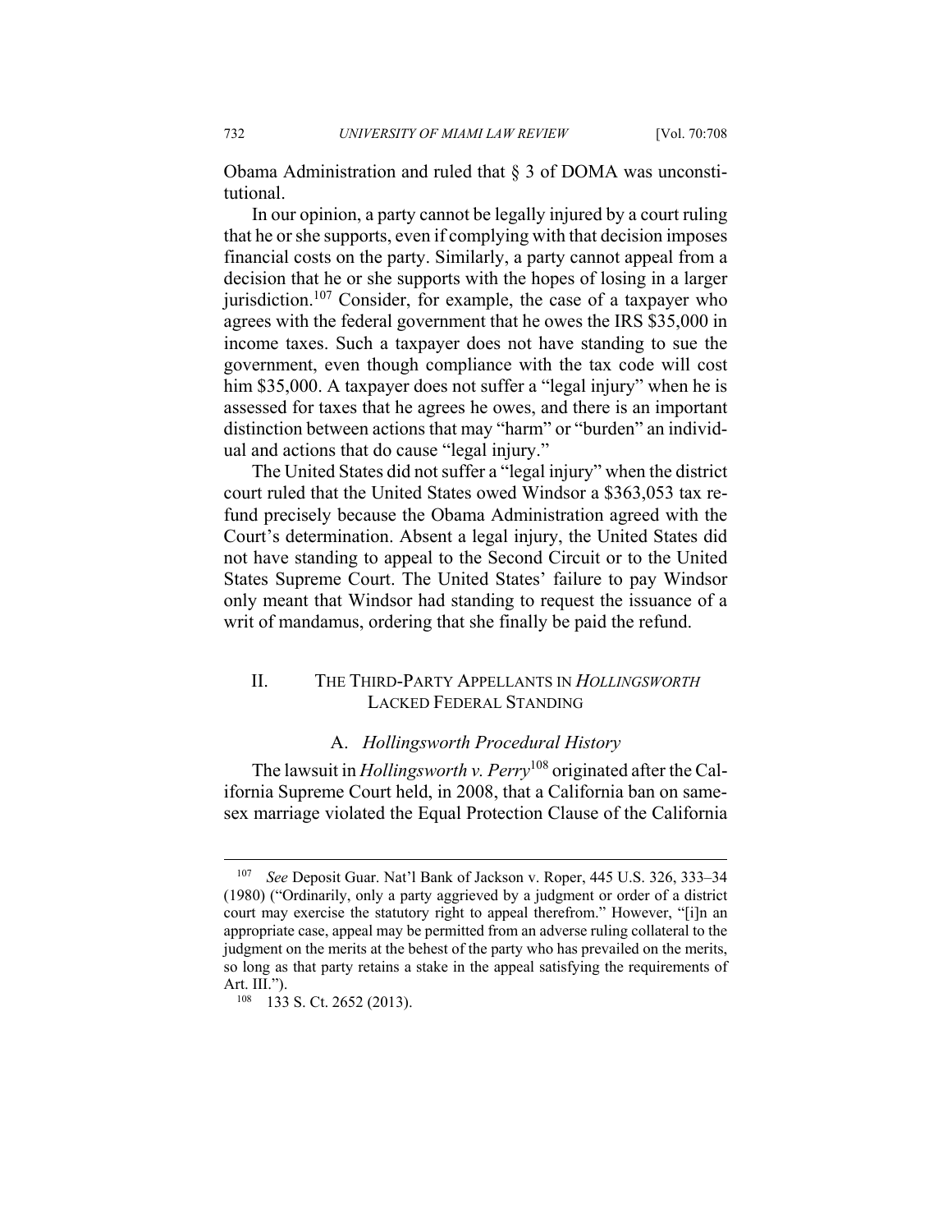Obama Administration and ruled that § 3 of DOMA was unconstitutional.

In our opinion, a party cannot be legally injured by a court ruling that he or she supports, even if complying with that decision imposes financial costs on the party. Similarly, a party cannot appeal from a decision that he or she supports with the hopes of losing in a larger jurisdiction.[107] Consider, for example, the case of a taxpayer who agrees with the federal government that he owes the IRS $35,000 in income taxes. Such a taxpayer does not have standing to sue the government, even though compliance with the tax code will cost him $35,000. A taxpayer does not suffer a "legal injury" when he is assessed for taxes that he agrees he owes, and there is an important distinction between actions that may "harm" or "burden" an individual and actions that do cause "legal injury."

The United States did not suffer a "legal injury" when the district court ruled that the United States owed Windsor a $363,053 tax refund precisely because the Obama Administration agreed with the Court's determination. Absent a legal injury, the United States did not have standing to appeal to the Second Circuit or to the United States Supreme Court. The United States' failure to pay Windsor only meant that Windsor had standing to request the issuance of a writ of mandamus, ordering that she finally be paid the refund.

## II. THE THIRD-PARTY APPELLANTS IN *HOLLINGSWORTH* LACKED FEDERAL STANDING

### A. *Hollingsworth Procedural History*

The lawsuit in *Hollingsworth v. Perry*[108] originated after the California Supreme Court held, in 2008, that a California ban on same-sex marriage violated the Equal Protection Clause of the California

---

[107] *See* Deposit Guar. Nat'l Bank of Jackson v. Roper, 445 U.S. 326, 333–34 (1980) ("Ordinarily, only a party aggrieved by a judgment or order of a district court may exercise the statutory right to appeal therefrom." However, "[i]n an appropriate case, appeal may be permitted from an adverse ruling collateral to the judgment on the merits at the behest of the party who has prevailed on the merits, so long as that party retains a stake in the appeal satisfying the requirements of Art. III.").

[108] 133 S. Ct. 2652 (2013).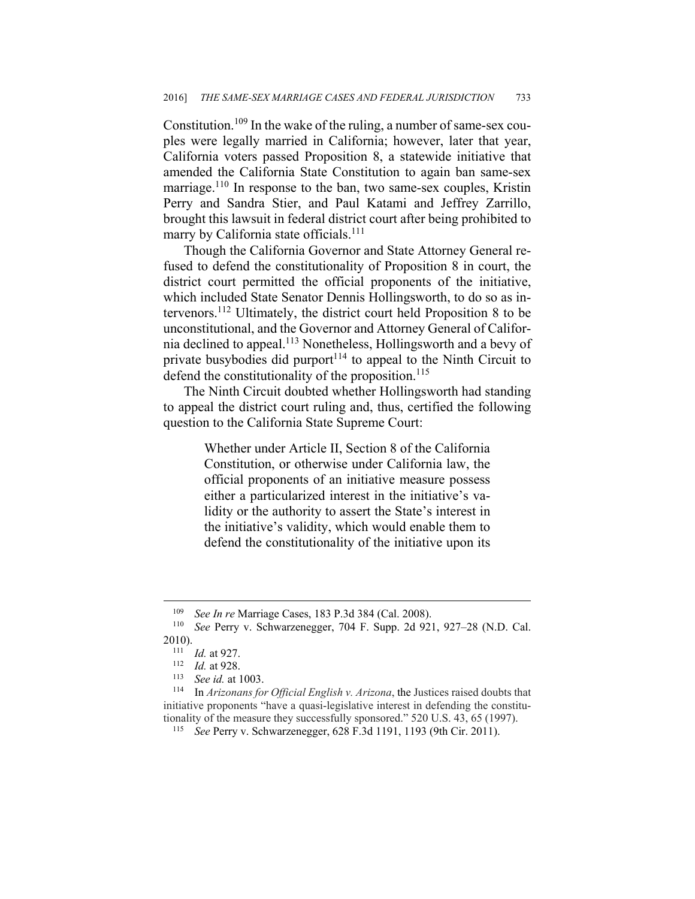Constitution.[109] In the wake of the ruling, a number of same-sex couples were legally married in California; however, later that year, California voters passed Proposition 8, a statewide initiative that amended the California State Constitution to again ban same-sex marriage.[110] In response to the ban, two same-sex couples, Kristin Perry and Sandra Stier, and Paul Katami and Jeffrey Zarrillo, brought this lawsuit in federal district court after being prohibited to marry by California state officials.[111]

Though the California Governor and State Attorney General refused to defend the constitutionality of Proposition 8 in court, the district court permitted the official proponents of the initiative, which included State Senator Dennis Hollingsworth, to do so as intervenors.[112] Ultimately, the district court held Proposition 8 to be unconstitutional, and the Governor and Attorney General of California declined to appeal.[113] Nonetheless, Hollingsworth and a bevy of private busybodies did purport[114] to appeal to the Ninth Circuit to defend the constitutionality of the proposition.[115]

The Ninth Circuit doubted whether Hollingsworth had standing to appeal the district court ruling and, thus, certified the following question to the California State Supreme Court:

> Whether under Article II, Section 8 of the California Constitution, or otherwise under California law, the official proponents of an initiative measure possess either a particularized interest in the initiative's validity or the authority to assert the State's interest in the initiative's validity, which would enable them to defend the constitutionality of the initiative upon its

---

[109] *See In re* Marriage Cases, 183 P.3d 384 (Cal. 2008).

[110] *See* Perry v. Schwarzenegger, 704 F. Supp. 2d 921, 927–28 (N.D. Cal. 2010).

[111] *Id.* at 927.

[112] *Id.* at 928.

[113] *See id.* at 1003.

[114] In *Arizonans for Official English v. Arizona*, the Justices raised doubts that initiative proponents "have a quasi-legislative interest in defending the constitutionality of the measure they successfully sponsored." 520 U.S. 43, 65 (1997).

[115] *See* Perry v. Schwarzenegger, 628 F.3d 1191, 1193 (9th Cir. 2011).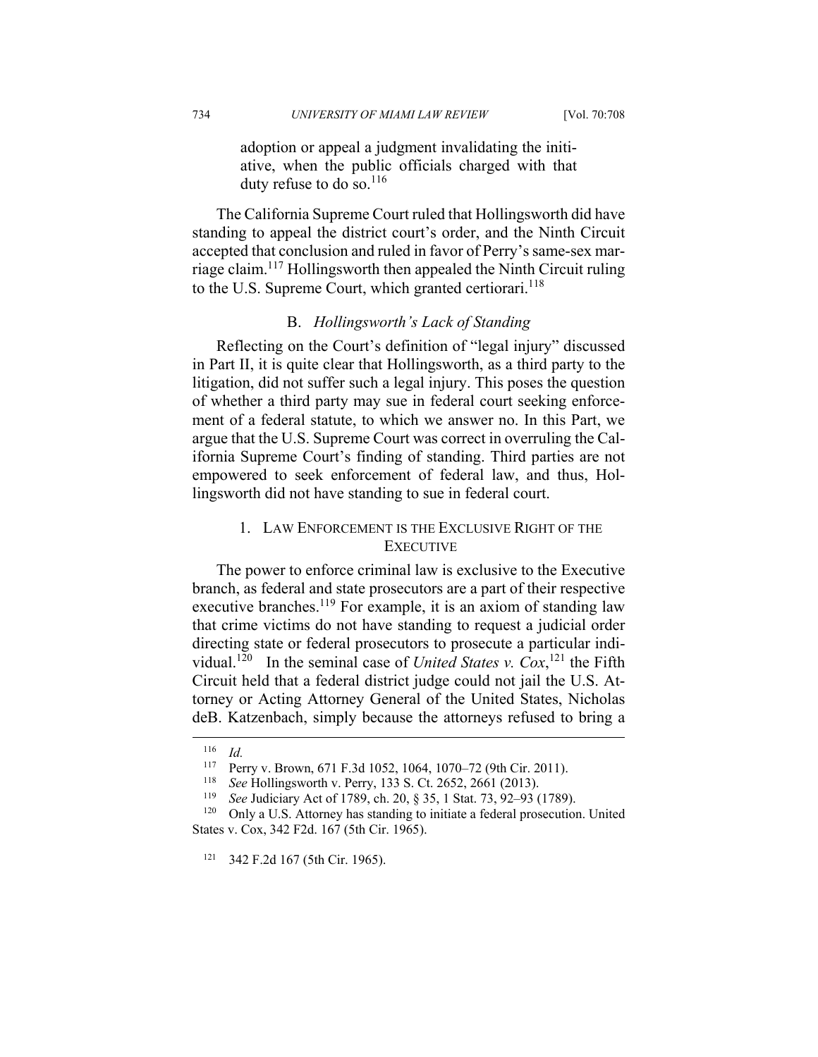> adoption or appeal a judgment invalidating the initiative, when the public officials charged with that duty refuse to do so.[116]

The California Supreme Court ruled that Hollingsworth did have standing to appeal the district court's order, and the Ninth Circuit accepted that conclusion and ruled in favor of Perry's same-sex marriage claim.[117] Hollingsworth then appealed the Ninth Circuit ruling to the U.S. Supreme Court, which granted certiorari.[118]

### B. *Hollingsworth's Lack of Standing*

Reflecting on the Court's definition of "legal injury" discussed in Part II, it is quite clear that Hollingsworth, as a third party to the litigation, did not suffer such a legal injury. This poses the question of whether a third party may sue in federal court seeking enforcement of a federal statute, to which we answer no. In this Part, we argue that the U.S. Supreme Court was correct in overruling the California Supreme Court's finding of standing. Third parties are not empowered to seek enforcement of federal law, and thus, Hollingsworth did not have standing to sue in federal court.

#### 1. Law Enforcement is the Exclusive Right of the Executive

The power to enforce criminal law is exclusive to the Executive branch, as federal and state prosecutors are a part of their respective executive branches.[119] For example, it is an axiom of standing law that crime victims do not have standing to request a judicial order directing state or federal prosecutors to prosecute a particular individual.[120] In the seminal case of *United States v. Cox*,[121] the Fifth Circuit held that a federal district judge could not jail the U.S. Attorney or Acting Attorney General of the United States, Nicholas deB. Katzenbach, simply because the attorneys refused to bring a

---

[116] *Id.*

[117] Perry v. Brown, 671 F.3d 1052, 1064, 1070–72 (9th Cir. 2011).

[118] *See* Hollingsworth v. Perry, 133 S. Ct. 2652, 2661 (2013).

[119] *See* Judiciary Act of 1789, ch. 20, § 35, 1 Stat. 73, 92–93 (1789).

[120] Only a U.S. Attorney has standing to initiate a federal prosecution. United States v. Cox, 342 F2d. 167 (5th Cir. 1965).

[121] 342 F.2d 167 (5th Cir. 1965).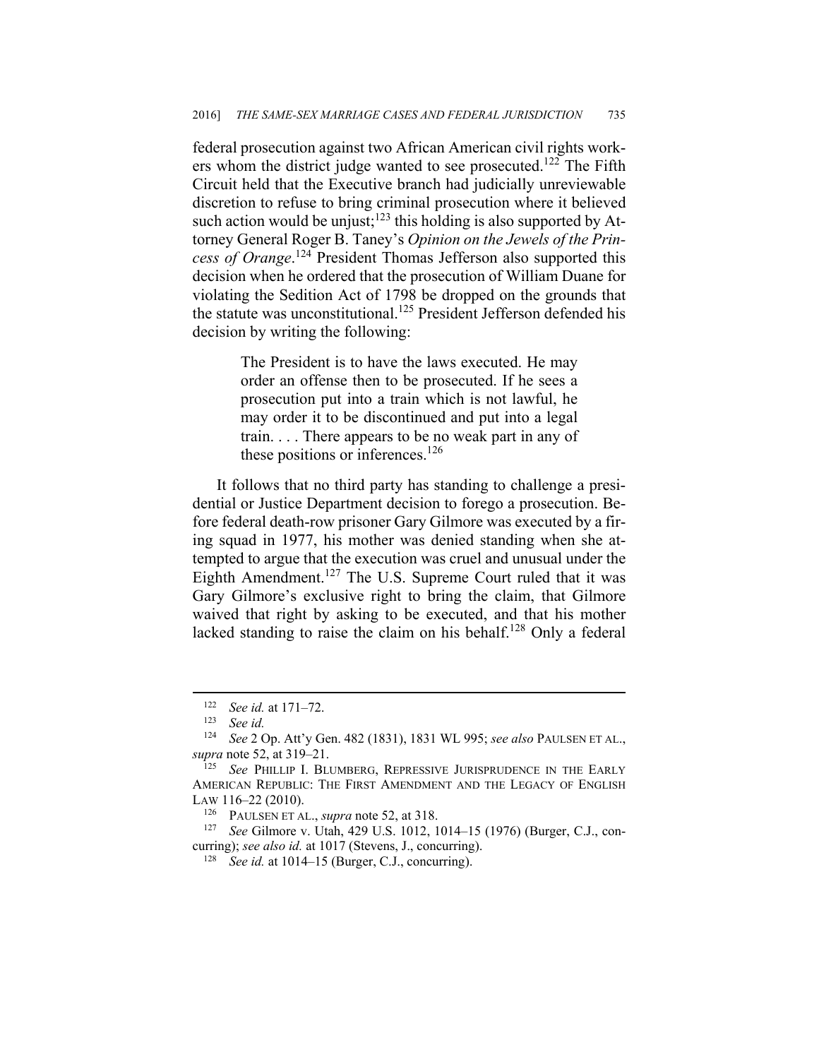federal prosecution against two African American civil rights workers whom the district judge wanted to see prosecuted.[122] The Fifth Circuit held that the Executive branch had judicially unreviewable discretion to refuse to bring criminal prosecution where it believed such action would be unjust;[123] this holding is also supported by Attorney General Roger B. Taney's *Opinion on the Jewels of the Princess of Orange*.[124] President Thomas Jefferson also supported this decision when he ordered that the prosecution of William Duane for violating the Sedition Act of 1798 be dropped on the grounds that the statute was unconstitutional.[125] President Jefferson defended his decision by writing the following:

> The President is to have the laws executed. He may order an offense then to be prosecuted. If he sees a prosecution put into a train which is not lawful, he may order it to be discontinued and put into a legal train. . . . There appears to be no weak part in any of these positions or inferences.[126]

It follows that no third party has standing to challenge a presidential or Justice Department decision to forego a prosecution. Before federal death-row prisoner Gary Gilmore was executed by a firing squad in 1977, his mother was denied standing when she attempted to argue that the execution was cruel and unusual under the Eighth Amendment.[127] The U.S. Supreme Court ruled that it was Gary Gilmore's exclusive right to bring the claim, that Gilmore waived that right by asking to be executed, and that his mother lacked standing to raise the claim on his behalf.[128] Only a federal

---

[122] *See id.* at 171–72.

[123] *See id.*

[124] *See* 2 Op. Att'y Gen. 482 (1831), 1831 WL 995; *see also* PAULSEN ET AL., *supra* note 52, at 319–21.

[125] *See* PHILLIP I. BLUMBERG, REPRESSIVE JURISPRUDENCE IN THE EARLY AMERICAN REPUBLIC: THE FIRST AMENDMENT AND THE LEGACY OF ENGLISH LAW 116–22 (2010).

[126] PAULSEN ET AL., *supra* note 52, at 318.

[127] *See* Gilmore v. Utah, 429 U.S. 1012, 1014–15 (1976) (Burger, C.J., concurring); *see also id.* at 1017 (Stevens, J., concurring).

[128] *See id.* at 1014–15 (Burger, C.J., concurring).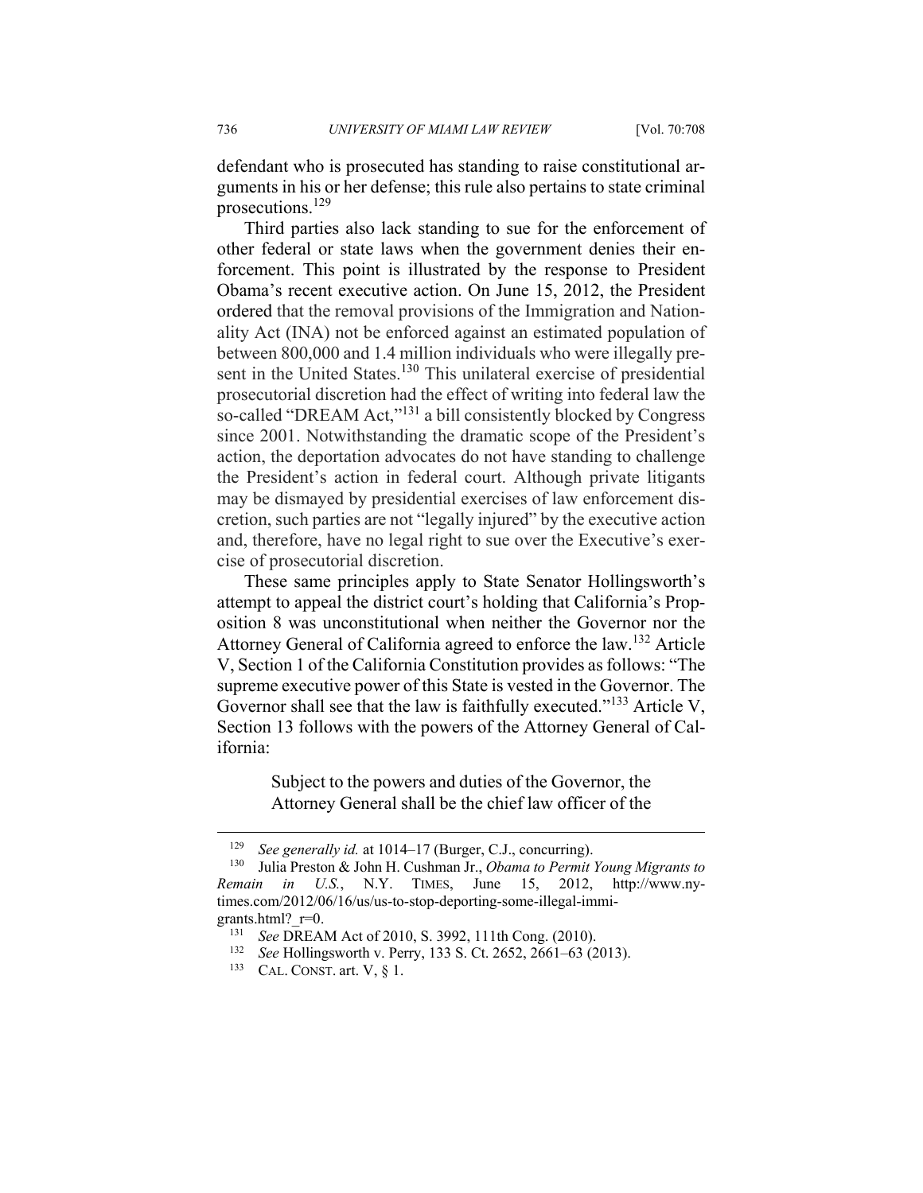defendant who is prosecuted has standing to raise constitutional arguments in his or her defense; this rule also pertains to state criminal prosecutions.[129]

Third parties also lack standing to sue for the enforcement of other federal or state laws when the government denies their enforcement. This point is illustrated by the response to President Obama's recent executive action. On June 15, 2012, the President ordered that the removal provisions of the Immigration and Nationality Act (INA) not be enforced against an estimated population of between 800,000 and 1.4 million individuals who were illegally present in the United States.[130] This unilateral exercise of presidential prosecutorial discretion had the effect of writing into federal law the so-called "DREAM Act,"[131] a bill consistently blocked by Congress since 2001. Notwithstanding the dramatic scope of the President's action, the deportation advocates do not have standing to challenge the President's action in federal court. Although private litigants may be dismayed by presidential exercises of law enforcement discretion, such parties are not "legally injured" by the executive action and, therefore, have no legal right to sue over the Executive's exercise of prosecutorial discretion.

These same principles apply to State Senator Hollingsworth's attempt to appeal the district court's holding that California's Proposition 8 was unconstitutional when neither the Governor nor the Attorney General of California agreed to enforce the law.[132] Article V, Section 1 of the California Constitution provides as follows: "The supreme executive power of this State is vested in the Governor. The Governor shall see that the law is faithfully executed."[133] Article V, Section 13 follows with the powers of the Attorney General of California:

> Subject to the powers and duties of the Governor, the Attorney General shall be the chief law officer of the

---

[129] *See generally id.* at 1014–17 (Burger, C.J., concurring).

[130] Julia Preston & John H. Cushman Jr., *Obama to Permit Young Migrants to Remain in U.S.*, N.Y. TIMES, June 15, 2012, http://www.nytimes.com/2012/06/16/us/us-to-stop-deporting-some-illegal-immigrants.html?_r=0.

[131] *See* DREAM Act of 2010, S. 3992, 111th Cong. (2010).

[132] *See* Hollingsworth v. Perry, 133 S. Ct. 2652, 2661–63 (2013).

[133] CAL. CONST. art. V, § 1.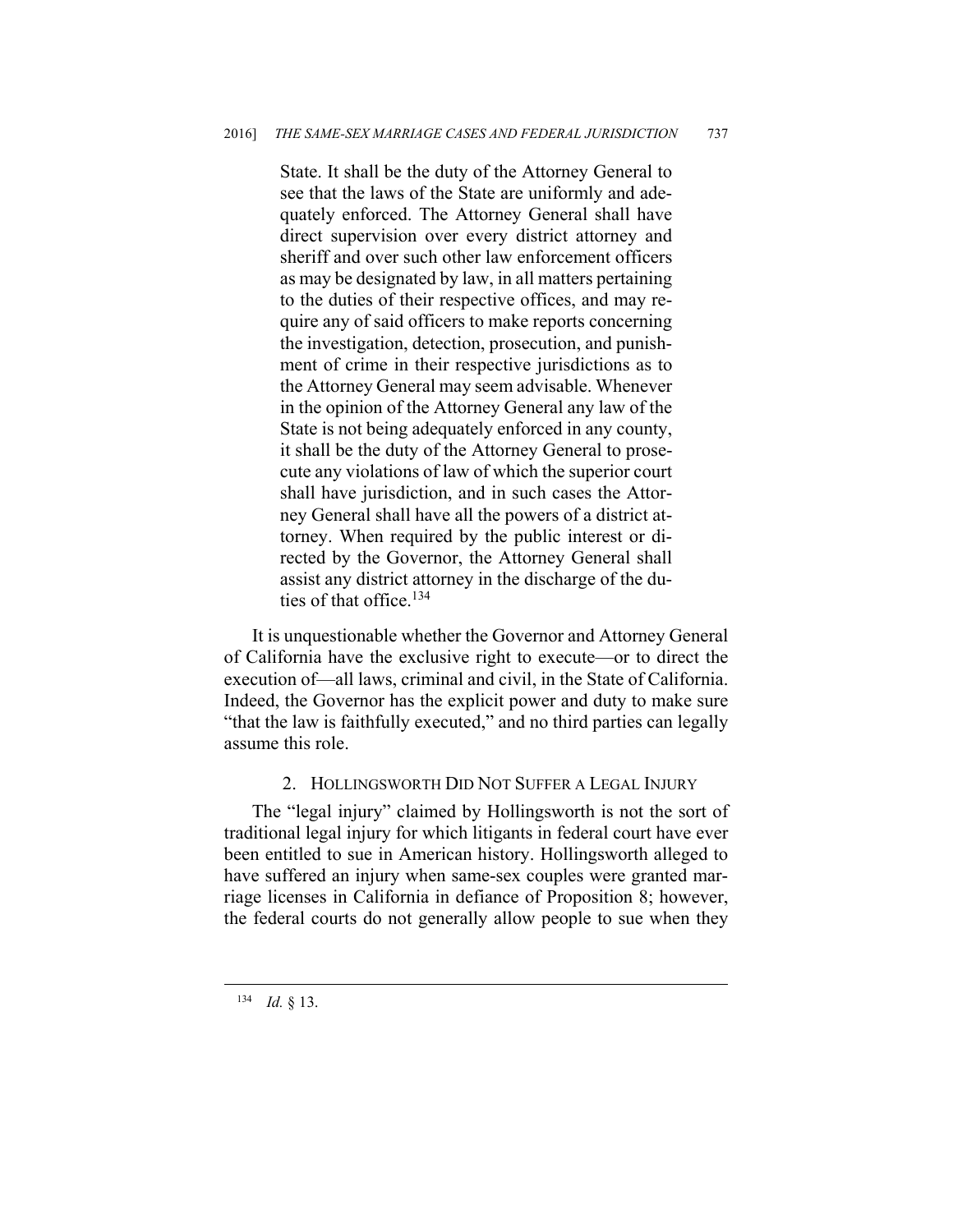> State. It shall be the duty of the Attorney General to see that the laws of the State are uniformly and adequately enforced. The Attorney General shall have direct supervision over every district attorney and sheriff and over such other law enforcement officers as may be designated by law, in all matters pertaining to the duties of their respective offices, and may require any of said officers to make reports concerning the investigation, detection, prosecution, and punishment of crime in their respective jurisdictions as to the Attorney General may seem advisable. Whenever in the opinion of the Attorney General any law of the State is not being adequately enforced in any county, it shall be the duty of the Attorney General to prosecute any violations of law of which the superior court shall have jurisdiction, and in such cases the Attorney General shall have all the powers of a district attorney. When required by the public interest or directed by the Governor, the Attorney General shall assist any district attorney in the discharge of the duties of that office.[134]

It is unquestionable whether the Governor and Attorney General of California have the exclusive right to execute—or to direct the execution of—all laws, criminal and civil, in the State of California. Indeed, the Governor has the explicit power and duty to make sure "that the law is faithfully executed," and no third parties can legally assume this role.

### 2. Hollingsworth Did Not Suffer a Legal Injury

The "legal injury" claimed by Hollingsworth is not the sort of traditional legal injury for which litigants in federal court have ever been entitled to sue in American history. Hollingsworth alleged to have suffered an injury when same-sex couples were granted marriage licenses in California in defiance of Proposition 8; however, the federal courts do not generally allow people to sue when they

[134] *Id.* § 13.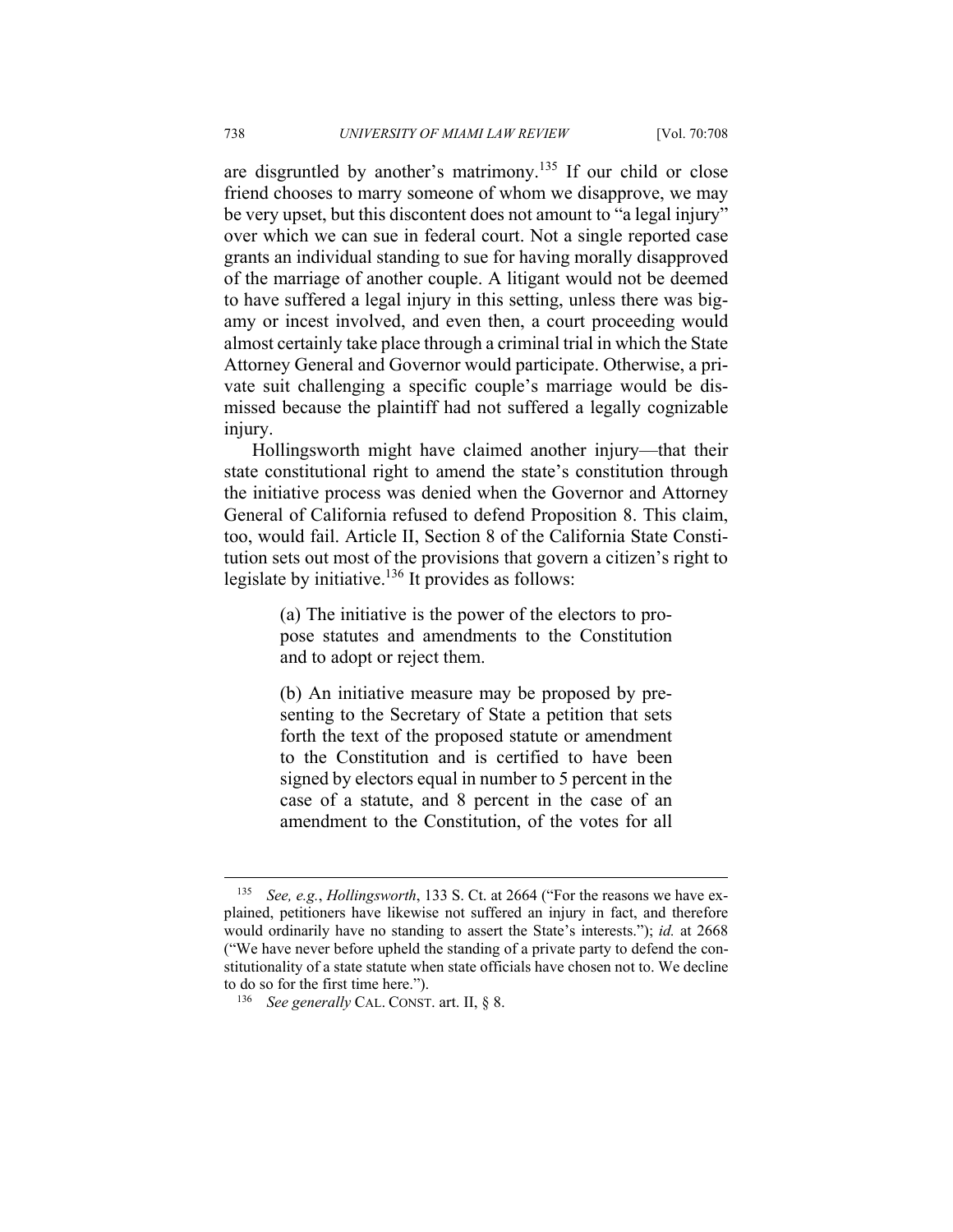are disgruntled by another's matrimony.[135] If our child or close friend chooses to marry someone of whom we disapprove, we may be very upset, but this discontent does not amount to "a legal injury" over which we can sue in federal court. Not a single reported case grants an individual standing to sue for having morally disapproved of the marriage of another couple. A litigant would not be deemed to have suffered a legal injury in this setting, unless there was bigamy or incest involved, and even then, a court proceeding would almost certainly take place through a criminal trial in which the State Attorney General and Governor would participate. Otherwise, a private suit challenging a specific couple's marriage would be dismissed because the plaintiff had not suffered a legally cognizable injury.

Hollingsworth might have claimed another injury—that their state constitutional right to amend the state's constitution through the initiative process was denied when the Governor and Attorney General of California refused to defend Proposition 8. This claim, too, would fail. Article II, Section 8 of the California State Constitution sets out most of the provisions that govern a citizen's right to legislate by initiative.[136] It provides as follows:

> (a) The initiative is the power of the electors to propose statutes and amendments to the Constitution and to adopt or reject them.
>
> (b) An initiative measure may be proposed by presenting to the Secretary of State a petition that sets forth the text of the proposed statute or amendment to the Constitution and is certified to have been signed by electors equal in number to 5 percent in the case of a statute, and 8 percent in the case of an amendment to the Constitution, of the votes for all

---

[135] *See, e.g.*, *Hollingsworth*, 133 S. Ct. at 2664 ("For the reasons we have explained, petitioners have likewise not suffered an injury in fact, and therefore would ordinarily have no standing to assert the State's interests."); *id.* at 2668 ("We have never before upheld the standing of a private party to defend the constitutionality of a state statute when state officials have chosen not to. We decline to do so for the first time here.").

[136] *See generally* CAL. CONST. art. II, § 8.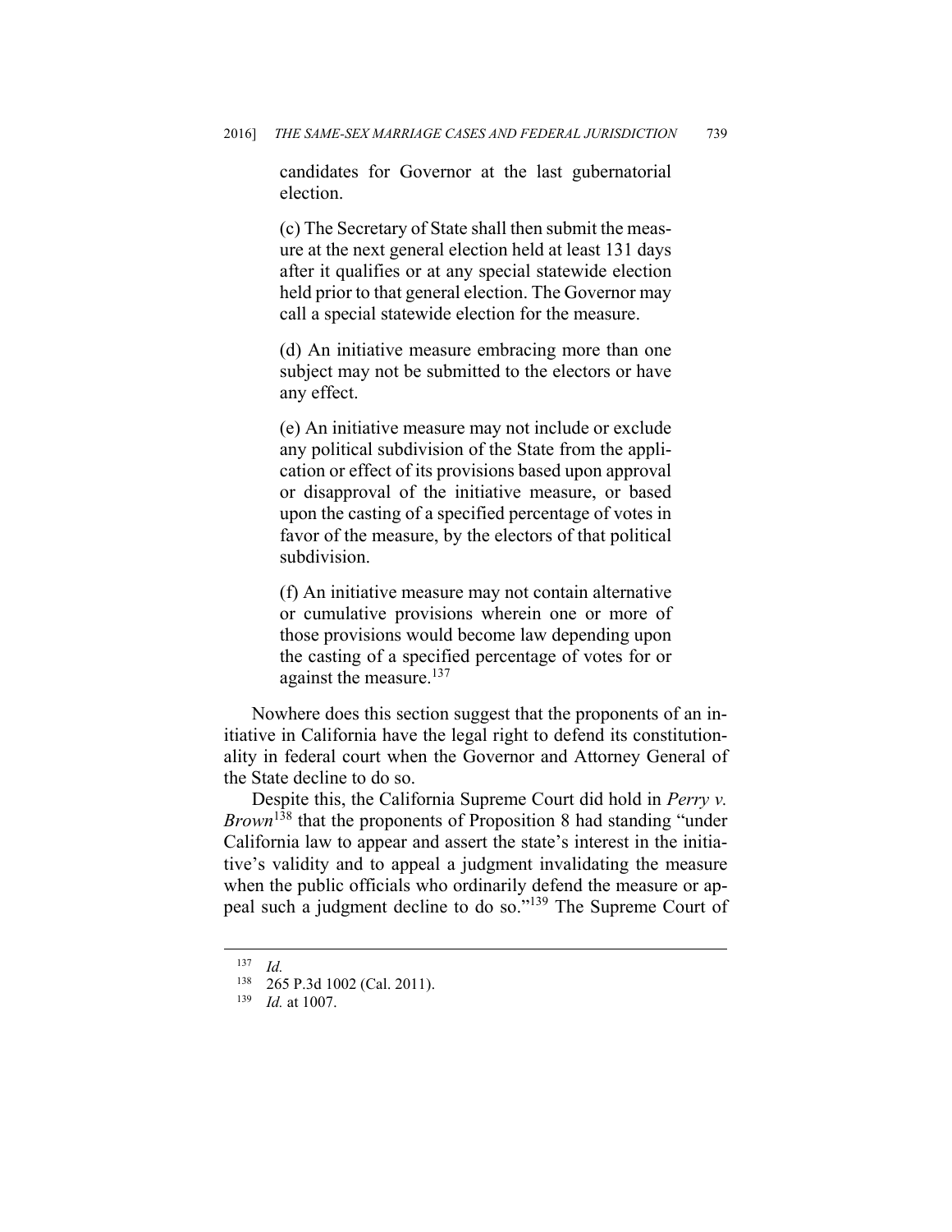> candidates for Governor at the last gubernatorial election.
>
> (c) The Secretary of State shall then submit the measure at the next general election held at least 131 days after it qualifies or at any special statewide election held prior to that general election. The Governor may call a special statewide election for the measure.
>
> (d) An initiative measure embracing more than one subject may not be submitted to the electors or have any effect.
>
> (e) An initiative measure may not include or exclude any political subdivision of the State from the application or effect of its provisions based upon approval or disapproval of the initiative measure, or based upon the casting of a specified percentage of votes in favor of the measure, by the electors of that political subdivision.
>
> (f) An initiative measure may not contain alternative or cumulative provisions wherein one or more of those provisions would become law depending upon the casting of a specified percentage of votes for or against the measure.[137]

Nowhere does this section suggest that the proponents of an initiative in California have the legal right to defend its constitutionality in federal court when the Governor and Attorney General of the State decline to do so.

Despite this, the California Supreme Court did hold in *Perry v. Brown*[138] that the proponents of Proposition 8 had standing "under California law to appear and assert the state's interest in the initiative's validity and to appeal a judgment invalidating the measure when the public officials who ordinarily defend the measure or appeal such a judgment decline to do so."[139] The Supreme Court of

---

[137] *Id.*

[138] 265 P.3d 1002 (Cal. 2011).

[139] *Id.* at 1007.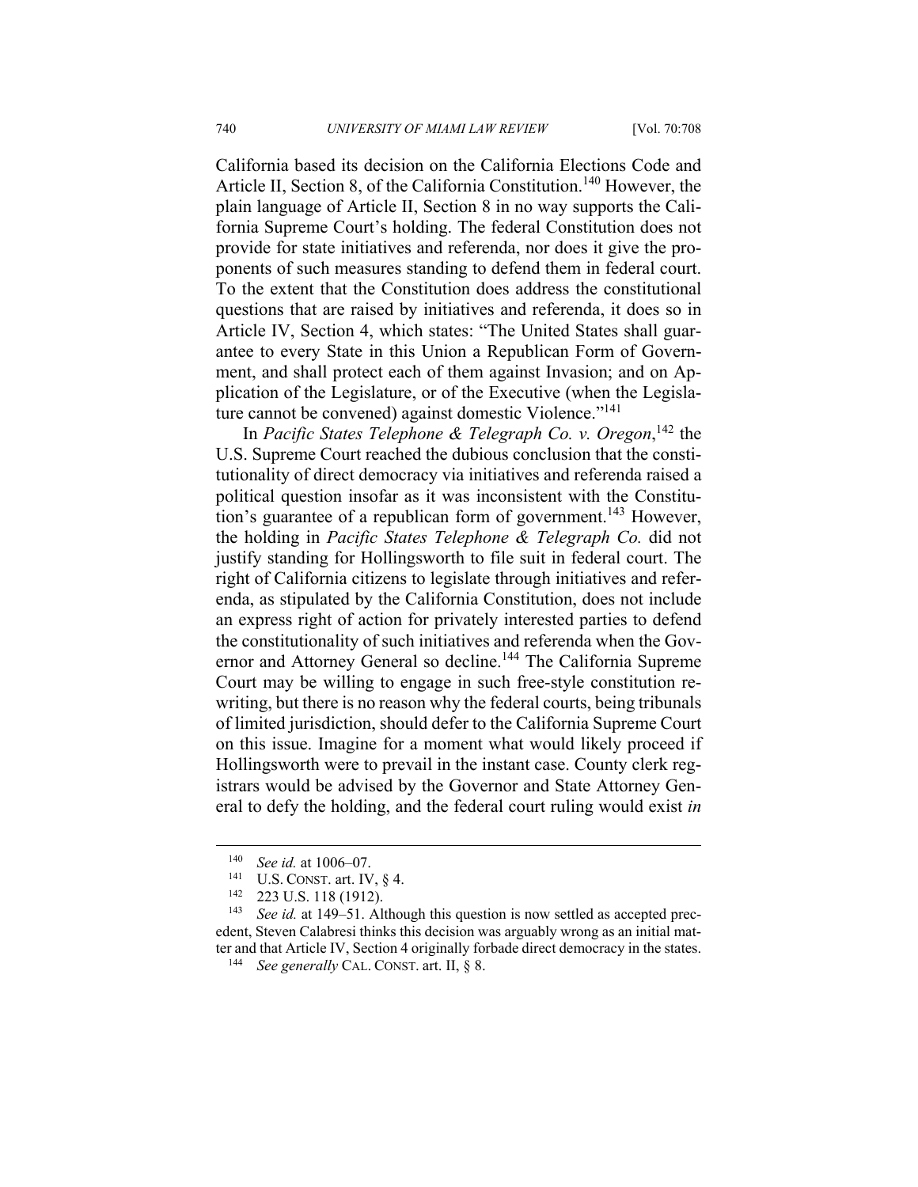California based its decision on the California Elections Code and Article II, Section 8, of the California Constitution.[140] However, the plain language of Article II, Section 8 in no way supports the California Supreme Court's holding. The federal Constitution does not provide for state initiatives and referenda, nor does it give the proponents of such measures standing to defend them in federal court. To the extent that the Constitution does address the constitutional questions that are raised by initiatives and referenda, it does so in Article IV, Section 4, which states: "The United States shall guarantee to every State in this Union a Republican Form of Government, and shall protect each of them against Invasion; and on Application of the Legislature, or of the Executive (when the Legislature cannot be convened) against domestic Violence."[141]

In *Pacific States Telephone & Telegraph Co. v. Oregon*,[142] the U.S. Supreme Court reached the dubious conclusion that the constitutionality of direct democracy via initiatives and referenda raised a political question insofar as it was inconsistent with the Constitution's guarantee of a republican form of government.[143] However, the holding in *Pacific States Telephone & Telegraph Co.* did not justify standing for Hollingsworth to file suit in federal court. The right of California citizens to legislate through initiatives and referenda, as stipulated by the California Constitution, does not include an express right of action for privately interested parties to defend the constitutionality of such initiatives and referenda when the Governor and Attorney General so decline.[144] The California Supreme Court may be willing to engage in such free-style constitution rewriting, but there is no reason why the federal courts, being tribunals of limited jurisdiction, should defer to the California Supreme Court on this issue. Imagine for a moment what would likely proceed if Hollingsworth were to prevail in the instant case. County clerk registrars would be advised by the Governor and State Attorney General to defy the holding, and the federal court ruling would exist *in*

---

[140] *See id.* at 1006–07.

[141] U.S. CONST. art. IV, § 4.

[142] 223 U.S. 118 (1912).

[143] *See id.* at 149–51. Although this question is now settled as accepted precedent, Steven Calabresi thinks this decision was arguably wrong as an initial matter and that Article IV, Section 4 originally forbade direct democracy in the states.

[144] *See generally* CAL. CONST. art. II, § 8.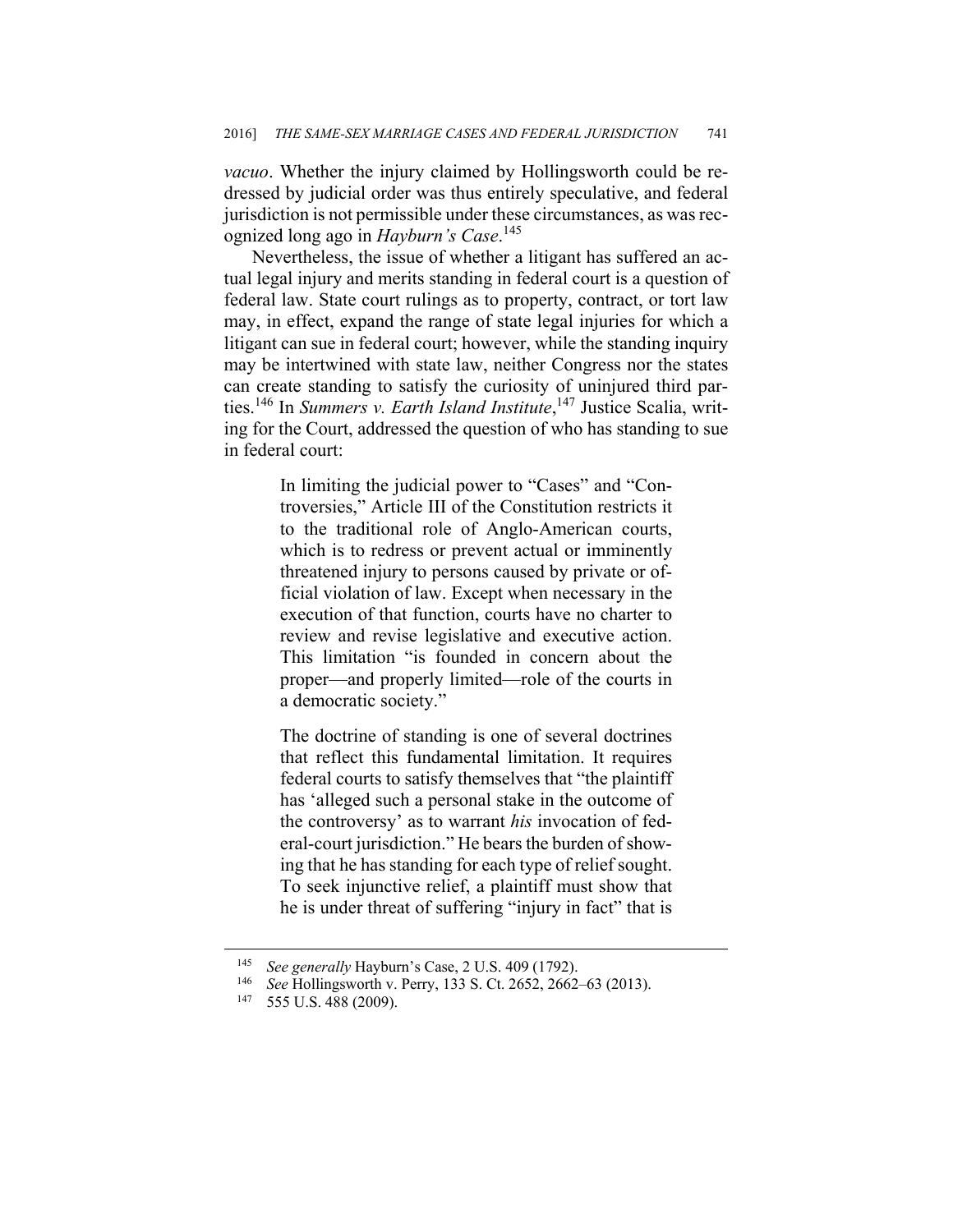*vacuo*. Whether the injury claimed by Hollingsworth could be redressed by judicial order was thus entirely speculative, and federal jurisdiction is not permissible under these circumstances, as was recognized long ago in *Hayburn's Case*.[145]

Nevertheless, the issue of whether a litigant has suffered an actual legal injury and merits standing in federal court is a question of federal law. State court rulings as to property, contract, or tort law may, in effect, expand the range of state legal injuries for which a litigant can sue in federal court; however, while the standing inquiry may be intertwined with state law, neither Congress nor the states can create standing to satisfy the curiosity of uninjured third parties.[146] In *Summers v. Earth Island Institute*,[147] Justice Scalia, writing for the Court, addressed the question of who has standing to sue in federal court:

> In limiting the judicial power to "Cases" and "Controversies," Article III of the Constitution restricts it to the traditional role of Anglo-American courts, which is to redress or prevent actual or imminently threatened injury to persons caused by private or official violation of law. Except when necessary in the execution of that function, courts have no charter to review and revise legislative and executive action. This limitation "is founded in concern about the proper—and properly limited—role of the courts in a democratic society."
>
> The doctrine of standing is one of several doctrines that reflect this fundamental limitation. It requires federal courts to satisfy themselves that "the plaintiff has 'alleged such a personal stake in the outcome of the controversy' as to warrant *his* invocation of federal-court jurisdiction." He bears the burden of showing that he has standing for each type of relief sought. To seek injunctive relief, a plaintiff must show that he is under threat of suffering "injury in fact" that is

---

[145] *See generally* Hayburn's Case, 2 U.S. 409 (1792).

[146] *See* Hollingsworth v. Perry, 133 S. Ct. 2652, 2662–63 (2013).

[147] 555 U.S. 488 (2009).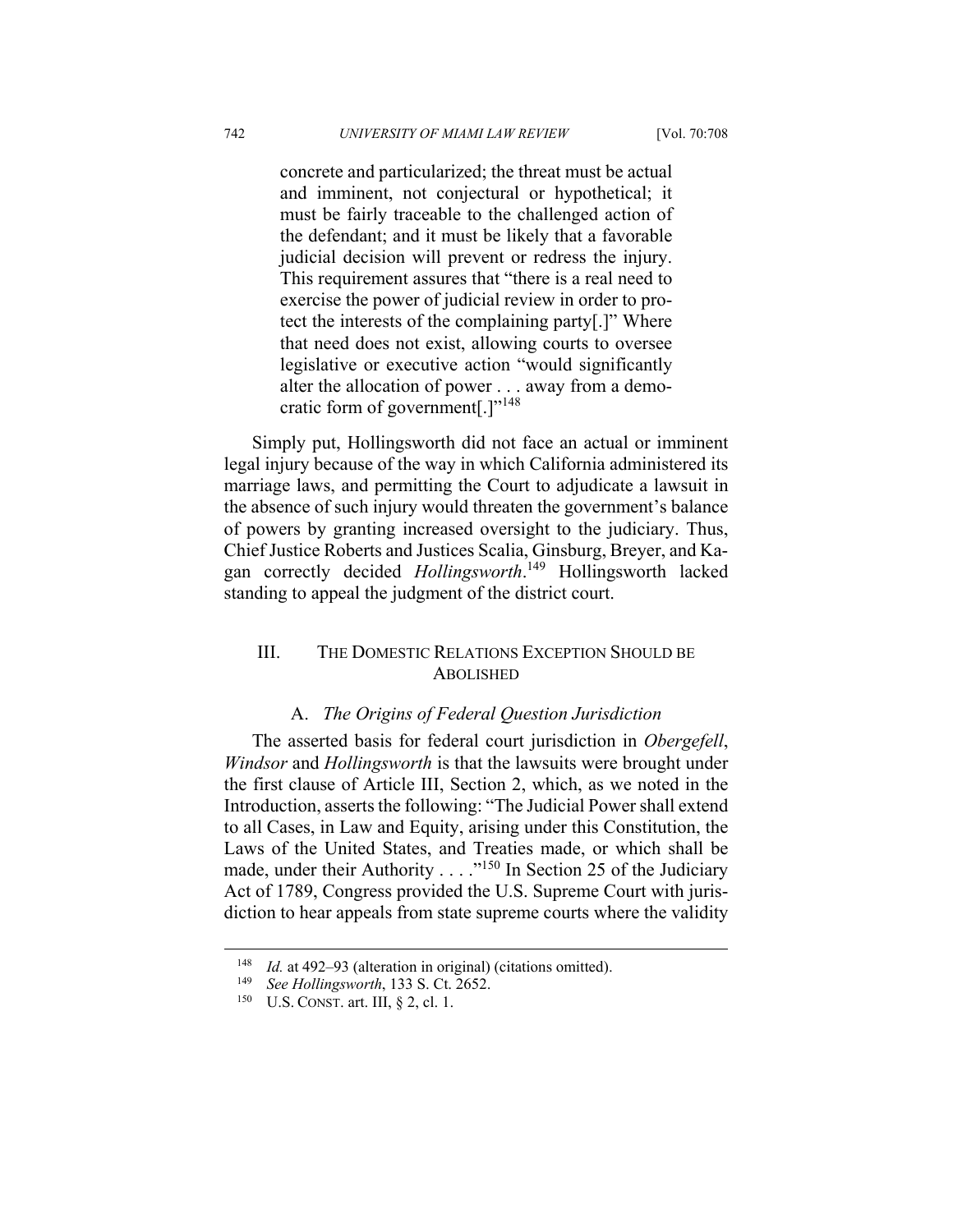> concrete and particularized; the threat must be actual and imminent, not conjectural or hypothetical; it must be fairly traceable to the challenged action of the defendant; and it must be likely that a favorable judicial decision will prevent or redress the injury. This requirement assures that "there is a real need to exercise the power of judicial review in order to protect the interests of the complaining party[.]" Where that need does not exist, allowing courts to oversee legislative or executive action "would significantly alter the allocation of power . . . away from a democratic form of government[.]"[148]

Simply put, Hollingsworth did not face an actual or imminent legal injury because of the way in which California administered its marriage laws, and permitting the Court to adjudicate a lawsuit in the absence of such injury would threaten the government's balance of powers by granting increased oversight to the judiciary. Thus, Chief Justice Roberts and Justices Scalia, Ginsburg, Breyer, and Kagan correctly decided *Hollingsworth*.[149] Hollingsworth lacked standing to appeal the judgment of the district court.

## III. The Domestic Relations Exception Should be Abolished

### A. *The Origins of Federal Question Jurisdiction*

The asserted basis for federal court jurisdiction in *Obergefell*, *Windsor* and *Hollingsworth* is that the lawsuits were brought under the first clause of Article III, Section 2, which, as we noted in the Introduction, asserts the following: "The Judicial Power shall extend to all Cases, in Law and Equity, arising under this Constitution, the Laws of the United States, and Treaties made, or which shall be made, under their Authority . . . ."[150] In Section 25 of the Judiciary Act of 1789, Congress provided the U.S. Supreme Court with jurisdiction to hear appeals from state supreme courts where the validity

---

[148] *Id.* at 492–93 (alteration in original) (citations omitted).

[149] *See Hollingsworth*, 133 S. Ct. 2652.

[150] U.S. Const. art. III, § 2, cl. 1.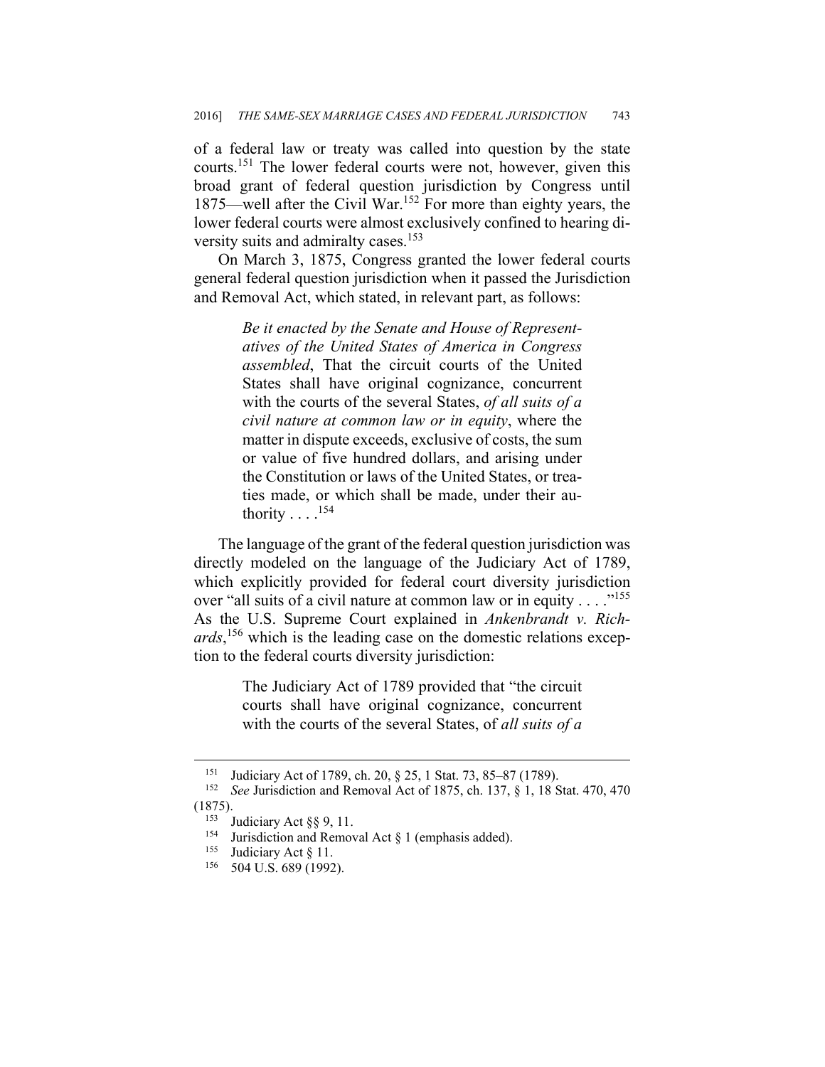of a federal law or treaty was called into question by the state courts.[151] The lower federal courts were not, however, given this broad grant of federal question jurisdiction by Congress until 1875—well after the Civil War.[152] For more than eighty years, the lower federal courts were almost exclusively confined to hearing diversity suits and admiralty cases.[153]

On March 3, 1875, Congress granted the lower federal courts general federal question jurisdiction when it passed the Jurisdiction and Removal Act, which stated, in relevant part, as follows:

> *Be it enacted by the Senate and House of Representatives of the United States of America in Congress assembled*, That the circuit courts of the United States shall have original cognizance, concurrent with the courts of the several States, *of all suits of a civil nature at common law or in equity*, where the matter in dispute exceeds, exclusive of costs, the sum or value of five hundred dollars, and arising under the Constitution or laws of the United States, or treaties made, or which shall be made, under their authority . . . .[154]

The language of the grant of the federal question jurisdiction was directly modeled on the language of the Judiciary Act of 1789, which explicitly provided for federal court diversity jurisdiction over "all suits of a civil nature at common law or in equity . . . ."[155] As the U.S. Supreme Court explained in *Ankenbrandt v. Richards*,[156] which is the leading case on the domestic relations exception to the federal courts diversity jurisdiction:

> The Judiciary Act of 1789 provided that "the circuit courts shall have original cognizance, concurrent with the courts of the several States, of *all suits of a*

---

[151] Judiciary Act of 1789, ch. 20, § 25, 1 Stat. 73, 85–87 (1789).

[152] *See* Jurisdiction and Removal Act of 1875, ch. 137, § 1, 18 Stat. 470, 470 (1875).

[153] Judiciary Act §§ 9, 11.

[154] Jurisdiction and Removal Act § 1 (emphasis added).

[155] Judiciary Act § 11.

[156] 504 U.S. 689 (1992).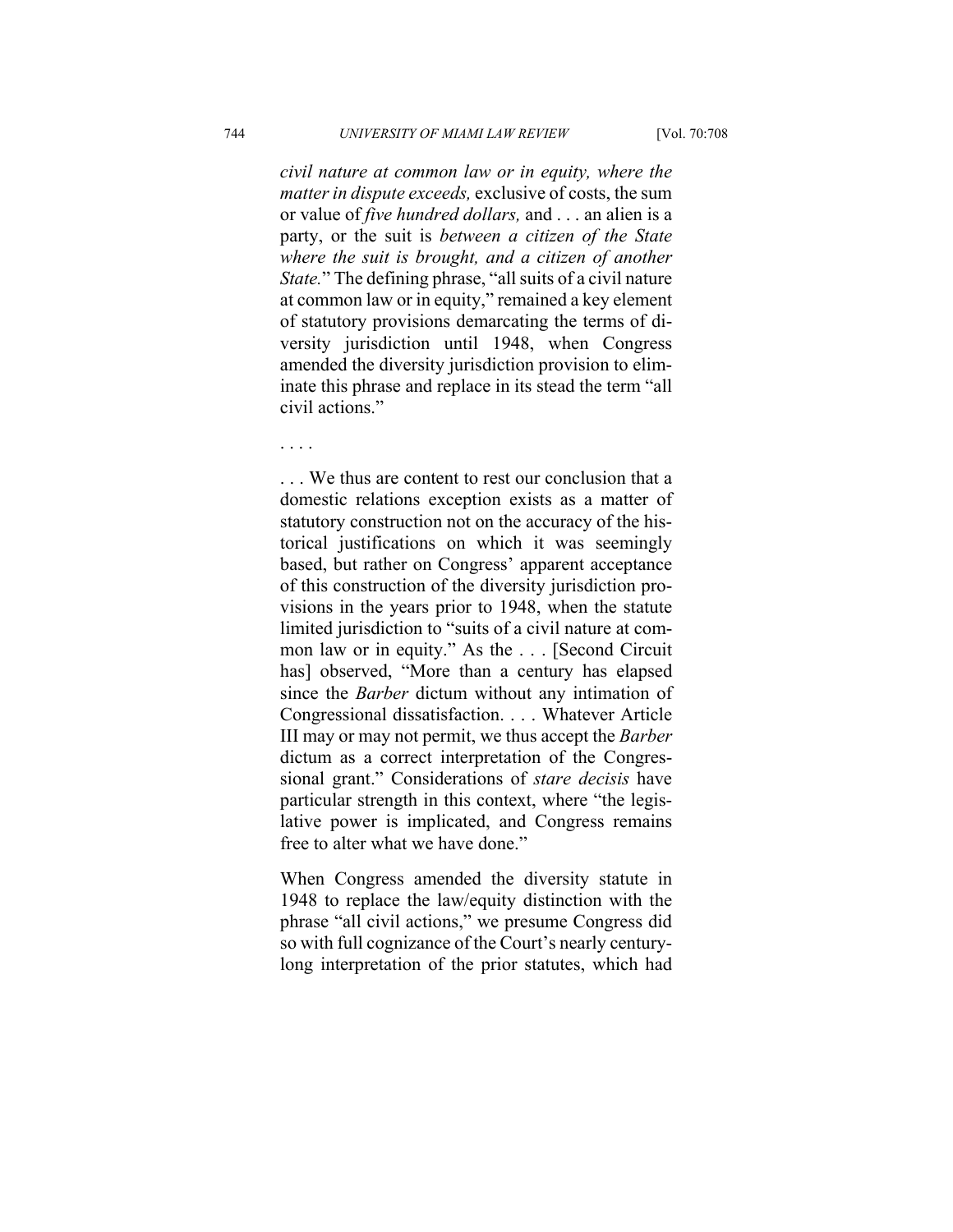*civil nature at common law or in equity, where the matter in dispute exceeds,* exclusive of costs, the sum or value of *five hundred dollars,* and . . . an alien is a party, or the suit is *between a citizen of the State where the suit is brought, and a citizen of another State.*" The defining phrase, "all suits of a civil nature at common law or in equity," remained a key element of statutory provisions demarcating the terms of diversity jurisdiction until 1948, when Congress amended the diversity jurisdiction provision to eliminate this phrase and replace in its stead the term "all civil actions."

. . . .

. . . We thus are content to rest our conclusion that a domestic relations exception exists as a matter of statutory construction not on the accuracy of the historical justifications on which it was seemingly based, but rather on Congress' apparent acceptance of this construction of the diversity jurisdiction provisions in the years prior to 1948, when the statute limited jurisdiction to "suits of a civil nature at common law or in equity." As the . . . [Second Circuit has] observed, "More than a century has elapsed since the *Barber* dictum without any intimation of Congressional dissatisfaction. . . . Whatever Article III may or may not permit, we thus accept the *Barber* dictum as a correct interpretation of the Congressional grant." Considerations of *stare decisis* have particular strength in this context, where "the legislative power is implicated, and Congress remains free to alter what we have done."

When Congress amended the diversity statute in 1948 to replace the law/equity distinction with the phrase "all civil actions," we presume Congress did so with full cognizance of the Court's nearly century-long interpretation of the prior statutes, which had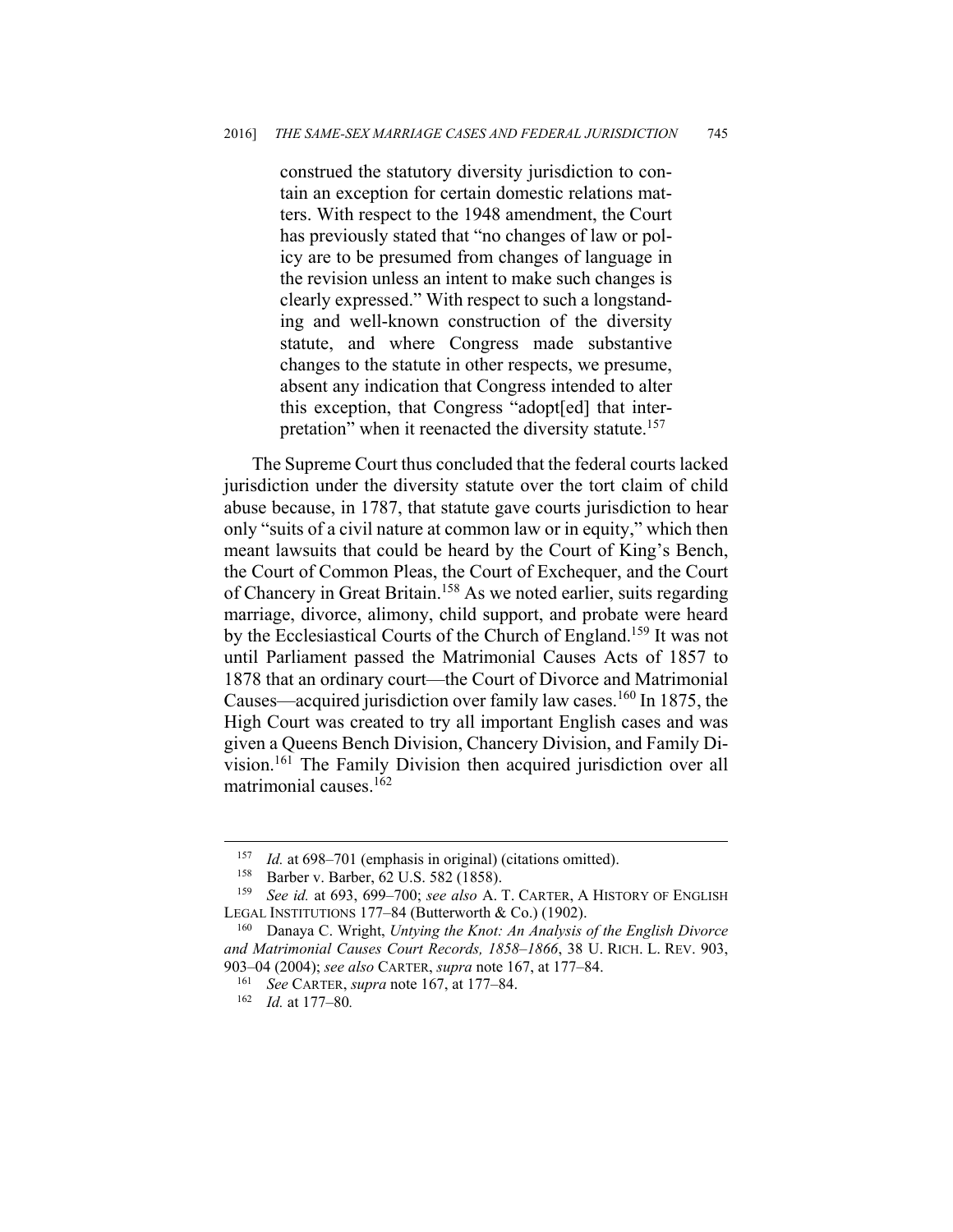> construed the statutory diversity jurisdiction to contain an exception for certain domestic relations matters. With respect to the 1948 amendment, the Court has previously stated that "no changes of law or policy are to be presumed from changes of language in the revision unless an intent to make such changes is clearly expressed." With respect to such a longstanding and well-known construction of the diversity statute, and where Congress made substantive changes to the statute in other respects, we presume, absent any indication that Congress intended to alter this exception, that Congress "adopt[ed] that interpretation" when it reenacted the diversity statute.[157]

The Supreme Court thus concluded that the federal courts lacked jurisdiction under the diversity statute over the tort claim of child abuse because, in 1787, that statute gave courts jurisdiction to hear only "suits of a civil nature at common law or in equity," which then meant lawsuits that could be heard by the Court of King's Bench, the Court of Common Pleas, the Court of Exchequer, and the Court of Chancery in Great Britain.[158] As we noted earlier, suits regarding marriage, divorce, alimony, child support, and probate were heard by the Ecclesiastical Courts of the Church of England.[159] It was not until Parliament passed the Matrimonial Causes Acts of 1857 to 1878 that an ordinary court—the Court of Divorce and Matrimonial Causes—acquired jurisdiction over family law cases.[160] In 1875, the High Court was created to try all important English cases and was given a Queens Bench Division, Chancery Division, and Family Division.[161] The Family Division then acquired jurisdiction over all matrimonial causes.[162]

---

[157] *Id.* at 698–701 (emphasis in original) (citations omitted).

[158] Barber v. Barber, 62 U.S. 582 (1858).

[159] *See id.* at 693, 699–700; *see also* A. T. CARTER, A HISTORY OF ENGLISH LEGAL INSTITUTIONS 177–84 (Butterworth & Co.) (1902).

[160] Danaya C. Wright, *Untying the Knot: An Analysis of the English Divorce and Matrimonial Causes Court Records, 1858–1866*, 38 U. RICH. L. REV. 903, 903–04 (2004); *see also* CARTER, *supra* note 167, at 177–84.

[161] *See* CARTER, *supra* note 167, at 177–84.

[162] *Id.* at 177–80.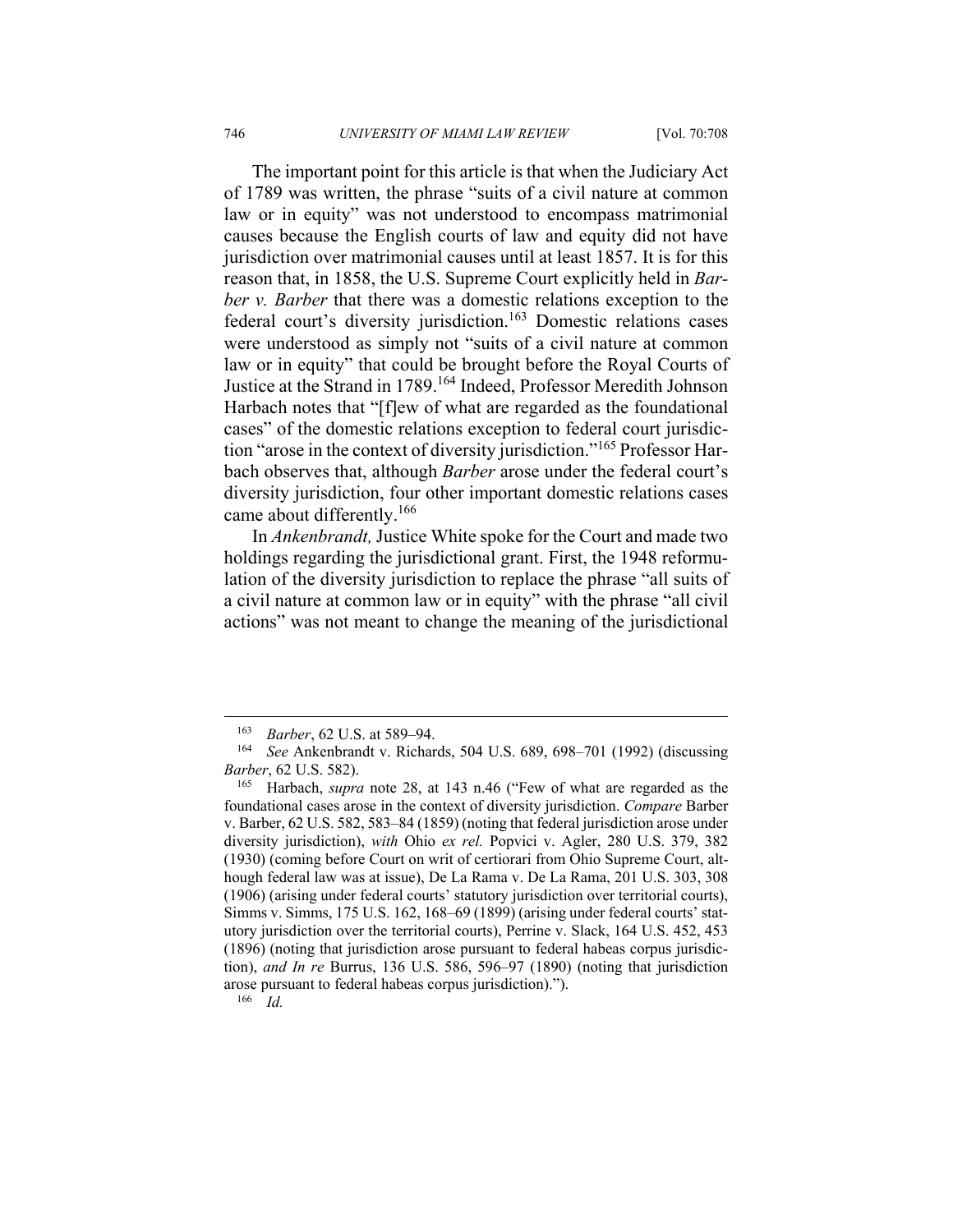The important point for this article is that when the Judiciary Act of 1789 was written, the phrase "suits of a civil nature at common law or in equity" was not understood to encompass matrimonial causes because the English courts of law and equity did not have jurisdiction over matrimonial causes until at least 1857. It is for this reason that, in 1858, the U.S. Supreme Court explicitly held in *Barber v. Barber* that there was a domestic relations exception to the federal court's diversity jurisdiction.[163] Domestic relations cases were understood as simply not "suits of a civil nature at common law or in equity" that could be brought before the Royal Courts of Justice at the Strand in 1789.[164] Indeed, Professor Meredith Johnson Harbach notes that "[f]ew of what are regarded as the foundational cases" of the domestic relations exception to federal court jurisdiction "arose in the context of diversity jurisdiction."[165] Professor Harbach observes that, although *Barber* arose under the federal court's diversity jurisdiction, four other important domestic relations cases came about differently.[166]

In *Ankenbrandt,* Justice White spoke for the Court and made two holdings regarding the jurisdictional grant. First, the 1948 reformulation of the diversity jurisdiction to replace the phrase "all suits of a civil nature at common law or in equity" with the phrase "all civil actions" was not meant to change the meaning of the jurisdictional

---

[163] *Barber*, 62 U.S. at 589–94.

[164] *See* Ankenbrandt v. Richards, 504 U.S. 689, 698–701 (1992) (discussing *Barber*, 62 U.S. 582).

[165] Harbach, *supra* note 28, at 143 n.46 ("Few of what are regarded as the foundational cases arose in the context of diversity jurisdiction. *Compare* Barber v. Barber, 62 U.S. 582, 583–84 (1859) (noting that federal jurisdiction arose under diversity jurisdiction), *with* Ohio *ex rel.* Popvici v. Agler, 280 U.S. 379, 382 (1930) (coming before Court on writ of certiorari from Ohio Supreme Court, although federal law was at issue), De La Rama v. De La Rama, 201 U.S. 303, 308 (1906) (arising under federal courts' statutory jurisdiction over territorial courts), Simms v. Simms, 175 U.S. 162, 168–69 (1899) (arising under federal courts' statutory jurisdiction over the territorial courts), Perrine v. Slack, 164 U.S. 452, 453 (1896) (noting that jurisdiction arose pursuant to federal habeas corpus jurisdiction), *and In re* Burrus, 136 U.S. 586, 596–97 (1890) (noting that jurisdiction arose pursuant to federal habeas corpus jurisdiction).").

[166] *Id.*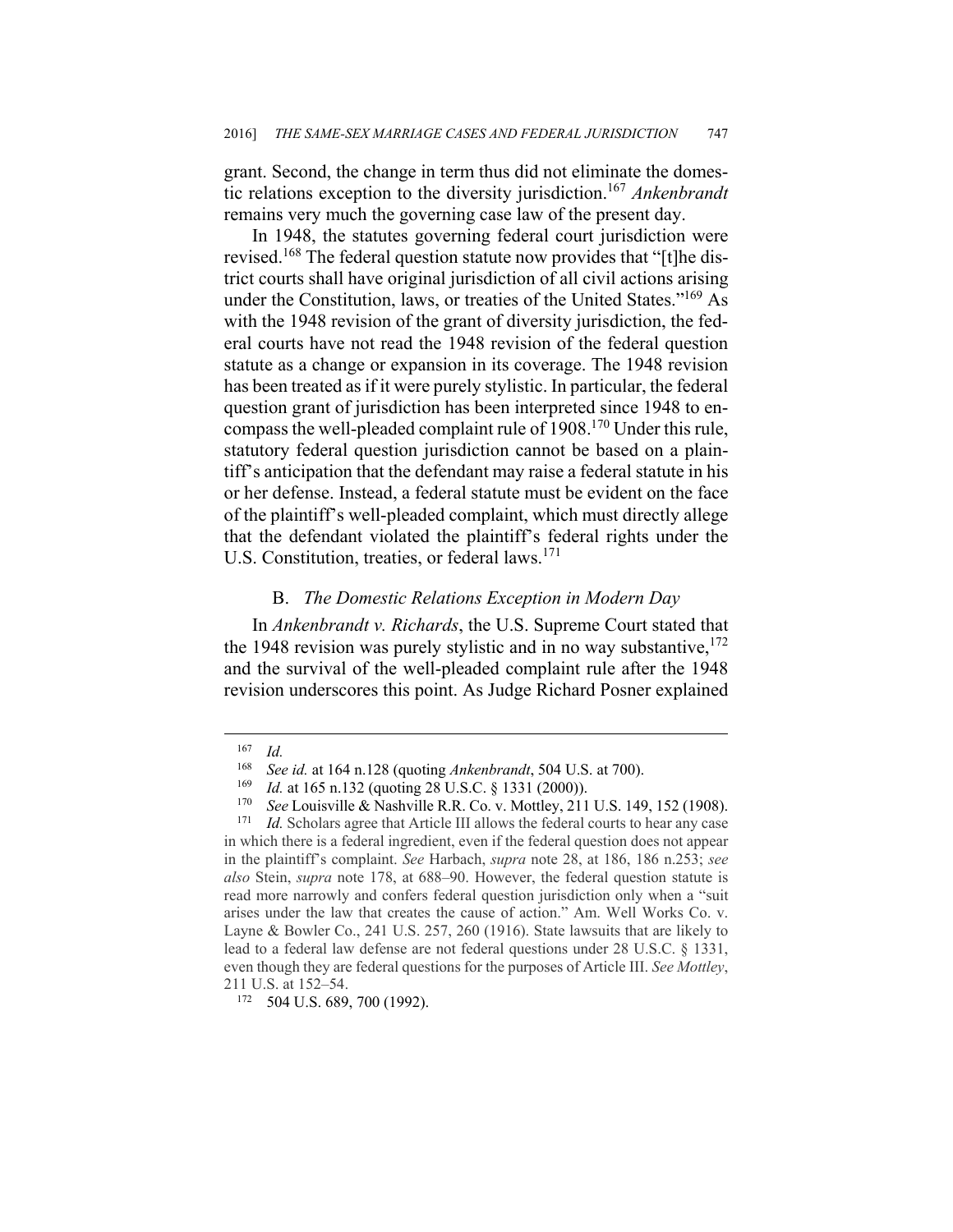grant. Second, the change in term thus did not eliminate the domestic relations exception to the diversity jurisdiction.[167] *Ankenbrandt* remains very much the governing case law of the present day.

In 1948, the statutes governing federal court jurisdiction were revised.[168] The federal question statute now provides that "[t]he district courts shall have original jurisdiction of all civil actions arising under the Constitution, laws, or treaties of the United States."[169] As with the 1948 revision of the grant of diversity jurisdiction, the federal courts have not read the 1948 revision of the federal question statute as a change or expansion in its coverage. The 1948 revision has been treated as if it were purely stylistic. In particular, the federal question grant of jurisdiction has been interpreted since 1948 to encompass the well-pleaded complaint rule of 1908.[170] Under this rule, statutory federal question jurisdiction cannot be based on a plaintiff's anticipation that the defendant may raise a federal statute in his or her defense. Instead, a federal statute must be evident on the face of the plaintiff's well-pleaded complaint, which must directly allege that the defendant violated the plaintiff's federal rights under the U.S. Constitution, treaties, or federal laws.[171]

### B. *The Domestic Relations Exception in Modern Day*

In *Ankenbrandt v. Richards*, the U.S. Supreme Court stated that the 1948 revision was purely stylistic and in no way substantive,[172] and the survival of the well-pleaded complaint rule after the 1948 revision underscores this point. As Judge Richard Posner explained

---

[167] *Id.*

[168] *See id.* at 164 n.128 (quoting *Ankenbrandt*, 504 U.S. at 700).

[169] *Id.* at 165 n.132 (quoting 28 U.S.C. § 1331 (2000)).

[170] *See* Louisville & Nashville R.R. Co. v. Mottley, 211 U.S. 149, 152 (1908).

[171] *Id.* Scholars agree that Article III allows the federal courts to hear any case in which there is a federal ingredient, even if the federal question does not appear in the plaintiff's complaint. *See* Harbach, *supra* note 28, at 186, 186 n.253; *see also* Stein, *supra* note 178, at 688–90. However, the federal question statute is read more narrowly and confers federal question jurisdiction only when a "suit arises under the law that creates the cause of action." Am. Well Works Co. v. Layne & Bowler Co., 241 U.S. 257, 260 (1916). State lawsuits that are likely to lead to a federal law defense are not federal questions under 28 U.S.C. § 1331, even though they are federal questions for the purposes of Article III. *See Mottley*, 211 U.S. at 152–54.

[172] 504 U.S. 689, 700 (1992).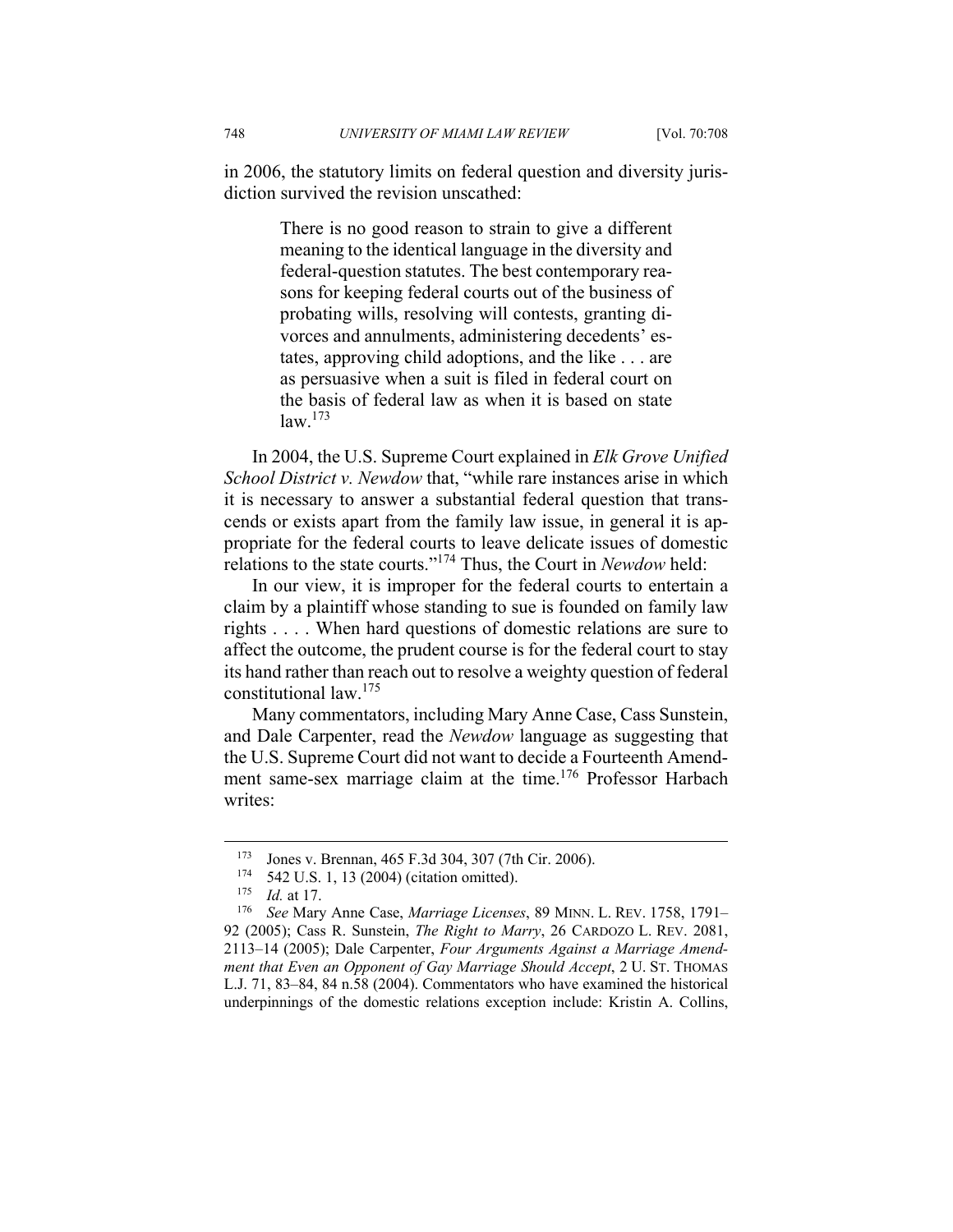in 2006, the statutory limits on federal question and diversity jurisdiction survived the revision unscathed:

> There is no good reason to strain to give a different meaning to the identical language in the diversity and federal-question statutes. The best contemporary reasons for keeping federal courts out of the business of probating wills, resolving will contests, granting divorces and annulments, administering decedents' estates, approving child adoptions, and the like . . . are as persuasive when a suit is filed in federal court on the basis of federal law as when it is based on state law.[173]

In 2004, the U.S. Supreme Court explained in *Elk Grove Unified School District v. Newdow* that, "while rare instances arise in which it is necessary to answer a substantial federal question that transcends or exists apart from the family law issue, in general it is appropriate for the federal courts to leave delicate issues of domestic relations to the state courts."[174] Thus, the Court in *Newdow* held:

In our view, it is improper for the federal courts to entertain a claim by a plaintiff whose standing to sue is founded on family law rights . . . . When hard questions of domestic relations are sure to affect the outcome, the prudent course is for the federal court to stay its hand rather than reach out to resolve a weighty question of federal constitutional law.[175]

Many commentators, including Mary Anne Case, Cass Sunstein, and Dale Carpenter, read the *Newdow* language as suggesting that the U.S. Supreme Court did not want to decide a Fourteenth Amendment same-sex marriage claim at the time.[176] Professor Harbach writes:

---

[173] Jones v. Brennan, 465 F.3d 304, 307 (7th Cir. 2006).

[174] 542 U.S. 1, 13 (2004) (citation omitted).

[175] *Id.* at 17.

[176] *See* Mary Anne Case, *Marriage Licenses*, 89 MINN. L. REV. 1758, 1791–92 (2005); Cass R. Sunstein, *The Right to Marry*, 26 CARDOZO L. REV. 2081, 2113–14 (2005); Dale Carpenter, *Four Arguments Against a Marriage Amendment that Even an Opponent of Gay Marriage Should Accept*, 2 U. ST. THOMAS L.J. 71, 83–84, 84 n.58 (2004). Commentators who have examined the historical underpinnings of the domestic relations exception include: Kristin A. Collins,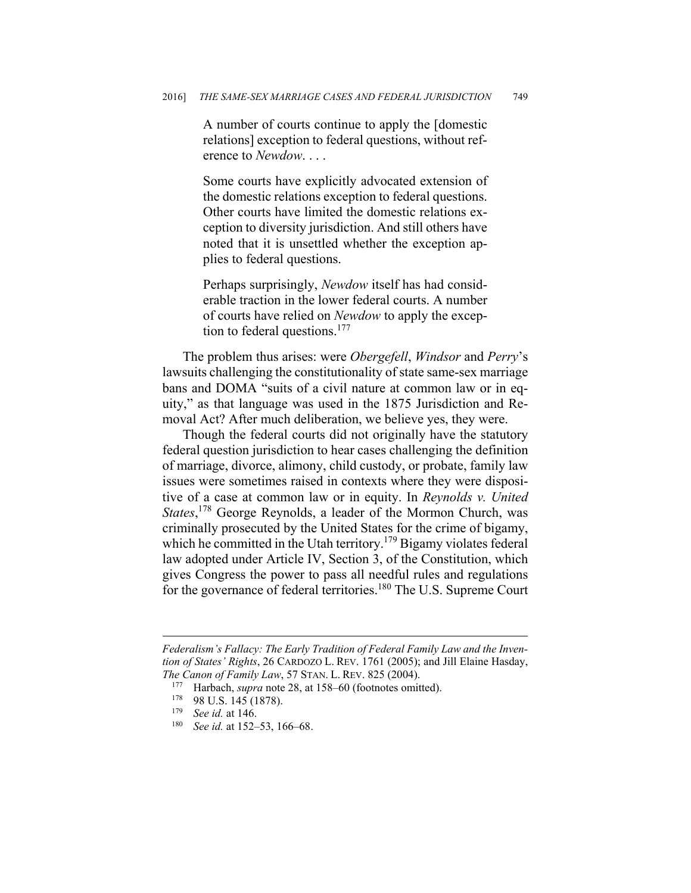> A number of courts continue to apply the [domestic relations] exception to federal questions, without reference to *Newdow*. . . .
>
> Some courts have explicitly advocated extension of the domestic relations exception to federal questions. Other courts have limited the domestic relations exception to diversity jurisdiction. And still others have noted that it is unsettled whether the exception applies to federal questions.
>
> Perhaps surprisingly, *Newdow* itself has had considerable traction in the lower federal courts. A number of courts have relied on *Newdow* to apply the exception to federal questions.[177]

The problem thus arises: were *Obergefell*, *Windsor* and *Perry*'s lawsuits challenging the constitutionality of state same-sex marriage bans and DOMA "suits of a civil nature at common law or in equity," as that language was used in the 1875 Jurisdiction and Removal Act? After much deliberation, we believe yes, they were.

Though the federal courts did not originally have the statutory federal question jurisdiction to hear cases challenging the definition of marriage, divorce, alimony, child custody, or probate, family law issues were sometimes raised in contexts where they were dispositive of a case at common law or in equity. In *Reynolds v. United States*,[178] George Reynolds, a leader of the Mormon Church, was criminally prosecuted by the United States for the crime of bigamy, which he committed in the Utah territory.[179] Bigamy violates federal law adopted under Article IV, Section 3, of the Constitution, which gives Congress the power to pass all needful rules and regulations for the governance of federal territories.[180] The U.S. Supreme Court

---

*Federalism's Fallacy: The Early Tradition of Federal Family Law and the Invention of States' Rights*, 26 CARDOZO L. REV. 1761 (2005); and Jill Elaine Hasday, *The Canon of Family Law*, 57 STAN. L. REV. 825 (2004).

[177] Harbach, *supra* note 28, at 158–60 (footnotes omitted).

[178] 98 U.S. 145 (1878).

[179] *See id.* at 146.

[180] *See id.* at 152–53, 166–68.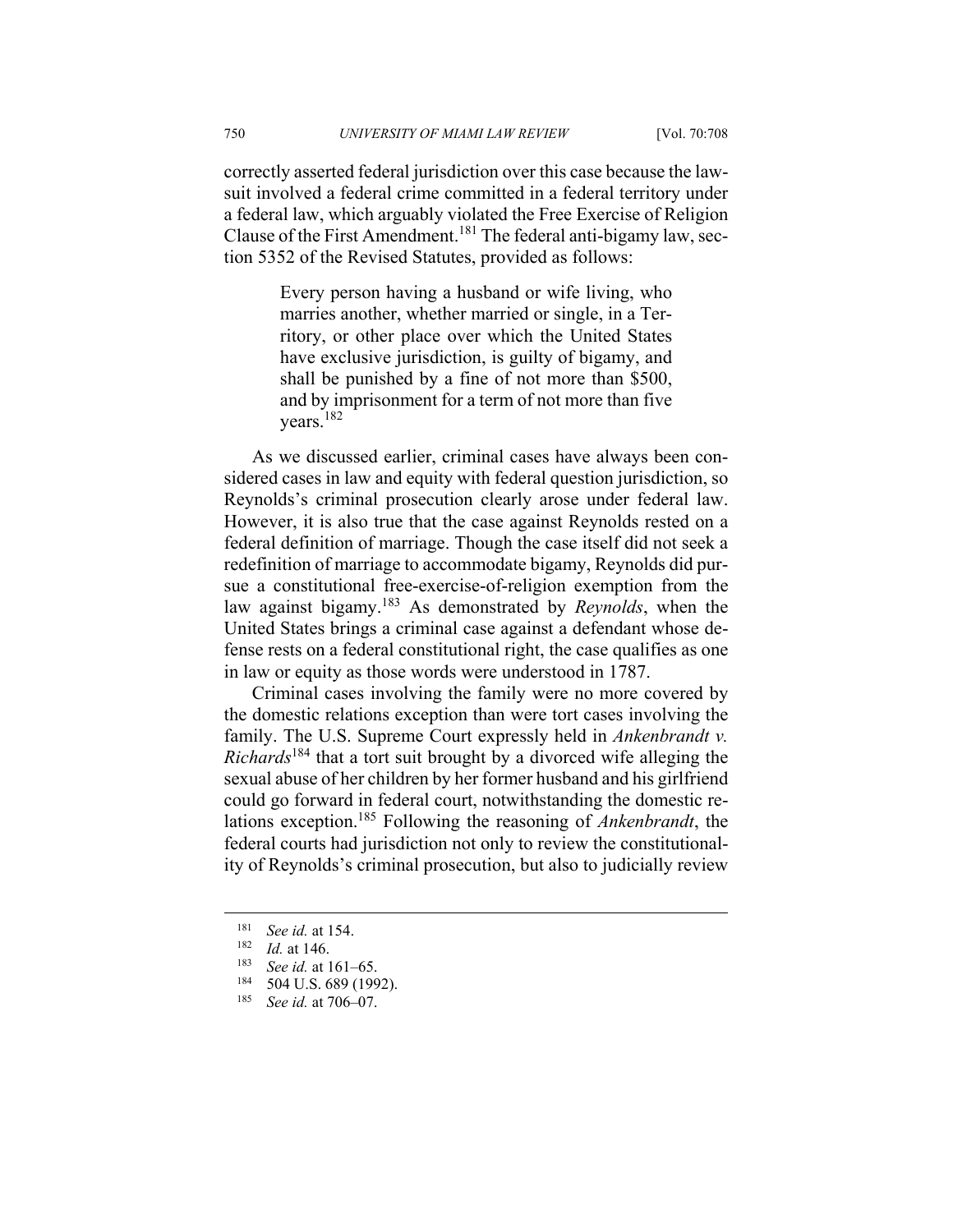correctly asserted federal jurisdiction over this case because the lawsuit involved a federal crime committed in a federal territory under a federal law, which arguably violated the Free Exercise of Religion Clause of the First Amendment.[181] The federal anti-bigamy law, section 5352 of the Revised Statutes, provided as follows:

> Every person having a husband or wife living, who marries another, whether married or single, in a Territory, or other place over which the United States have exclusive jurisdiction, is guilty of bigamy, and shall be punished by a fine of not more than $500, and by imprisonment for a term of not more than five years.[182]

As we discussed earlier, criminal cases have always been considered cases in law and equity with federal question jurisdiction, so Reynolds's criminal prosecution clearly arose under federal law. However, it is also true that the case against Reynolds rested on a federal definition of marriage. Though the case itself did not seek a redefinition of marriage to accommodate bigamy, Reynolds did pursue a constitutional free-exercise-of-religion exemption from the law against bigamy.[183] As demonstrated by *Reynolds*, when the United States brings a criminal case against a defendant whose defense rests on a federal constitutional right, the case qualifies as one in law or equity as those words were understood in 1787.

Criminal cases involving the family were no more covered by the domestic relations exception than were tort cases involving the family. The U.S. Supreme Court expressly held in *Ankenbrandt v. Richards*[184] that a tort suit brought by a divorced wife alleging the sexual abuse of her children by her former husband and his girlfriend could go forward in federal court, notwithstanding the domestic relations exception.[185] Following the reasoning of *Ankenbrandt*, the federal courts had jurisdiction not only to review the constitutionality of Reynolds's criminal prosecution, but also to judicially review

---

[181] *See id.* at 154.

[182] *Id.* at 146.

[183] *See id.* at 161–65.

[184] 504 U.S. 689 (1992).

[185] *See id.* at 706–07.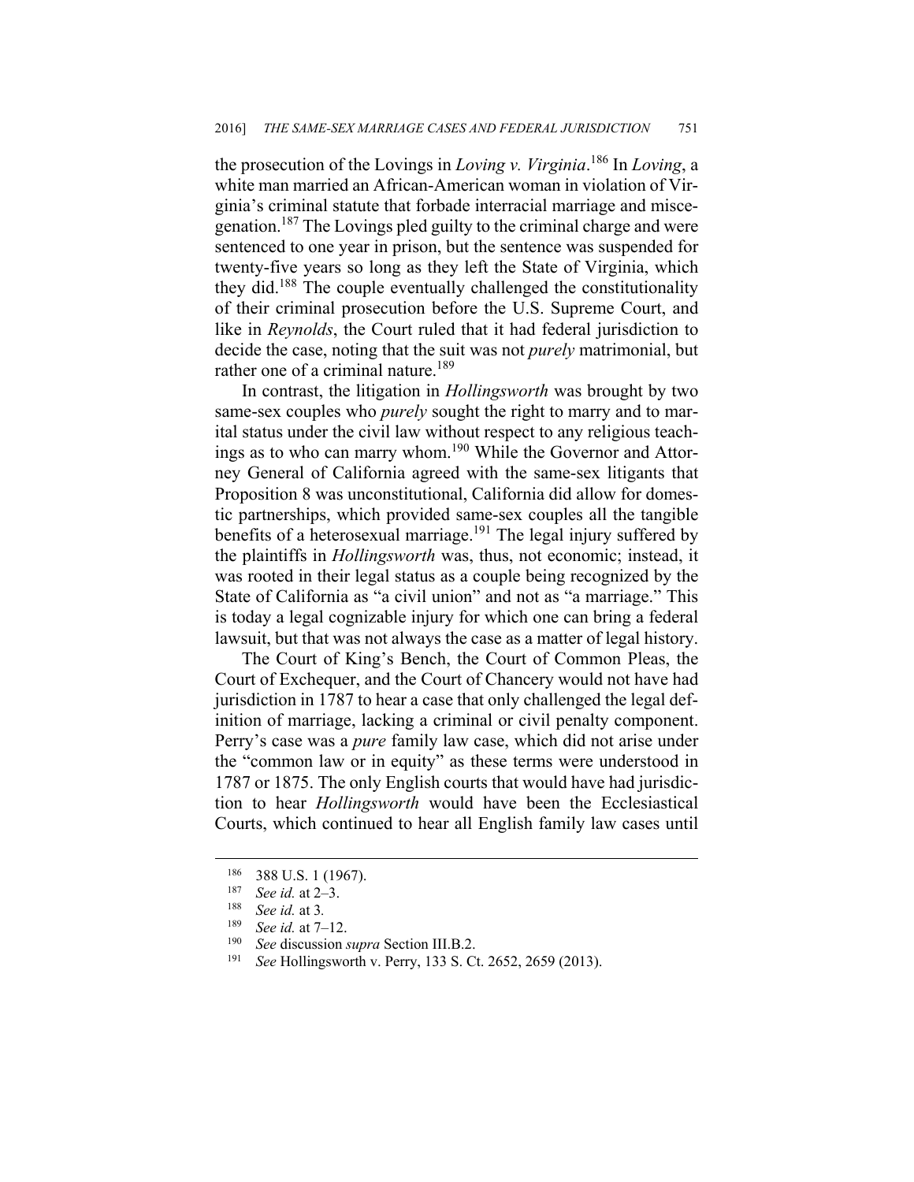the prosecution of the Lovings in *Loving v. Virginia*.[186] In *Loving*, a white man married an African-American woman in violation of Virginia's criminal statute that forbade interracial marriage and miscegenation.[187] The Lovings pled guilty to the criminal charge and were sentenced to one year in prison, but the sentence was suspended for twenty-five years so long as they left the State of Virginia, which they did.[188] The couple eventually challenged the constitutionality of their criminal prosecution before the U.S. Supreme Court, and like in *Reynolds*, the Court ruled that it had federal jurisdiction to decide the case, noting that the suit was not *purely* matrimonial, but rather one of a criminal nature.[189]

In contrast, the litigation in *Hollingsworth* was brought by two same-sex couples who *purely* sought the right to marry and to marital status under the civil law without respect to any religious teachings as to who can marry whom.[190] While the Governor and Attorney General of California agreed with the same-sex litigants that Proposition 8 was unconstitutional, California did allow for domestic partnerships, which provided same-sex couples all the tangible benefits of a heterosexual marriage.[191] The legal injury suffered by the plaintiffs in *Hollingsworth* was, thus, not economic; instead, it was rooted in their legal status as a couple being recognized by the State of California as "a civil union" and not as "a marriage." This is today a legal cognizable injury for which one can bring a federal lawsuit, but that was not always the case as a matter of legal history.

The Court of King's Bench, the Court of Common Pleas, the Court of Exchequer, and the Court of Chancery would not have had jurisdiction in 1787 to hear a case that only challenged the legal definition of marriage, lacking a criminal or civil penalty component. Perry's case was a *pure* family law case, which did not arise under the "common law or in equity" as these terms were understood in 1787 or 1875. The only English courts that would have had jurisdiction to hear *Hollingsworth* would have been the Ecclesiastical Courts, which continued to hear all English family law cases until

---

[186] 388 U.S. 1 (1967).

[187] *See id.* at 2–3.

[188] *See id.* at 3.

[189] *See id.* at 7–12.

[190] *See* discussion *supra* Section III.B.2.

[191] *See* Hollingsworth v. Perry, 133 S. Ct. 2652, 2659 (2013).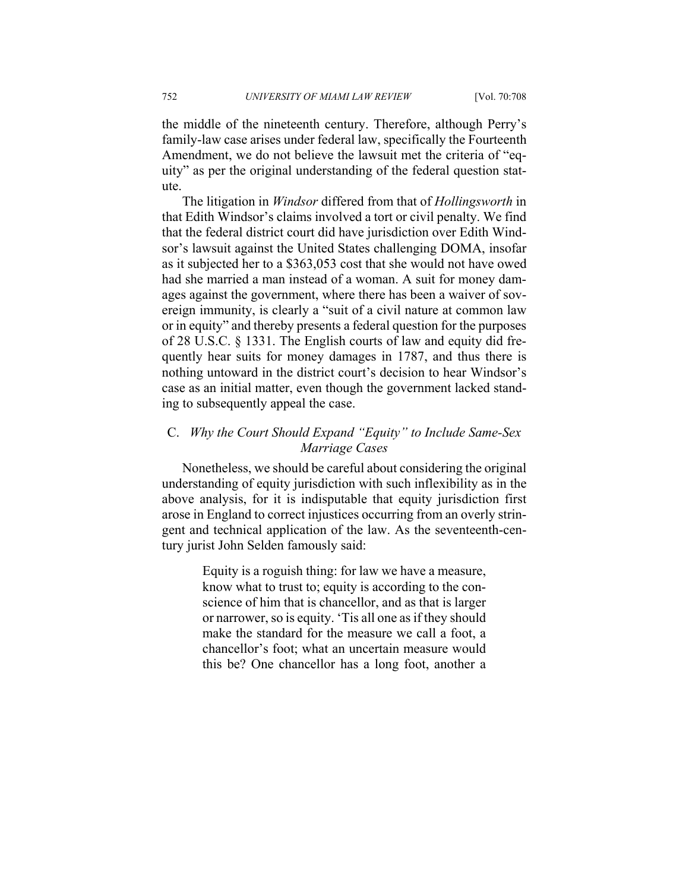the middle of the nineteenth century. Therefore, although Perry's family-law case arises under federal law, specifically the Fourteenth Amendment, we do not believe the lawsuit met the criteria of "equity" as per the original understanding of the federal question statute.

The litigation in *Windsor* differed from that of *Hollingsworth* in that Edith Windsor's claims involved a tort or civil penalty. We find that the federal district court did have jurisdiction over Edith Windsor's lawsuit against the United States challenging DOMA, insofar as it subjected her to a $363,053 cost that she would not have owed had she married a man instead of a woman. A suit for money damages against the government, where there has been a waiver of sovereign immunity, is clearly a "suit of a civil nature at common law or in equity" and thereby presents a federal question for the purposes of 28 U.S.C. § 1331. The English courts of law and equity did frequently hear suits for money damages in 1787, and thus there is nothing untoward in the district court's decision to hear Windsor's case as an initial matter, even though the government lacked standing to subsequently appeal the case.

### C. *Why the Court Should Expand "Equity" to Include Same-Sex Marriage Cases*

Nonetheless, we should be careful about considering the original understanding of equity jurisdiction with such inflexibility as in the above analysis, for it is indisputable that equity jurisdiction first arose in England to correct injustices occurring from an overly stringent and technical application of the law. As the seventeenth-century jurist John Selden famously said:

> Equity is a roguish thing: for law we have a measure, know what to trust to; equity is according to the conscience of him that is chancellor, and as that is larger or narrower, so is equity. 'Tis all one as if they should make the standard for the measure we call a foot, a chancellor's foot; what an uncertain measure would this be? One chancellor has a long foot, another a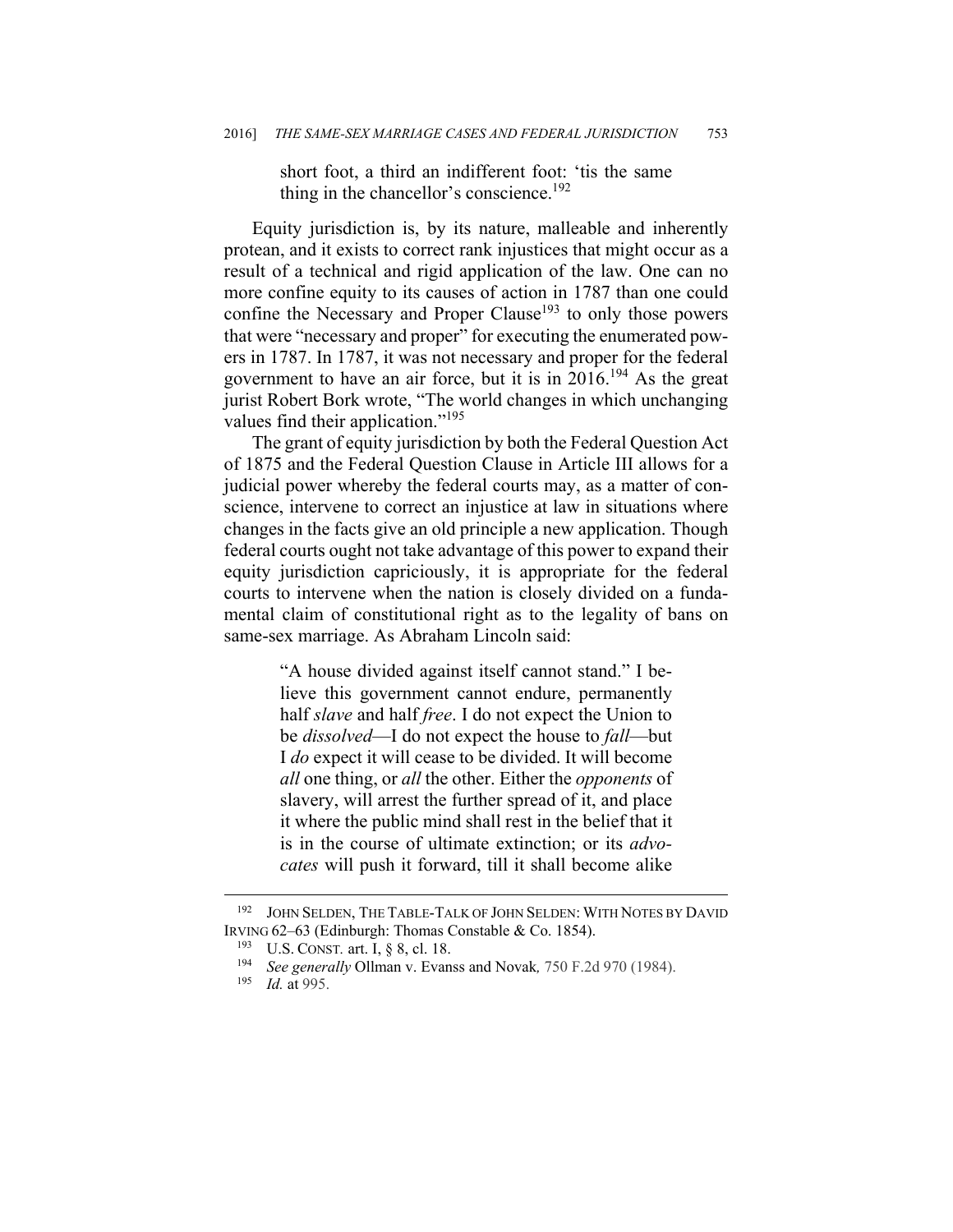> short foot, a third an indifferent foot: 'tis the same thing in the chancellor's conscience.[192]

Equity jurisdiction is, by its nature, malleable and inherently protean, and it exists to correct rank injustices that might occur as a result of a technical and rigid application of the law. One can no more confine equity to its causes of action in 1787 than one could confine the Necessary and Proper Clause[193] to only those powers that were "necessary and proper" for executing the enumerated powers in 1787. In 1787, it was not necessary and proper for the federal government to have an air force, but it is in 2016.[194] As the great jurist Robert Bork wrote, "The world changes in which unchanging values find their application."[195]

The grant of equity jurisdiction by both the Federal Question Act of 1875 and the Federal Question Clause in Article III allows for a judicial power whereby the federal courts may, as a matter of conscience, intervene to correct an injustice at law in situations where changes in the facts give an old principle a new application. Though federal courts ought not take advantage of this power to expand their equity jurisdiction capriciously, it is appropriate for the federal courts to intervene when the nation is closely divided on a fundamental claim of constitutional right as to the legality of bans on same-sex marriage. As Abraham Lincoln said:

> "A house divided against itself cannot stand." I believe this government cannot endure, permanently half *slave* and half *free*. I do not expect the Union to be *dissolved*—I do not expect the house to *fall*—but I *do* expect it will cease to be divided. It will become *all* one thing, or *all* the other. Either the *opponents* of slavery, will arrest the further spread of it, and place it where the public mind shall rest in the belief that it is in the course of ultimate extinction; or its *advocates* will push it forward, till it shall become alike

---

[192] JOHN SELDEN, THE TABLE-TALK OF JOHN SELDEN: WITH NOTES BY DAVID IRVING 62–63 (Edinburgh: Thomas Constable & Co. 1854).

[193] U.S. CONST. art. I, § 8, cl. 18.

[194] *See generally* Ollman v. Evanss and Novak*,* 750 F.2d 970 (1984).

[195] *Id.* at 995.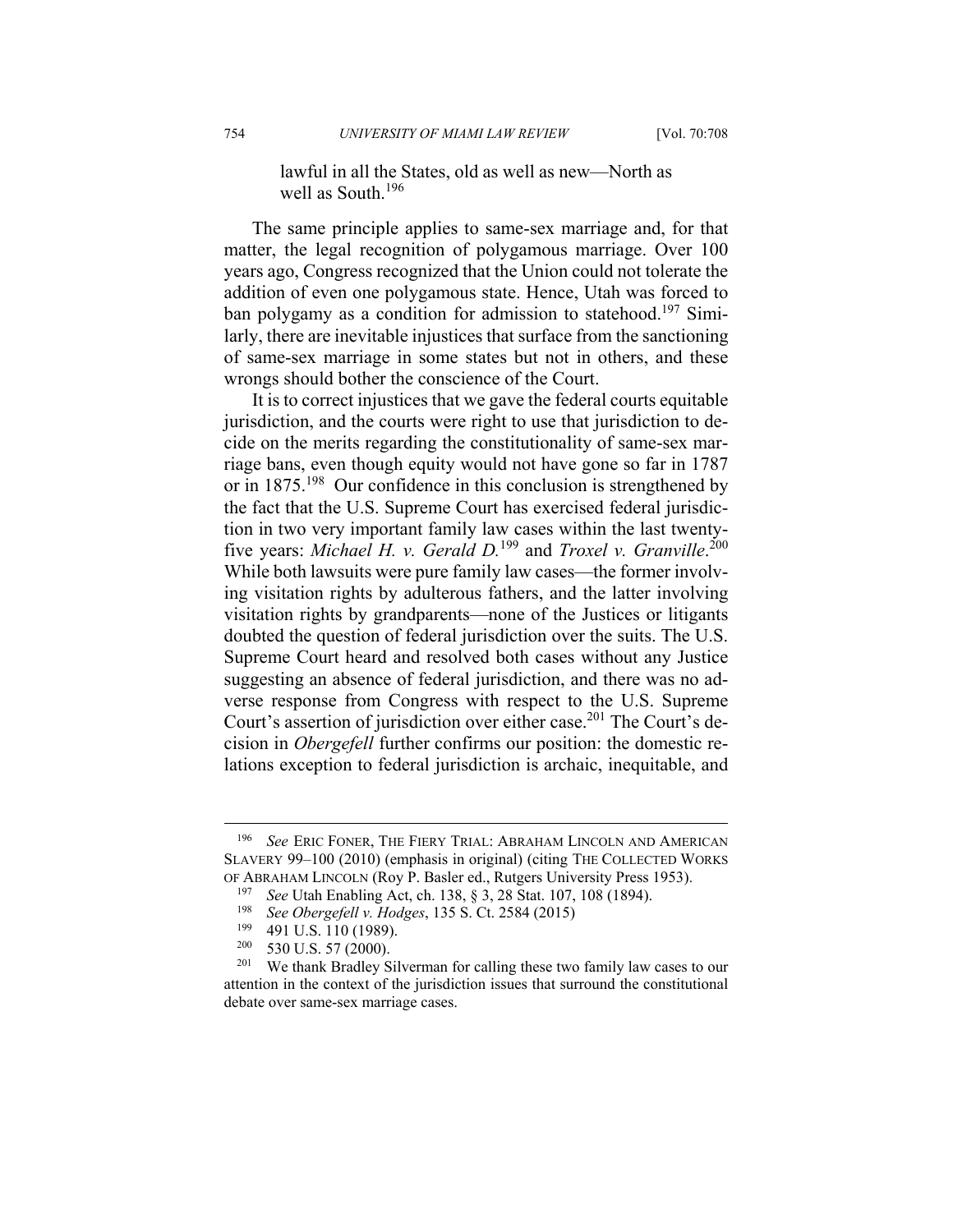> lawful in all the States, old as well as new—North as well as South.[196]

The same principle applies to same-sex marriage and, for that matter, the legal recognition of polygamous marriage. Over 100 years ago, Congress recognized that the Union could not tolerate the addition of even one polygamous state. Hence, Utah was forced to ban polygamy as a condition for admission to statehood.[197] Similarly, there are inevitable injustices that surface from the sanctioning of same-sex marriage in some states but not in others, and these wrongs should bother the conscience of the Court.

It is to correct injustices that we gave the federal courts equitable jurisdiction, and the courts were right to use that jurisdiction to decide on the merits regarding the constitutionality of same-sex marriage bans, even though equity would not have gone so far in 1787 or in 1875.[198] Our confidence in this conclusion is strengthened by the fact that the U.S. Supreme Court has exercised federal jurisdiction in two very important family law cases within the last twenty-five years: *Michael H. v. Gerald D.*[199] and *Troxel v. Granville*.[200] While both lawsuits were pure family law cases—the former involving visitation rights by adulterous fathers, and the latter involving visitation rights by grandparents—none of the Justices or litigants doubted the question of federal jurisdiction over the suits. The U.S. Supreme Court heard and resolved both cases without any Justice suggesting an absence of federal jurisdiction, and there was no adverse response from Congress with respect to the U.S. Supreme Court's assertion of jurisdiction over either case.[201] The Court's decision in *Obergefell* further confirms our position: the domestic relations exception to federal jurisdiction is archaic, inequitable, and

---

[196] *See* ERIC FONER, THE FIERY TRIAL: ABRAHAM LINCOLN AND AMERICAN SLAVERY 99–100 (2010) (emphasis in original) (citing THE COLLECTED WORKS OF ABRAHAM LINCOLN (Roy P. Basler ed., Rutgers University Press 1953).

[197] *See* Utah Enabling Act, ch. 138, § 3, 28 Stat. 107, 108 (1894).

[198] *See Obergefell v. Hodges*, 135 S. Ct. 2584 (2015)

[199] 491 U.S. 110 (1989).

[200] 530 U.S. 57 (2000).

[201] We thank Bradley Silverman for calling these two family law cases to our attention in the context of the jurisdiction issues that surround the constitutional debate over same-sex marriage cases.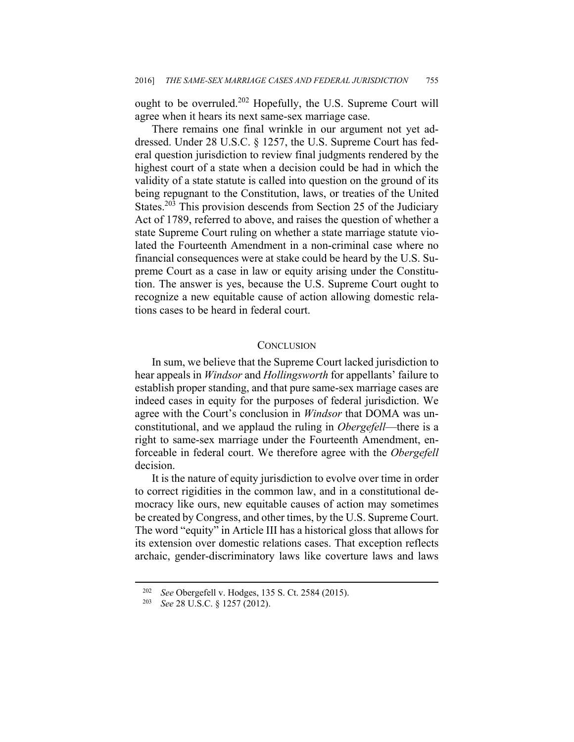ought to be overruled.[202] Hopefully, the U.S. Supreme Court will agree when it hears its next same-sex marriage case.

There remains one final wrinkle in our argument not yet addressed. Under 28 U.S.C. § 1257, the U.S. Supreme Court has federal question jurisdiction to review final judgments rendered by the highest court of a state when a decision could be had in which the validity of a state statute is called into question on the ground of its being repugnant to the Constitution, laws, or treaties of the United States.[203] This provision descends from Section 25 of the Judiciary Act of 1789, referred to above, and raises the question of whether a state Supreme Court ruling on whether a state marriage statute violated the Fourteenth Amendment in a non-criminal case where no financial consequences were at stake could be heard by the U.S. Supreme Court as a case in law or equity arising under the Constitution. The answer is yes, because the U.S. Supreme Court ought to recognize a new equitable cause of action allowing domestic relations cases to be heard in federal court.

## CONCLUSION

In sum, we believe that the Supreme Court lacked jurisdiction to hear appeals in *Windsor* and *Hollingsworth* for appellants' failure to establish proper standing, and that pure same-sex marriage cases are indeed cases in equity for the purposes of federal jurisdiction. We agree with the Court's conclusion in *Windsor* that DOMA was unconstitutional, and we applaud the ruling in *Obergefell*—there is a right to same-sex marriage under the Fourteenth Amendment, enforceable in federal court. We therefore agree with the *Obergefell* decision.

It is the nature of equity jurisdiction to evolve over time in order to correct rigidities in the common law, and in a constitutional democracy like ours, new equitable causes of action may sometimes be created by Congress, and other times, by the U.S. Supreme Court. The word "equity" in Article III has a historical gloss that allows for its extension over domestic relations cases. That exception reflects archaic, gender-discriminatory laws like coverture laws and laws

---

[202] *See* Obergefell v. Hodges, 135 S. Ct. 2584 (2015).

[203] *See* 28 U.S.C. § 1257 (2012).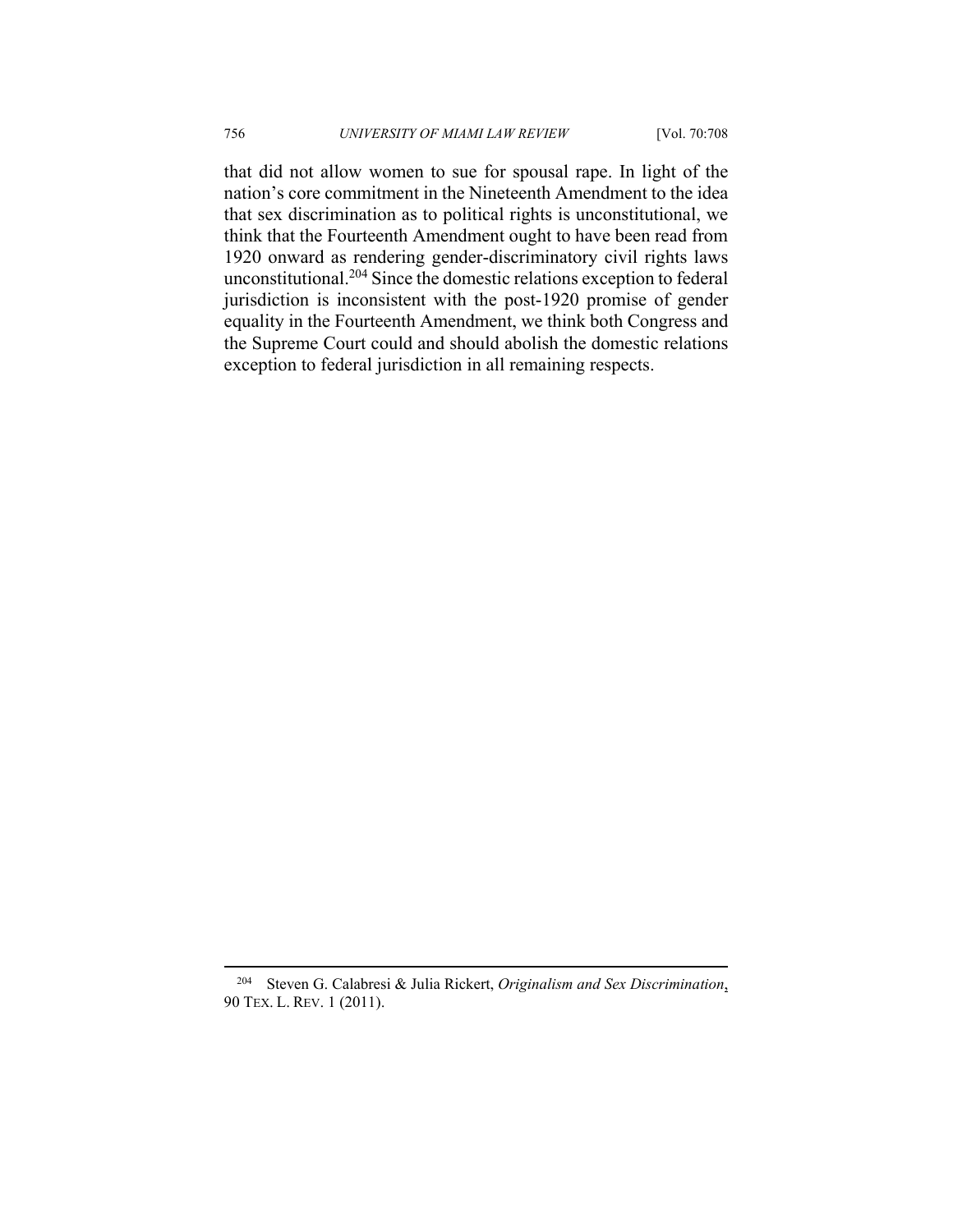that did not allow women to sue for spousal rape. In light of the nation's core commitment in the Nineteenth Amendment to the idea that sex discrimination as to political rights is unconstitutional, we think that the Fourteenth Amendment ought to have been read from 1920 onward as rendering gender-discriminatory civil rights laws unconstitutional.[204] Since the domestic relations exception to federal jurisdiction is inconsistent with the post-1920 promise of gender equality in the Fourteenth Amendment, we think both Congress and the Supreme Court could and should abolish the domestic relations exception to federal jurisdiction in all remaining respects.

---

[204] Steven G. Calabresi & Julia Rickert, *Originalism and Sex Discrimination*, 90 TEX. L. REV. 1 (2011).